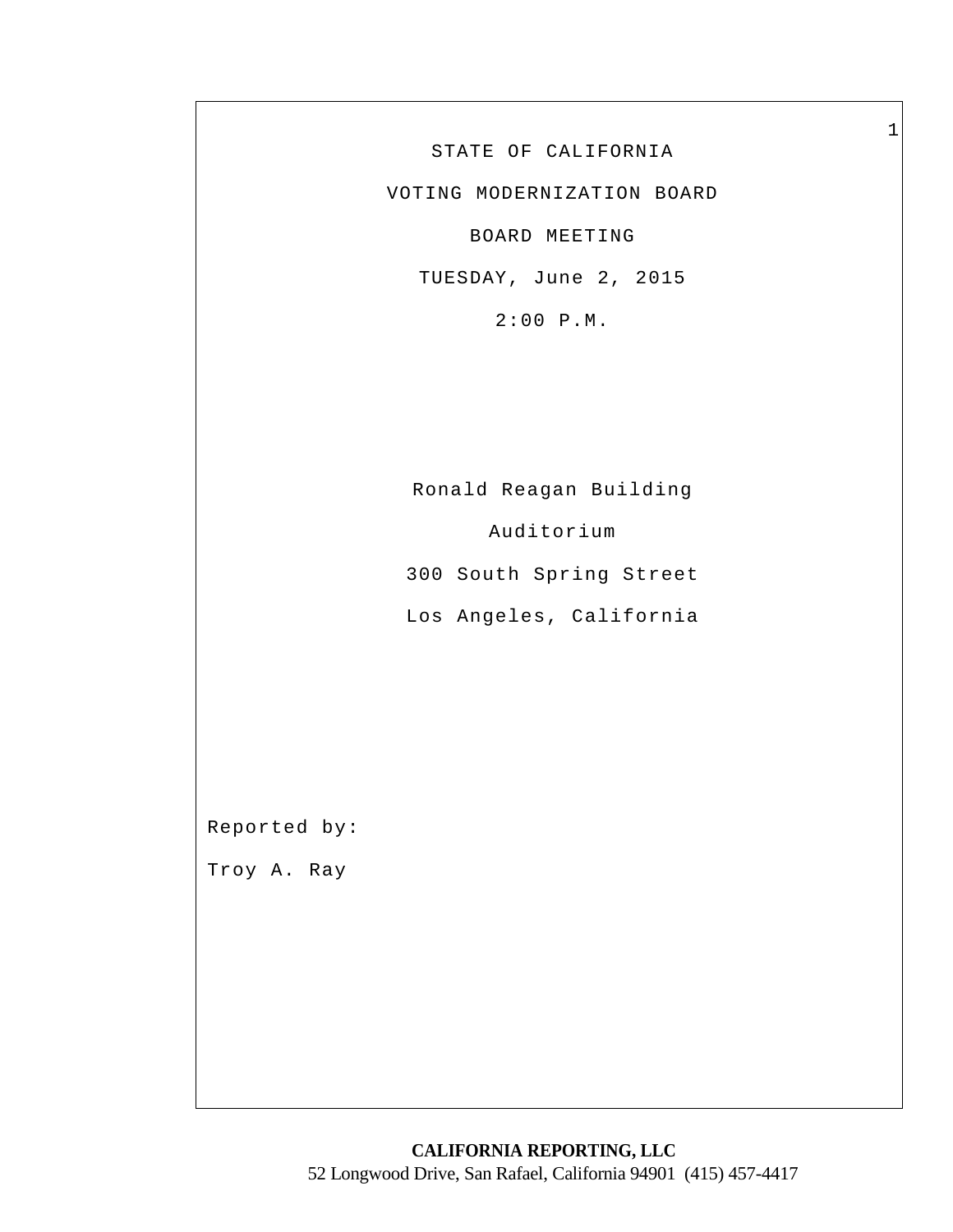STATE OF CALIFORNIA

VOTING MODERNIZATION BOARD

BOARD MEETING

TUESDAY, June 2, 2015

2:00 P.M.

Ronald Reagan Building

Auditorium

300 South Spring Street

Los Angeles, California

Reported by:

Troy A. Ray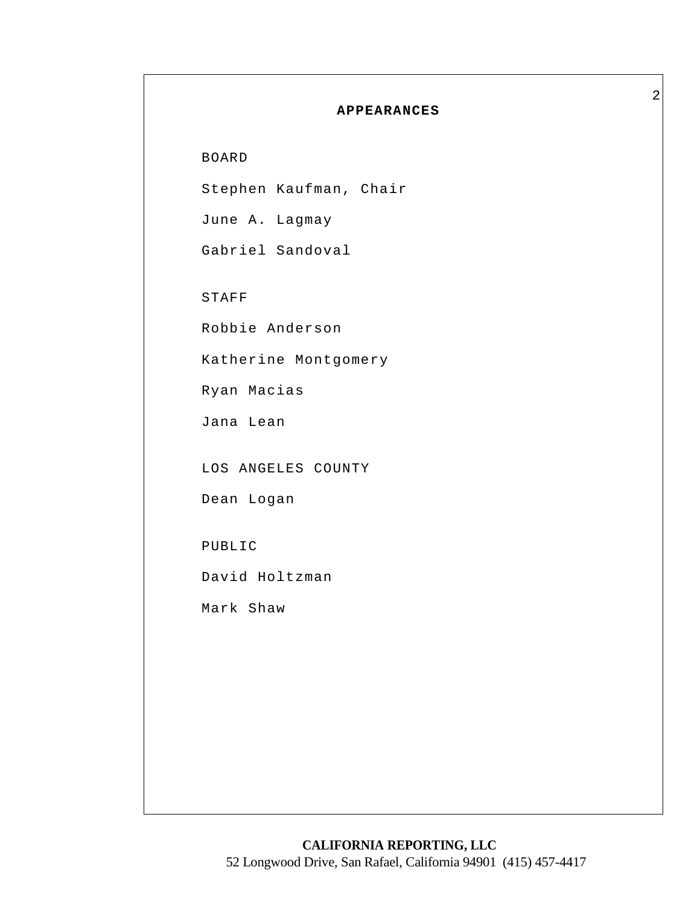# APPEARANCES

BOARD

Stephen Kaufman, Chair

June A. Lagmay

Gabriel Sandoval

STAFF

Robbie Anderson

Katherine Montgomery

Ryan Macias

Jana Lean

LOS ANGELES COUNTY

Dean Logan

PUBLIC

David Holtzman

Mark Shaw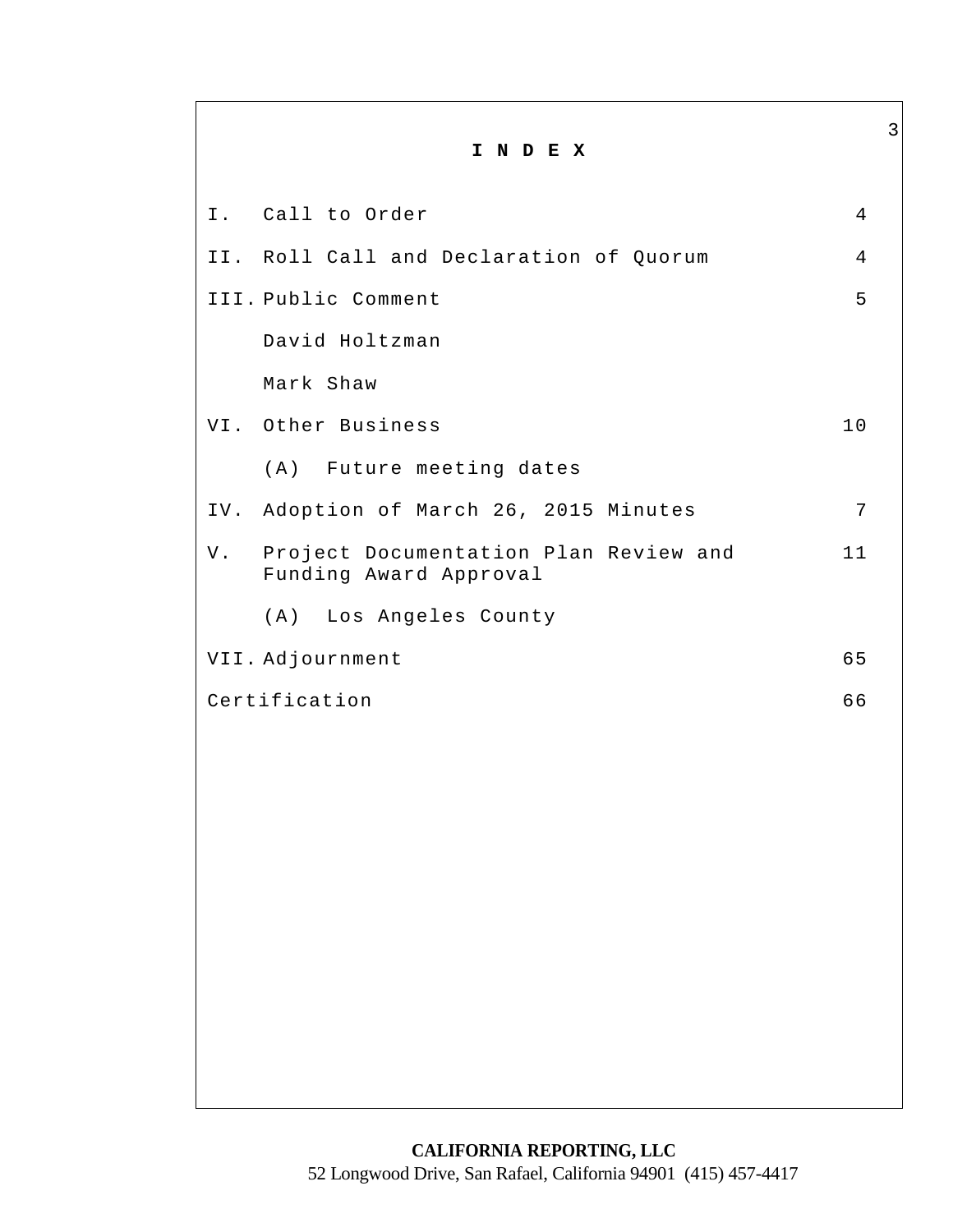# I N D E X

| | | |
|---|---|---|
| I. | Call to Order | 4 |
| II. | Roll Call and Declaration of Quorum | 4 |
| III. | Public Comment | 5 |
| | David Holtzman | |
| | Mark Shaw | |
| VI. | Other Business | 10 |
| | (A) Future meeting dates | |
| IV. | Adoption of March 26, 2015 Minutes | 7 |
| V. | Project Documentation Plan Review and Funding Award Approval | 11 |
| | (A) Los Angeles County | |
| VII. | Adjournment | 65 |
| Certification | | 66 |

**CALIFORNIA REPORTING, LLC**
52 Longwood Drive, San Rafael, California 94901 (415) 457-4417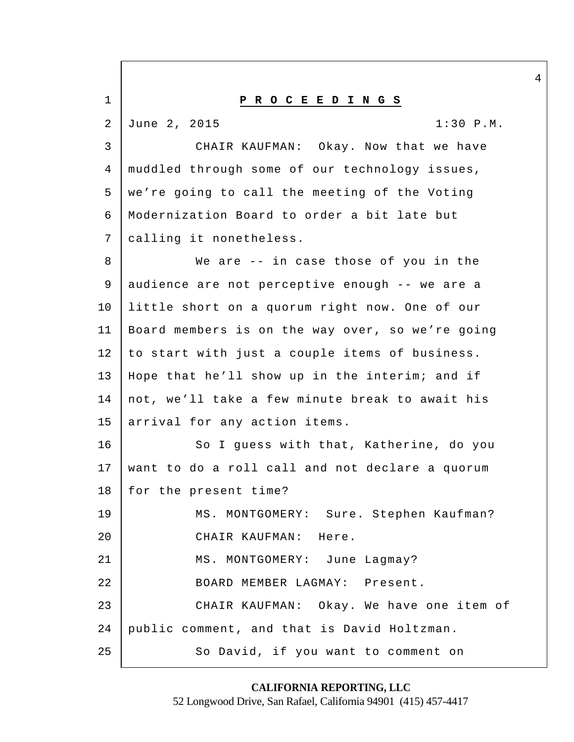**P R O C E E D I N G S**

June 2, 2015 1:30 P.M.

CHAIR KAUFMAN: Okay. Now that we have muddled through some of our technology issues, we're going to call the meeting of the Voting Modernization Board to order a bit late but calling it nonetheless.

We are -- in case those of you in the audience are not perceptive enough -- we are a little short on a quorum right now. One of our Board members is on the way over, so we're going to start with just a couple items of business. Hope that he'll show up in the interim; and if not, we'll take a few minute break to await his arrival for any action items.

So I guess with that, Katherine, do you want to do a roll call and not declare a quorum for the present time?

MS. MONTGOMERY: Sure. Stephen Kaufman?

CHAIR KAUFMAN: Here.

MS. MONTGOMERY: June Lagmay?

BOARD MEMBER LAGMAY: Present.

CHAIR KAUFMAN: Okay. We have one item of public comment, and that is David Holtzman.

So David, if you want to comment on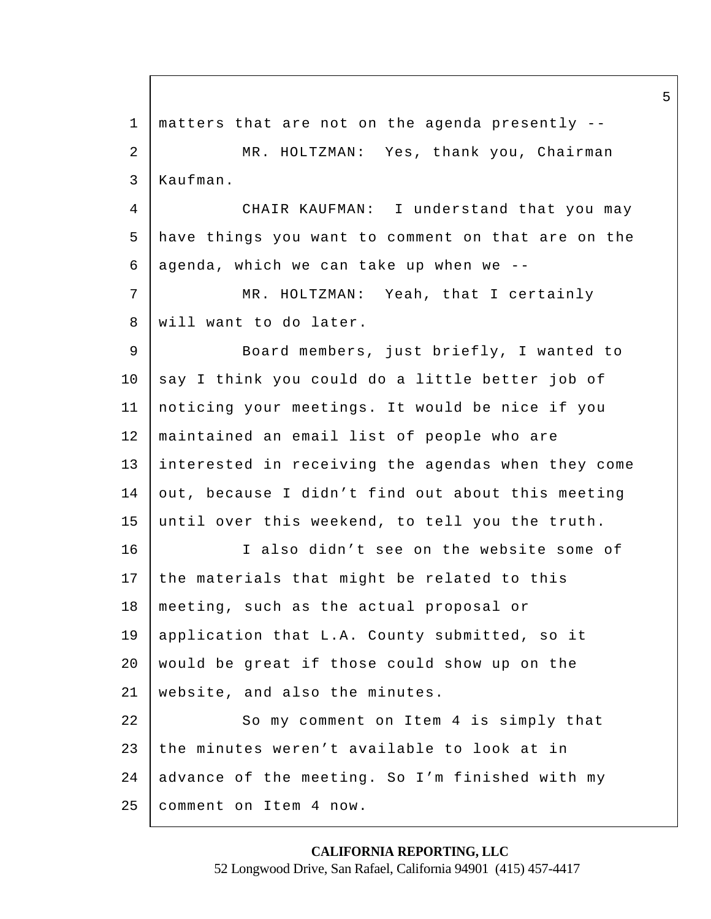matters that are not on the agenda presently --

MR. HOLTZMAN: Yes, thank you, Chairman Kaufman.

CHAIR KAUFMAN: I understand that you may have things you want to comment on that are on the agenda, which we can take up when we --

MR. HOLTZMAN: Yeah, that I certainly will want to do later.

Board members, just briefly, I wanted to say I think you could do a little better job of noticing your meetings. It would be nice if you maintained an email list of people who are interested in receiving the agendas when they come out, because I didn't find out about this meeting until over this weekend, to tell you the truth.

I also didn't see on the website some of the materials that might be related to this meeting, such as the actual proposal or application that L.A. County submitted, so it would be great if those could show up on the website, and also the minutes.

So my comment on Item 4 is simply that the minutes weren't available to look at in advance of the meeting. So I'm finished with my comment on Item 4 now.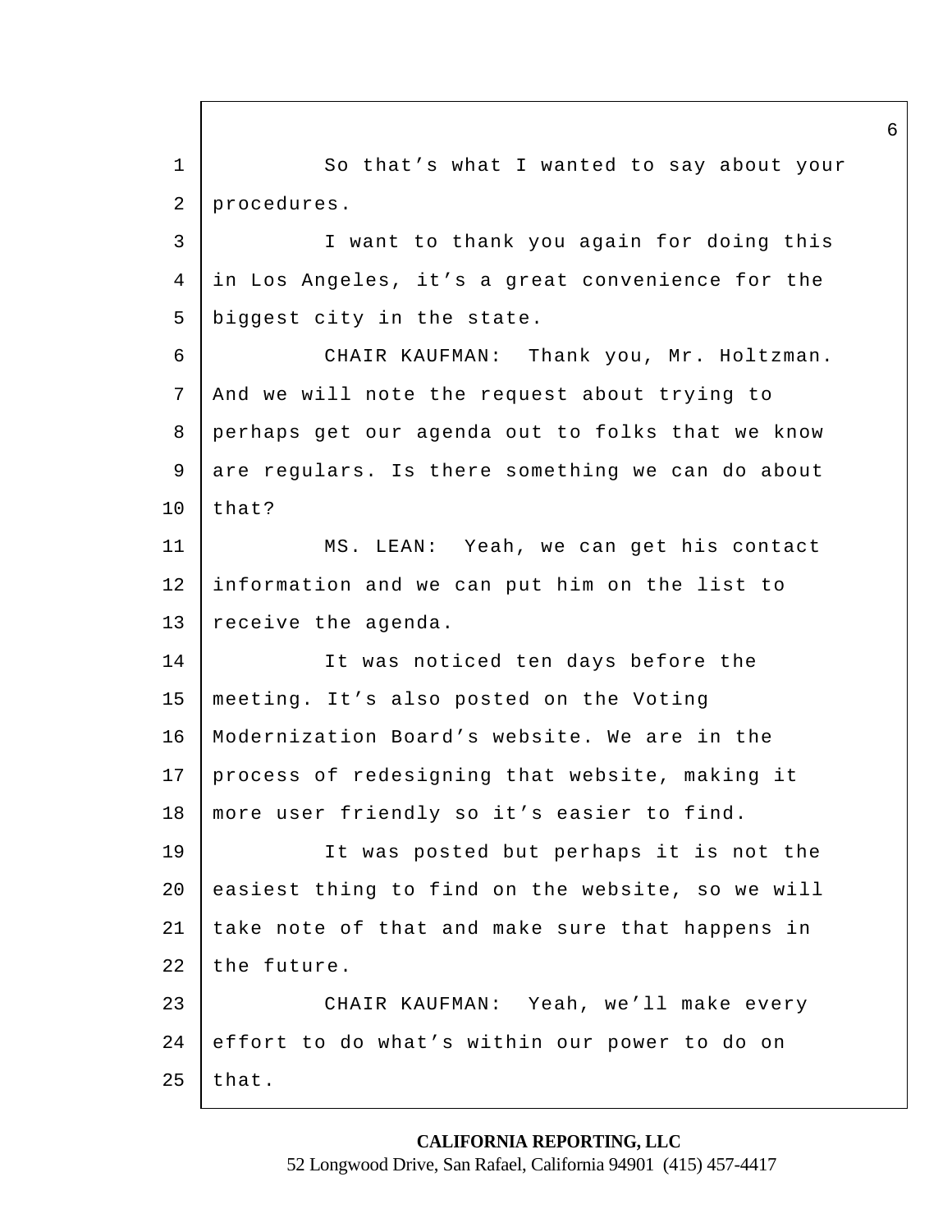So that's what I wanted to say about your procedures.

I want to thank you again for doing this in Los Angeles, it's a great convenience for the biggest city in the state.

CHAIR KAUFMAN: Thank you, Mr. Holtzman. And we will note the request about trying to perhaps get our agenda out to folks that we know are regulars. Is there something we can do about that?

MS. LEAN: Yeah, we can get his contact information and we can put him on the list to receive the agenda.

It was noticed ten days before the meeting. It's also posted on the Voting Modernization Board's website. We are in the process of redesigning that website, making it more user friendly so it's easier to find.

It was posted but perhaps it is not the easiest thing to find on the website, so we will take note of that and make sure that happens in the future.

CHAIR KAUFMAN: Yeah, we'll make every effort to do what's within our power to do on that.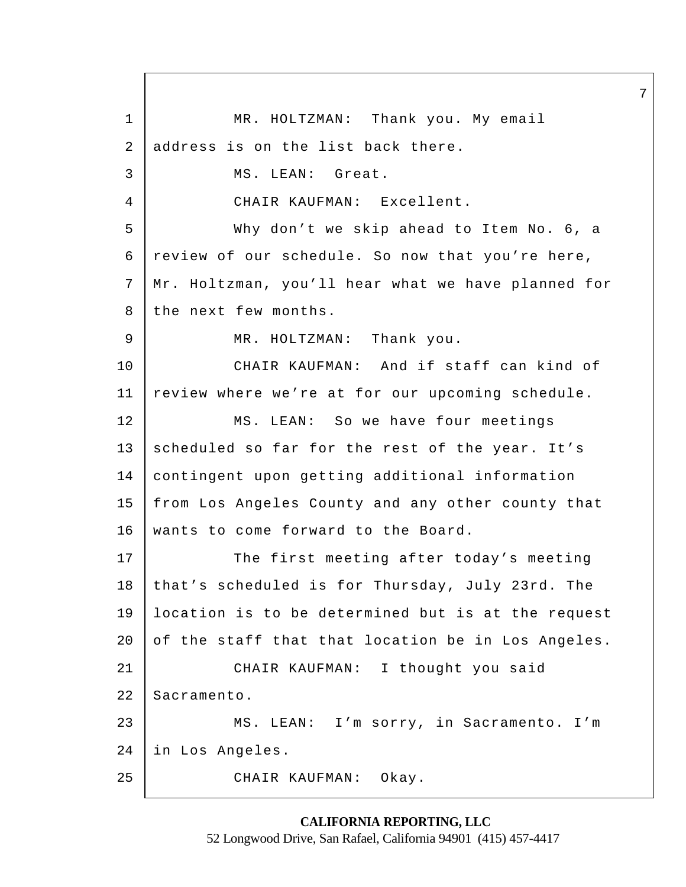MR. HOLTZMAN: Thank you. My email address is on the list back there.

MS. LEAN: Great.

CHAIR KAUFMAN: Excellent.

Why don't we skip ahead to Item No. 6, a review of our schedule. So now that you're here, Mr. Holtzman, you'll hear what we have planned for the next few months.

MR. HOLTZMAN: Thank you.

CHAIR KAUFMAN: And if staff can kind of review where we're at for our upcoming schedule.

MS. LEAN: So we have four meetings scheduled so far for the rest of the year. It's contingent upon getting additional information from Los Angeles County and any other county that wants to come forward to the Board.

The first meeting after today's meeting that's scheduled is for Thursday, July 23rd. The location is to be determined but is at the request of the staff that that location be in Los Angeles.

CHAIR KAUFMAN: I thought you said Sacramento.

MS. LEAN: I'm sorry, in Sacramento. I'm in Los Angeles.

CHAIR KAUFMAN: Okay.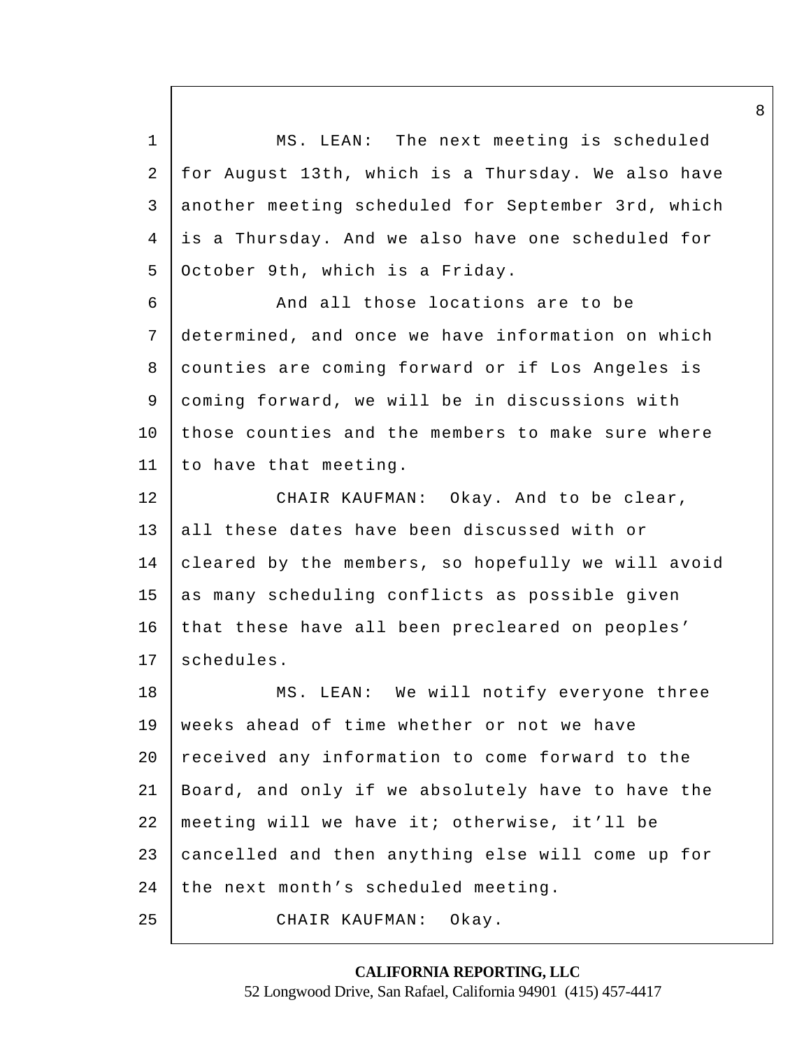MS. LEAN: The next meeting is scheduled for August 13th, which is a Thursday. We also have another meeting scheduled for September 3rd, which is a Thursday. And we also have one scheduled for October 9th, which is a Friday.

And all those locations are to be determined, and once we have information on which counties are coming forward or if Los Angeles is coming forward, we will be in discussions with those counties and the members to make sure where to have that meeting.

CHAIR KAUFMAN: Okay. And to be clear, all these dates have been discussed with or cleared by the members, so hopefully we will avoid as many scheduling conflicts as possible given that these have all been precleared on peoples' schedules.

MS. LEAN: We will notify everyone three weeks ahead of time whether or not we have received any information to come forward to the Board, and only if we absolutely have to have the meeting will we have it; otherwise, it'll be cancelled and then anything else will come up for the next month's scheduled meeting.

CHAIR KAUFMAN: Okay.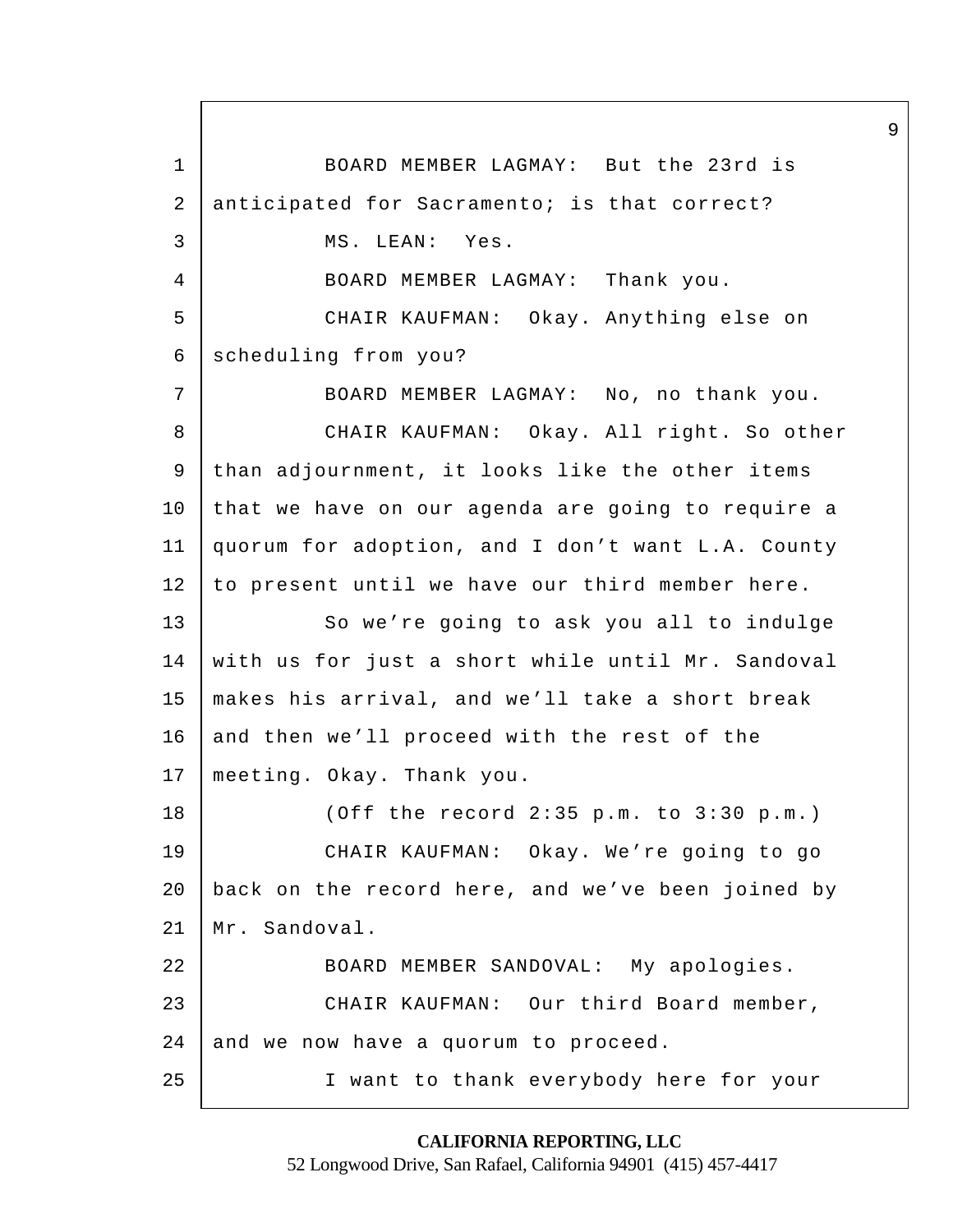BOARD MEMBER LAGMAY: But the 23rd is anticipated for Sacramento; is that correct?

MS. LEAN: Yes.

BOARD MEMBER LAGMAY: Thank you.

CHAIR KAUFMAN: Okay. Anything else on scheduling from you?

BOARD MEMBER LAGMAY: No, no thank you.

CHAIR KAUFMAN: Okay. All right. So other than adjournment, it looks like the other items that we have on our agenda are going to require a quorum for adoption, and I don't want L.A. County to present until we have our third member here.

So we're going to ask you all to indulge with us for just a short while until Mr. Sandoval makes his arrival, and we'll take a short break and then we'll proceed with the rest of the meeting. Okay. Thank you.

(Off the record 2:35 p.m. to 3:30 p.m.)

CHAIR KAUFMAN: Okay. We're going to go back on the record here, and we've been joined by Mr. Sandoval.

BOARD MEMBER SANDOVAL: My apologies.

CHAIR KAUFMAN: Our third Board member, and we now have a quorum to proceed.

I want to thank everybody here for your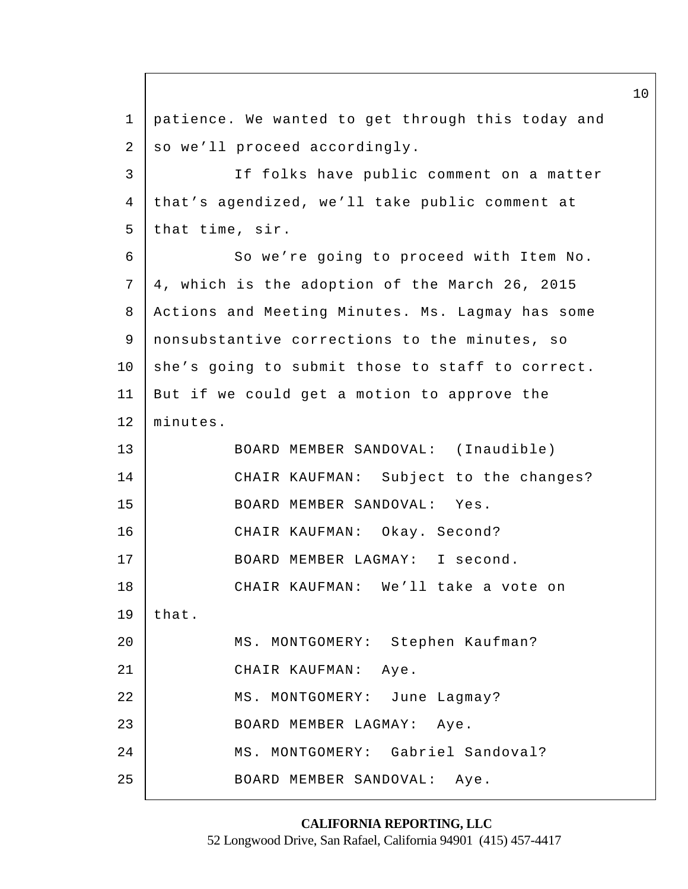patience. We wanted to get through this today and so we'll proceed accordingly.

If folks have public comment on a matter that's agendized, we'll take public comment at that time, sir.

So we're going to proceed with Item No. 4, which is the adoption of the March 26, 2015 Actions and Meeting Minutes. Ms. Lagmay has some nonsubstantive corrections to the minutes, so she's going to submit those to staff to correct. But if we could get a motion to approve the minutes.

BOARD MEMBER SANDOVAL: (Inaudible)

CHAIR KAUFMAN: Subject to the changes?

BOARD MEMBER SANDOVAL: Yes.

CHAIR KAUFMAN: Okay. Second?

BOARD MEMBER LAGMAY: I second.

CHAIR KAUFMAN: We'll take a vote on that.

MS. MONTGOMERY: Stephen Kaufman?

CHAIR KAUFMAN: Aye.

MS. MONTGOMERY: June Lagmay?

BOARD MEMBER LAGMAY: Aye.

MS. MONTGOMERY: Gabriel Sandoval?

BOARD MEMBER SANDOVAL: Aye.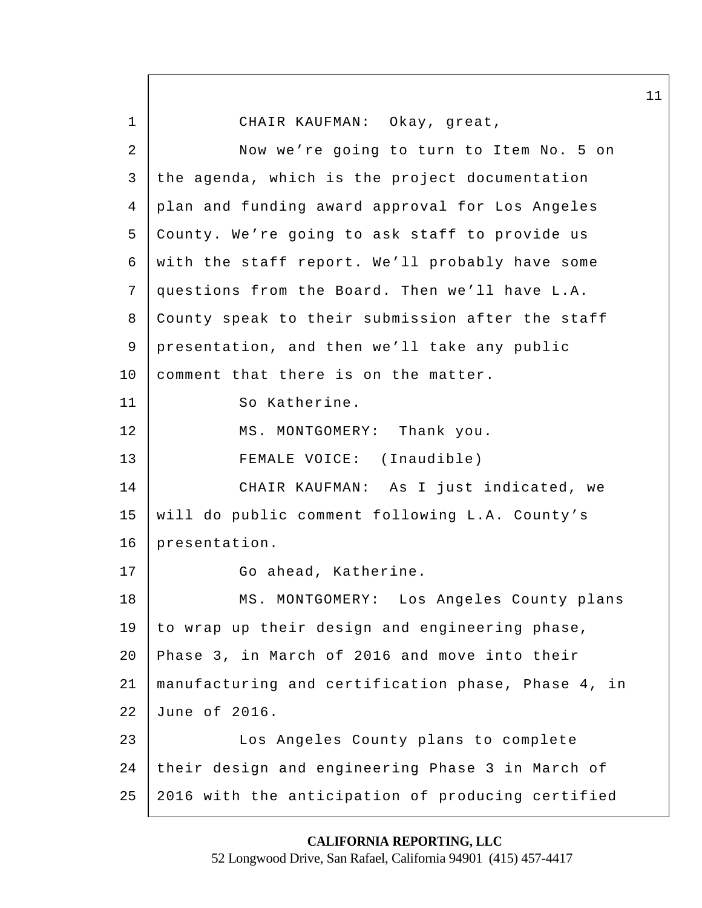CHAIR KAUFMAN: Okay, great,

Now we're going to turn to Item No. 5 on the agenda, which is the project documentation plan and funding award approval for Los Angeles County. We're going to ask staff to provide us with the staff report. We'll probably have some questions from the Board. Then we'll have L.A. County speak to their submission after the staff presentation, and then we'll take any public comment that there is on the matter.

So Katherine.

MS. MONTGOMERY: Thank you.

FEMALE VOICE: (Inaudible)

CHAIR KAUFMAN: As I just indicated, we will do public comment following L.A. County's presentation.

Go ahead, Katherine.

MS. MONTGOMERY: Los Angeles County plans to wrap up their design and engineering phase, Phase 3, in March of 2016 and move into their manufacturing and certification phase, Phase 4, in June of 2016.

Los Angeles County plans to complete their design and engineering Phase 3 in March of 2016 with the anticipation of producing certified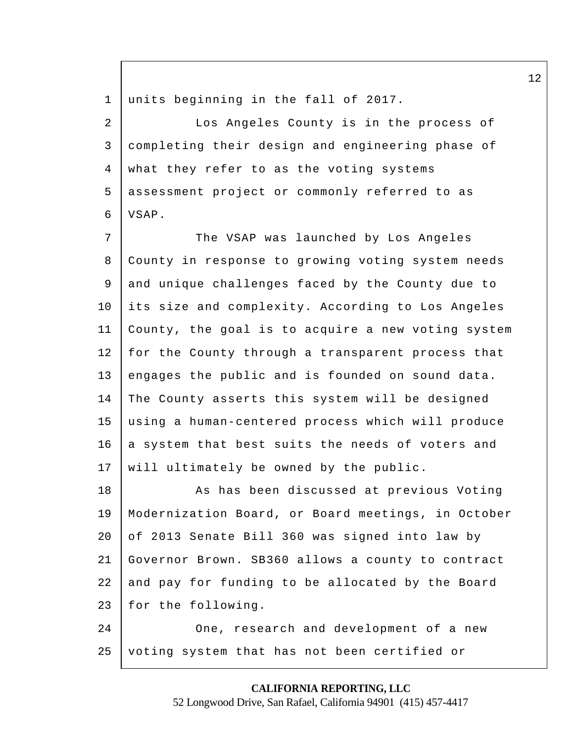units beginning in the fall of 2017.

Los Angeles County is in the process of completing their design and engineering phase of what they refer to as the voting systems assessment project or commonly referred to as VSAP.

The VSAP was launched by Los Angeles County in response to growing voting system needs and unique challenges faced by the County due to its size and complexity. According to Los Angeles County, the goal is to acquire a new voting system for the County through a transparent process that engages the public and is founded on sound data. The County asserts this system will be designed using a human-centered process which will produce a system that best suits the needs of voters and will ultimately be owned by the public.

As has been discussed at previous Voting Modernization Board, or Board meetings, in October of 2013 Senate Bill 360 was signed into law by Governor Brown. SB360 allows a county to contract and pay for funding to be allocated by the Board for the following.

One, research and development of a new voting system that has not been certified or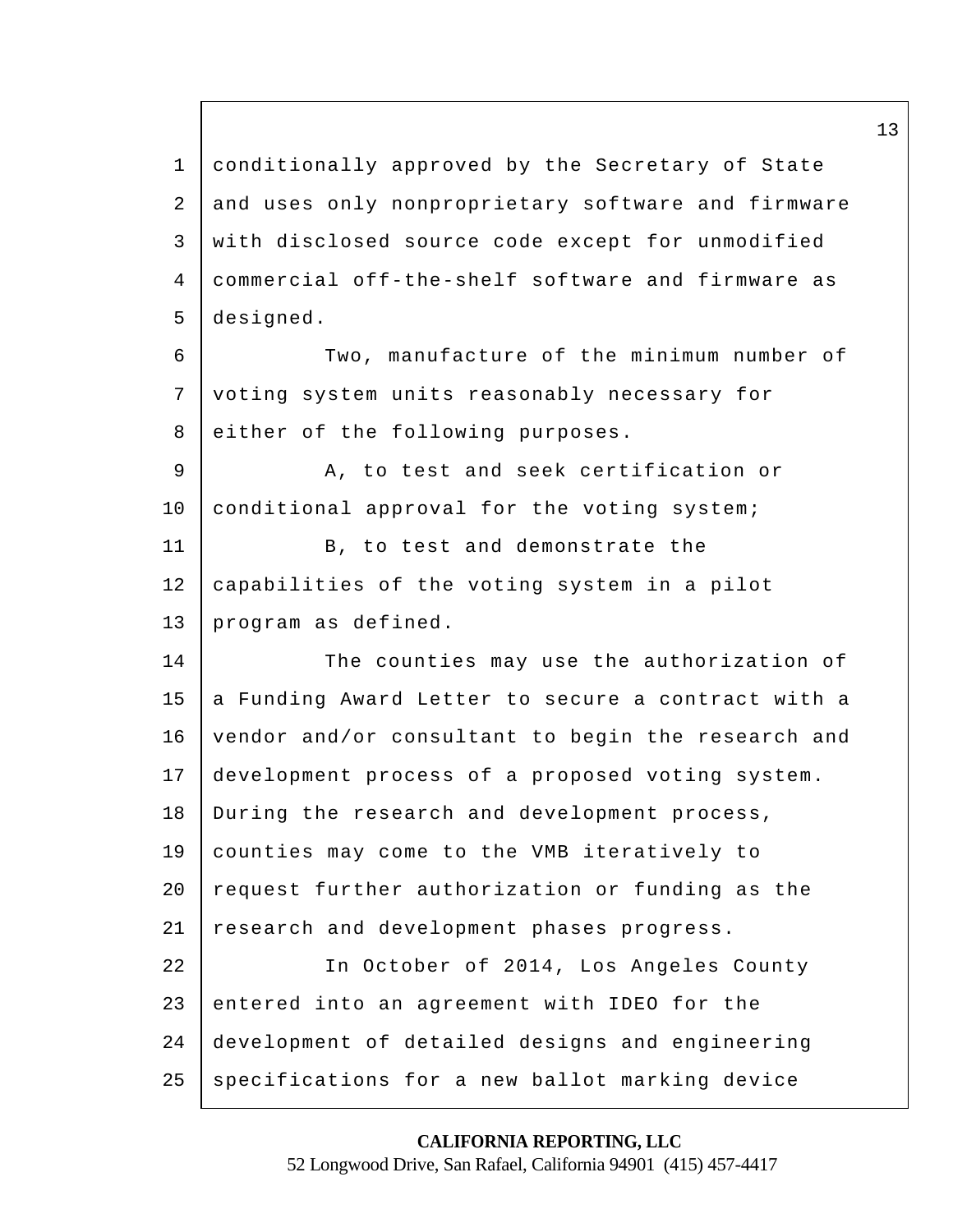conditionally approved by the Secretary of State and uses only nonproprietary software and firmware with disclosed source code except for unmodified commercial off-the-shelf software and firmware as designed.

Two, manufacture of the minimum number of voting system units reasonably necessary for either of the following purposes.

A, to test and seek certification or conditional approval for the voting system;

B, to test and demonstrate the capabilities of the voting system in a pilot program as defined.

The counties may use the authorization of a Funding Award Letter to secure a contract with a vendor and/or consultant to begin the research and development process of a proposed voting system. During the research and development process, counties may come to the VMB iteratively to request further authorization or funding as the research and development phases progress.

In October of 2014, Los Angeles County entered into an agreement with IDEO for the development of detailed designs and engineering specifications for a new ballot marking device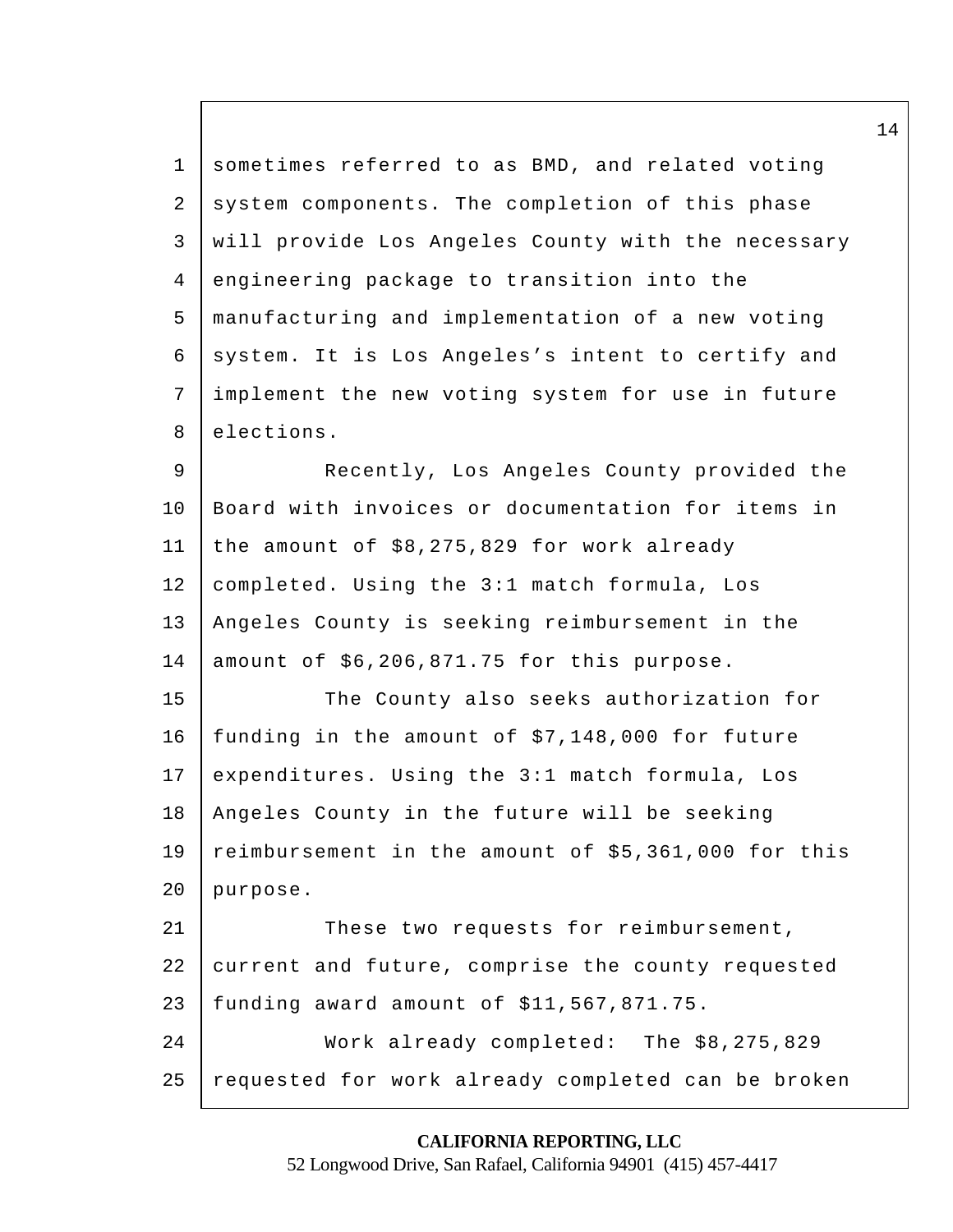sometimes referred to as BMD, and related voting system components. The completion of this phase will provide Los Angeles County with the necessary engineering package to transition into the manufacturing and implementation of a new voting system. It is Los Angeles's intent to certify and implement the new voting system for use in future elections.

Recently, Los Angeles County provided the Board with invoices or documentation for items in the amount of $8,275,829 for work already completed. Using the 3:1 match formula, Los Angeles County is seeking reimbursement in the amount of $6,206,871.75 for this purpose.

The County also seeks authorization for funding in the amount of $7,148,000 for future expenditures. Using the 3:1 match formula, Los Angeles County in the future will be seeking reimbursement in the amount of $5,361,000 for this purpose.

These two requests for reimbursement, current and future, comprise the county requested funding award amount of $11,567,871.75.

Work already completed: The $8,275,829 requested for work already completed can be broken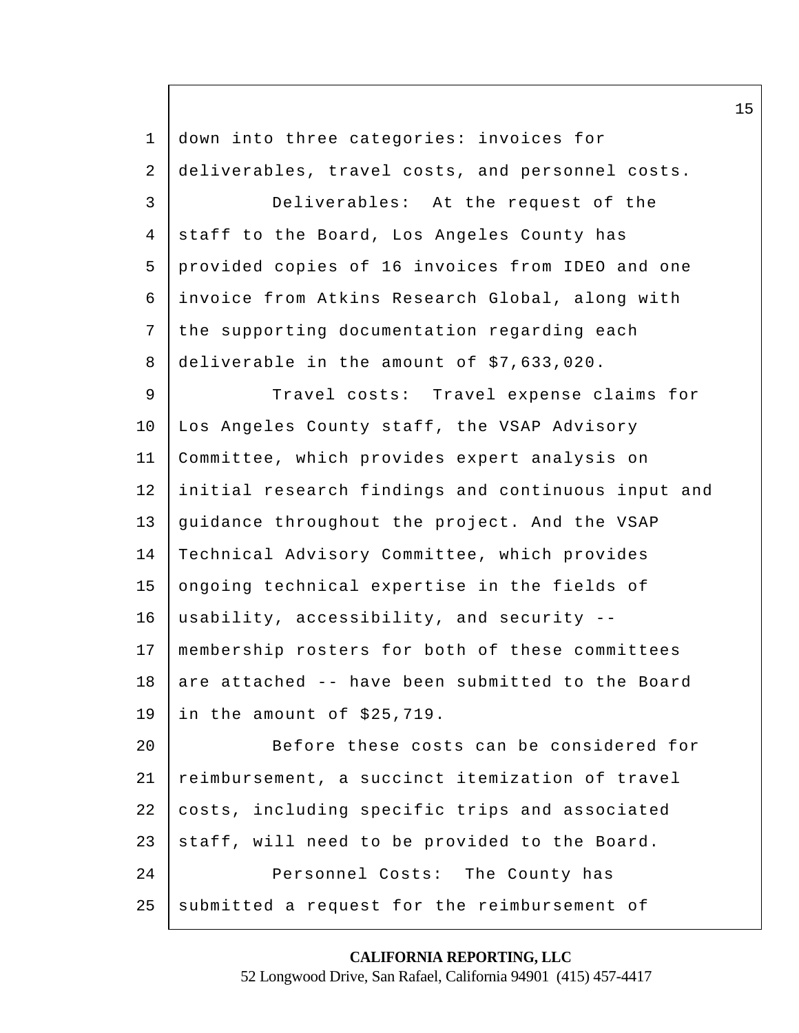down into three categories: invoices for deliverables, travel costs, and personnel costs.

Deliverables: At the request of the staff to the Board, Los Angeles County has provided copies of 16 invoices from IDEO and one invoice from Atkins Research Global, along with the supporting documentation regarding each deliverable in the amount of $7,633,020.

Travel costs: Travel expense claims for Los Angeles County staff, the VSAP Advisory Committee, which provides expert analysis on initial research findings and continuous input and guidance throughout the project. And the VSAP Technical Advisory Committee, which provides ongoing technical expertise in the fields of usability, accessibility, and security -- membership rosters for both of these committees are attached -- have been submitted to the Board in the amount of $25,719.

Before these costs can be considered for reimbursement, a succinct itemization of travel costs, including specific trips and associated staff, will need to be provided to the Board.

Personnel Costs: The County has submitted a request for the reimbursement of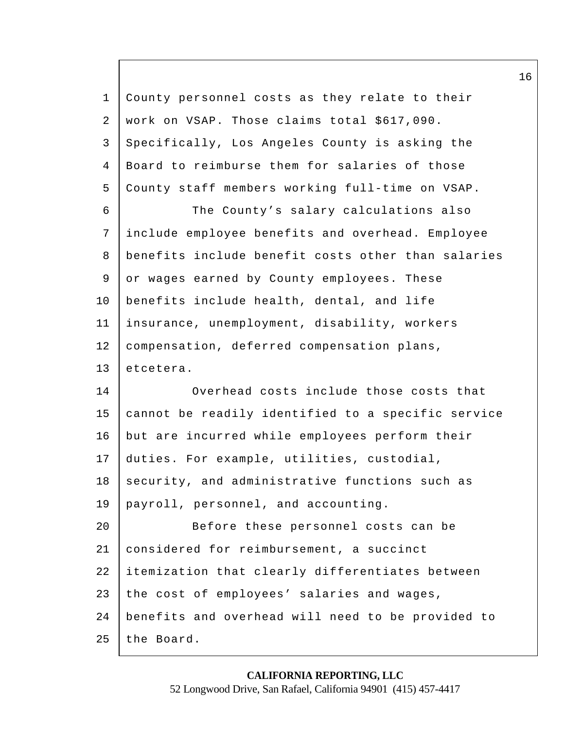County personnel costs as they relate to their work on VSAP. Those claims total $617,090. Specifically, Los Angeles County is asking the Board to reimburse them for salaries of those County staff members working full-time on VSAP.

The County's salary calculations also include employee benefits and overhead. Employee benefits include benefit costs other than salaries or wages earned by County employees. These benefits include health, dental, and life insurance, unemployment, disability, workers compensation, deferred compensation plans, etcetera.

Overhead costs include those costs that cannot be readily identified to a specific service but are incurred while employees perform their duties. For example, utilities, custodial, security, and administrative functions such as payroll, personnel, and accounting.

Before these personnel costs can be considered for reimbursement, a succinct itemization that clearly differentiates between the cost of employees' salaries and wages, benefits and overhead will need to be provided to the Board.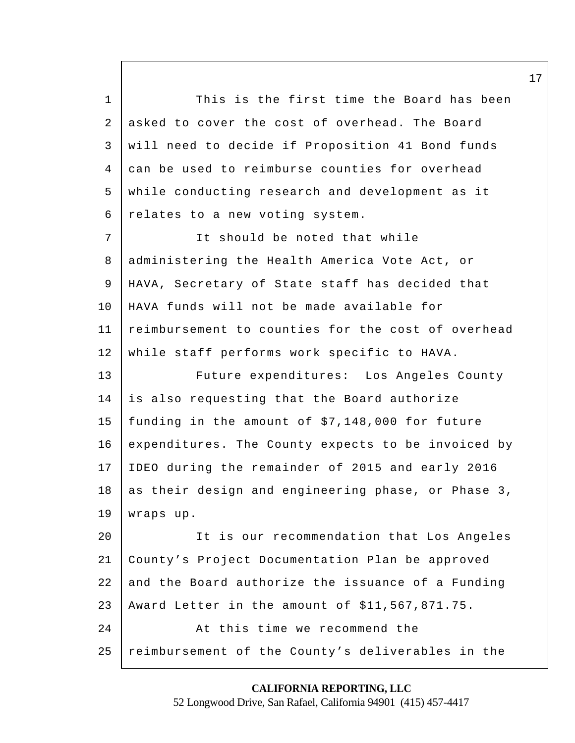This is the first time the Board has been asked to cover the cost of overhead. The Board will need to decide if Proposition 41 Bond funds can be used to reimburse counties for overhead while conducting research and development as it relates to a new voting system.

It should be noted that while administering the Health America Vote Act, or HAVA, Secretary of State staff has decided that HAVA funds will not be made available for reimbursement to counties for the cost of overhead while staff performs work specific to HAVA.

Future expenditures: Los Angeles County is also requesting that the Board authorize funding in the amount of $7,148,000 for future expenditures. The County expects to be invoiced by IDEO during the remainder of 2015 and early 2016 as their design and engineering phase, or Phase 3, wraps up.

It is our recommendation that Los Angeles County's Project Documentation Plan be approved and the Board authorize the issuance of a Funding Award Letter in the amount of $11,567,871.75.

At this time we recommend the reimbursement of the County's deliverables in the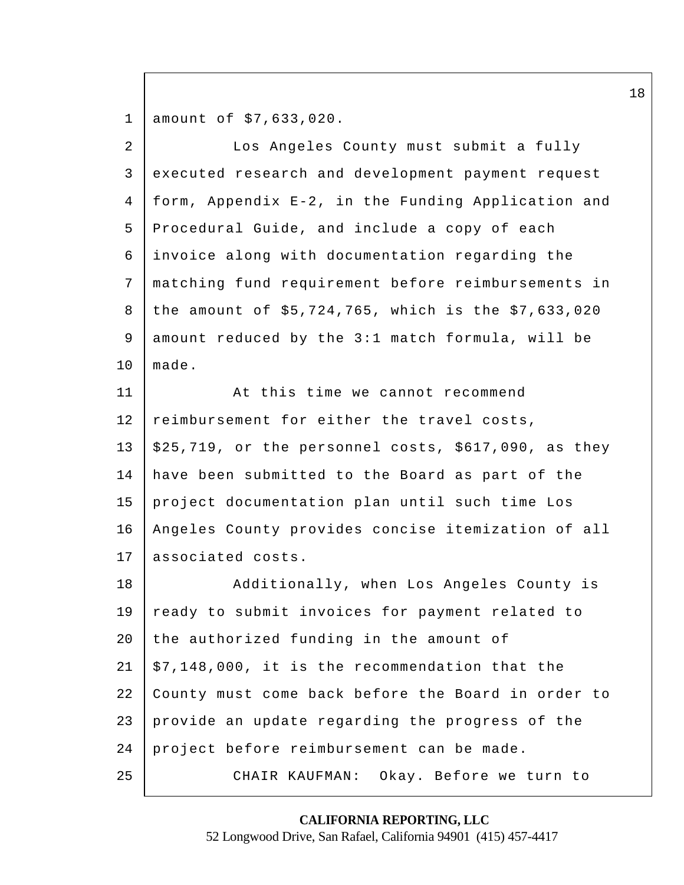amount of $7,633,020.

Los Angeles County must submit a fully executed research and development payment request form, Appendix E-2, in the Funding Application and Procedural Guide, and include a copy of each invoice along with documentation regarding the matching fund requirement before reimbursements in the amount of $5,724,765, which is the $7,633,020 amount reduced by the 3:1 match formula, will be made.

At this time we cannot recommend reimbursement for either the travel costs, $25,719, or the personnel costs, $617,090, as they have been submitted to the Board as part of the project documentation plan until such time Los Angeles County provides concise itemization of all associated costs.

Additionally, when Los Angeles County is ready to submit invoices for payment related to the authorized funding in the amount of $7,148,000, it is the recommendation that the County must come back before the Board in order to provide an update regarding the progress of the project before reimbursement can be made.

CHAIR KAUFMAN: Okay. Before we turn to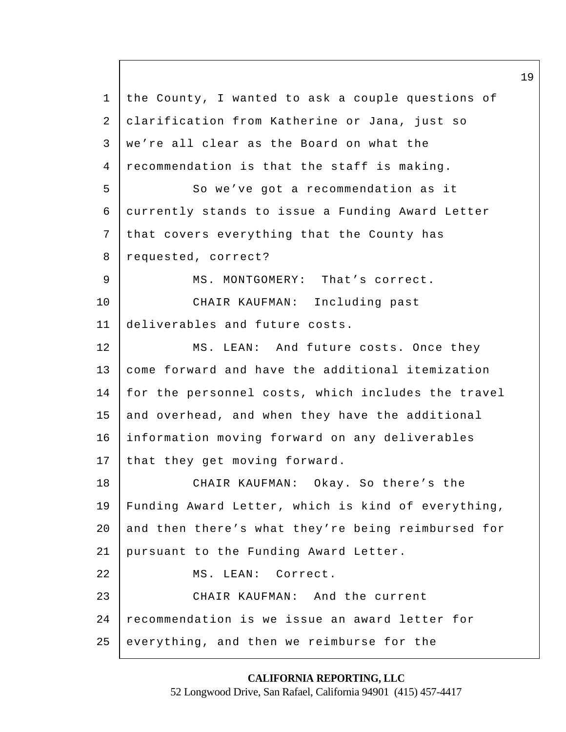the County, I wanted to ask a couple questions of clarification from Katherine or Jana, just so we're all clear as the Board on what the recommendation is that the staff is making.

So we've got a recommendation as it currently stands to issue a Funding Award Letter that covers everything that the County has requested, correct?

MS. MONTGOMERY: That's correct.

CHAIR KAUFMAN: Including past deliverables and future costs.

MS. LEAN: And future costs. Once they come forward and have the additional itemization for the personnel costs, which includes the travel and overhead, and when they have the additional information moving forward on any deliverables that they get moving forward.

CHAIR KAUFMAN: Okay. So there's the Funding Award Letter, which is kind of everything, and then there's what they're being reimbursed for pursuant to the Funding Award Letter.

MS. LEAN: Correct.

CHAIR KAUFMAN: And the current recommendation is we issue an award letter for everything, and then we reimburse for the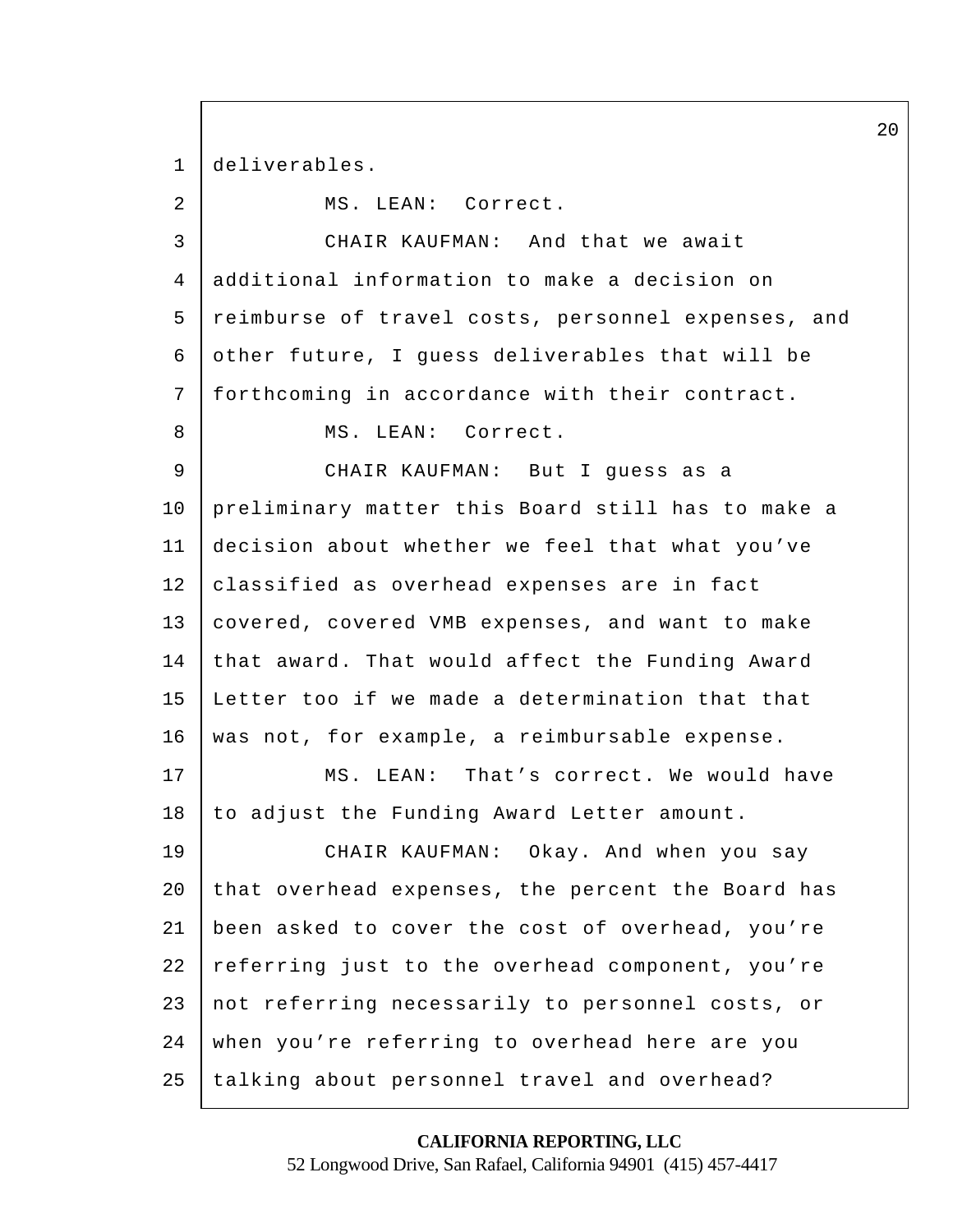deliverables.

MS. LEAN: Correct.

CHAIR KAUFMAN: And that we await additional information to make a decision on reimburse of travel costs, personnel expenses, and other future, I guess deliverables that will be forthcoming in accordance with their contract.

MS. LEAN: Correct.

CHAIR KAUFMAN: But I guess as a preliminary matter this Board still has to make a decision about whether we feel that what you've classified as overhead expenses are in fact covered, covered VMB expenses, and want to make that award. That would affect the Funding Award Letter too if we made a determination that that was not, for example, a reimbursable expense.

MS. LEAN: That's correct. We would have to adjust the Funding Award Letter amount.

CHAIR KAUFMAN: Okay. And when you say that overhead expenses, the percent the Board has been asked to cover the cost of overhead, you're referring just to the overhead component, you're not referring necessarily to personnel costs, or when you're referring to overhead here are you talking about personnel travel and overhead?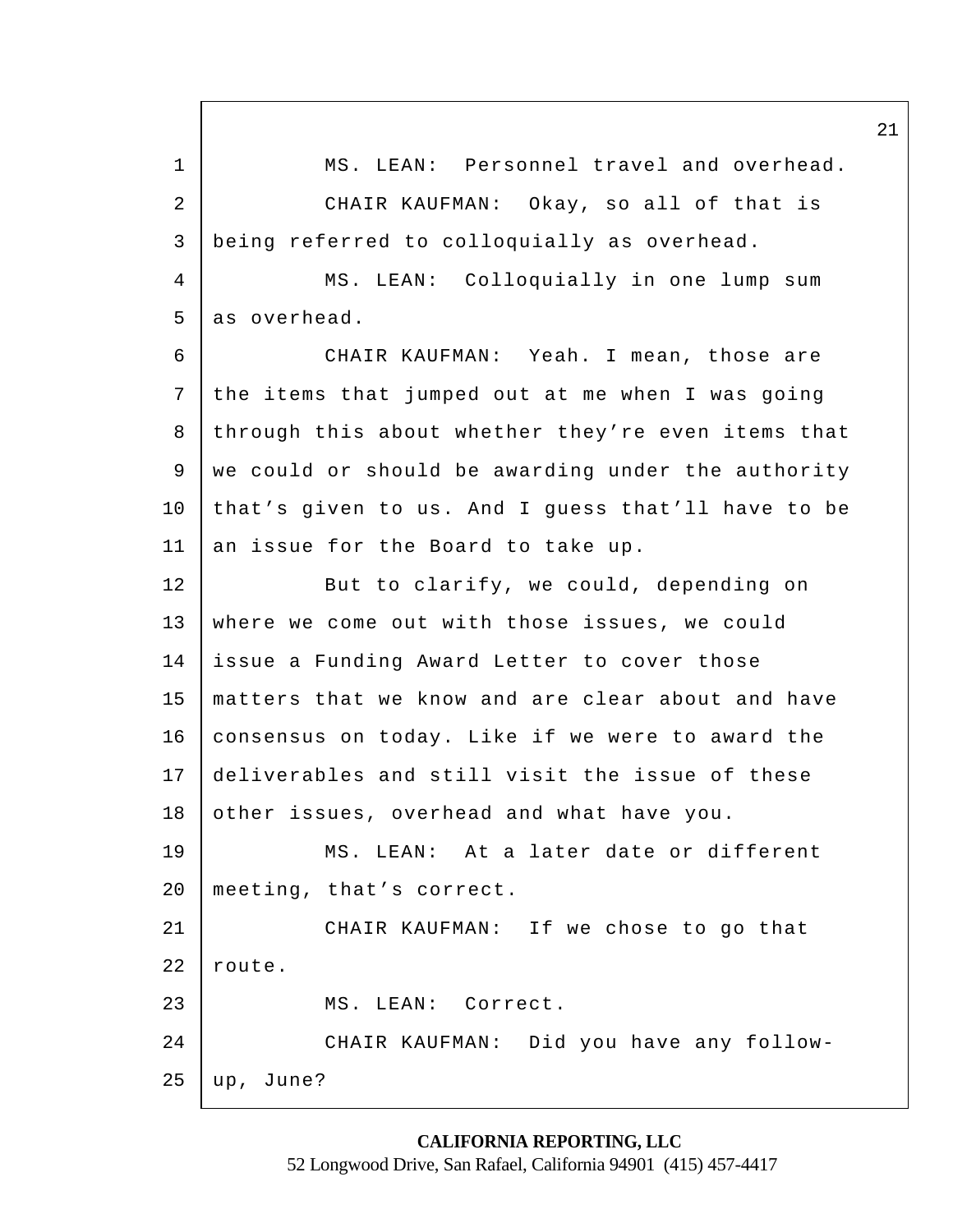MS. LEAN: Personnel travel and overhead.

CHAIR KAUFMAN: Okay, so all of that is being referred to colloquially as overhead.

MS. LEAN: Colloquially in one lump sum as overhead.

CHAIR KAUFMAN: Yeah. I mean, those are the items that jumped out at me when I was going through this about whether they're even items that we could or should be awarding under the authority that's given to us. And I guess that'll have to be an issue for the Board to take up.

But to clarify, we could, depending on where we come out with those issues, we could issue a Funding Award Letter to cover those matters that we know and are clear about and have consensus on today. Like if we were to award the deliverables and still visit the issue of these other issues, overhead and what have you.

MS. LEAN: At a later date or different meeting, that's correct.

CHAIR KAUFMAN: If we chose to go that route.

MS. LEAN: Correct.

CHAIR KAUFMAN: Did you have any follow-up, June?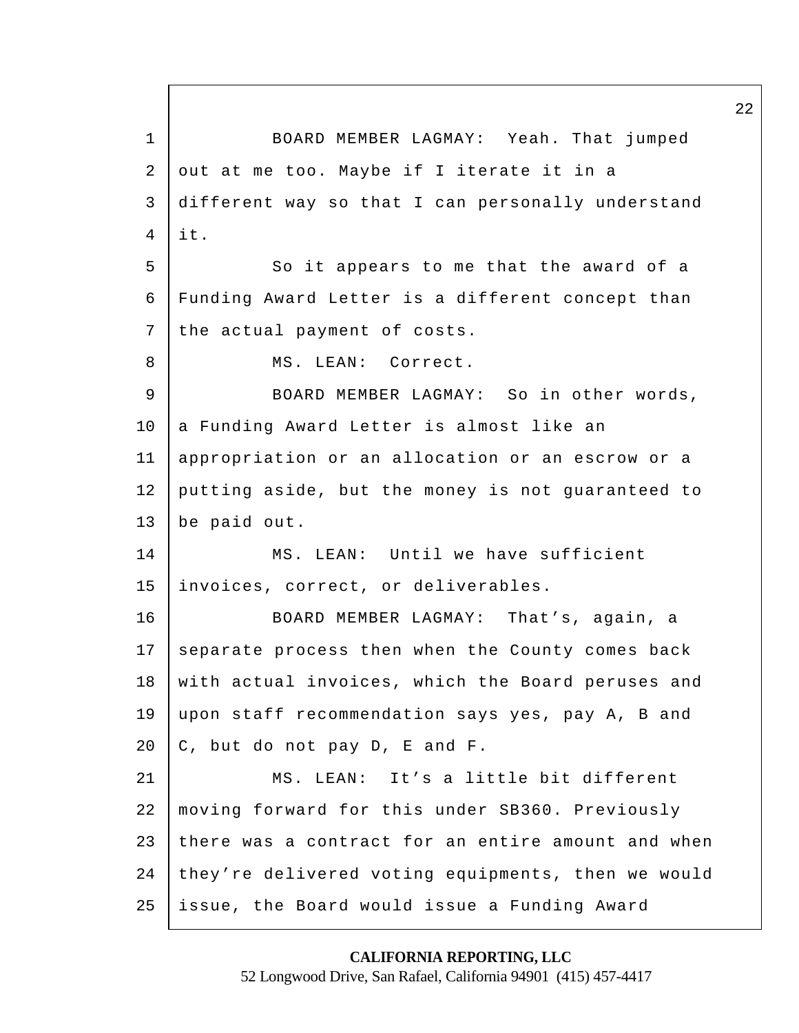BOARD MEMBER LAGMAY: Yeah. That jumped out at me too. Maybe if I iterate it in a different way so that I can personally understand it.

So it appears to me that the award of a Funding Award Letter is a different concept than the actual payment of costs.

MS. LEAN: Correct.

BOARD MEMBER LAGMAY: So in other words, a Funding Award Letter is almost like an appropriation or an allocation or an escrow or a putting aside, but the money is not guaranteed to be paid out.

MS. LEAN: Until we have sufficient invoices, correct, or deliverables.

BOARD MEMBER LAGMAY: That's, again, a separate process then when the County comes back with actual invoices, which the Board peruses and upon staff recommendation says yes, pay A, B and C, but do not pay D, E and F.

MS. LEAN: It's a little bit different moving forward for this under SB360. Previously there was a contract for an entire amount and when they're delivered voting equipments, then we would issue, the Board would issue a Funding Award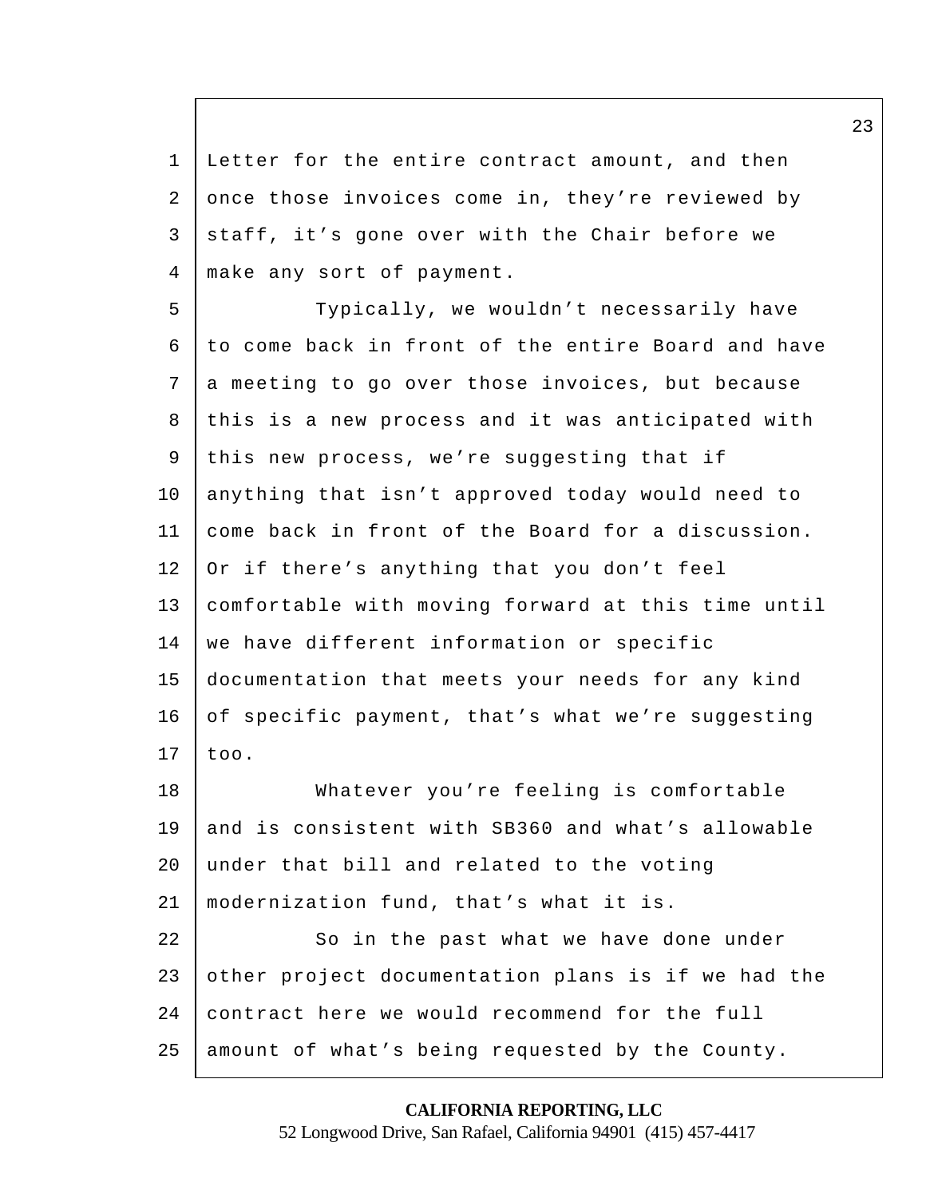Letter for the entire contract amount, and then once those invoices come in, they're reviewed by staff, it's gone over with the Chair before we make any sort of payment.

Typically, we wouldn't necessarily have to come back in front of the entire Board and have a meeting to go over those invoices, but because this is a new process and it was anticipated with this new process, we're suggesting that if anything that isn't approved today would need to come back in front of the Board for a discussion. Or if there's anything that you don't feel comfortable with moving forward at this time until we have different information or specific documentation that meets your needs for any kind of specific payment, that's what we're suggesting too.

Whatever you're feeling is comfortable and is consistent with SB360 and what's allowable under that bill and related to the voting modernization fund, that's what it is.

So in the past what we have done under other project documentation plans is if we had the contract here we would recommend for the full amount of what's being requested by the County.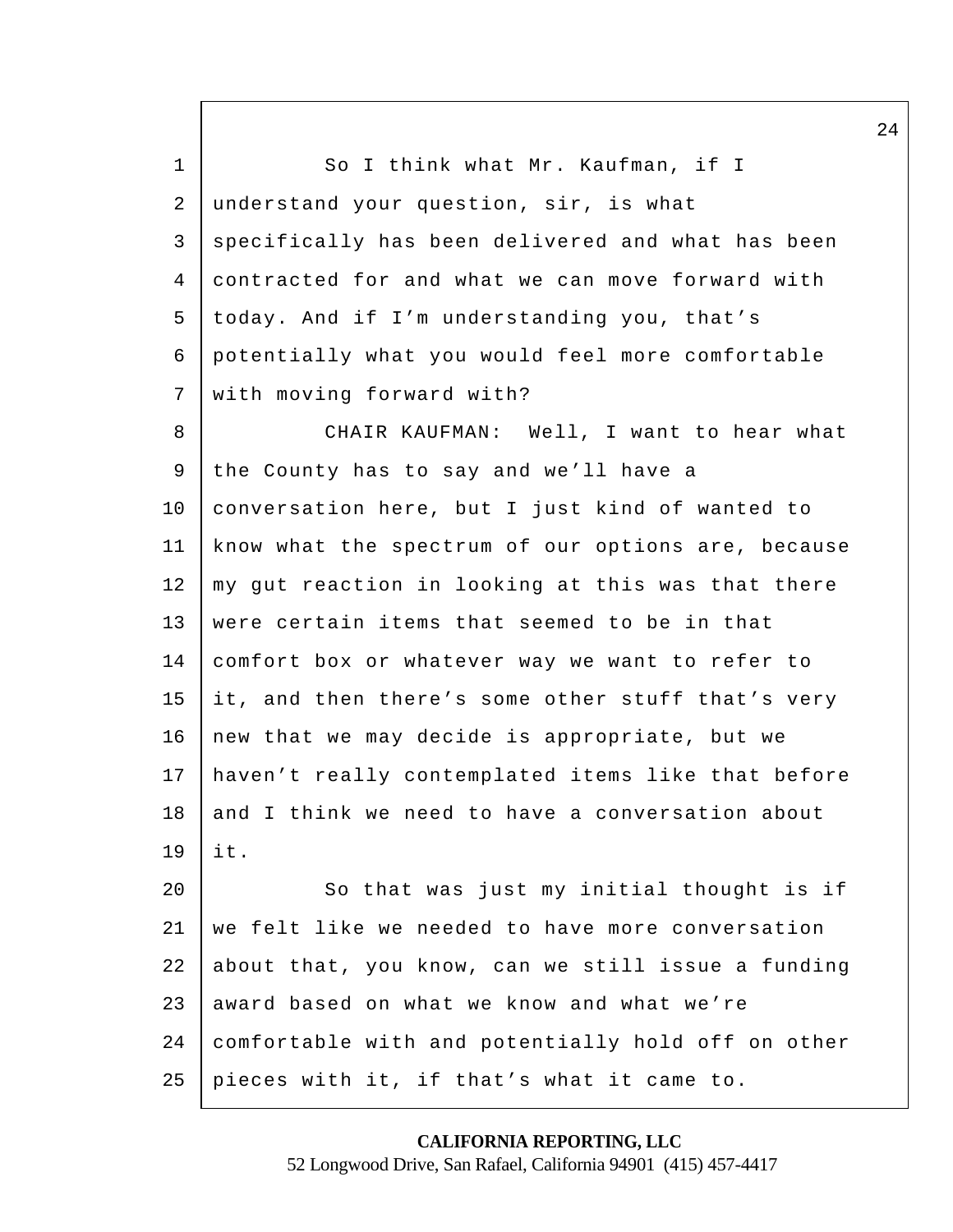So I think what Mr. Kaufman, if I understand your question, sir, is what specifically has been delivered and what has been contracted for and what we can move forward with today. And if I'm understanding you, that's potentially what you would feel more comfortable with moving forward with?

CHAIR KAUFMAN: Well, I want to hear what the County has to say and we'll have a conversation here, but I just kind of wanted to know what the spectrum of our options are, because my gut reaction in looking at this was that there were certain items that seemed to be in that comfort box or whatever way we want to refer to it, and then there's some other stuff that's very new that we may decide is appropriate, but we haven't really contemplated items like that before and I think we need to have a conversation about it.

So that was just my initial thought is if we felt like we needed to have more conversation about that, you know, can we still issue a funding award based on what we know and what we're comfortable with and potentially hold off on other pieces with it, if that's what it came to.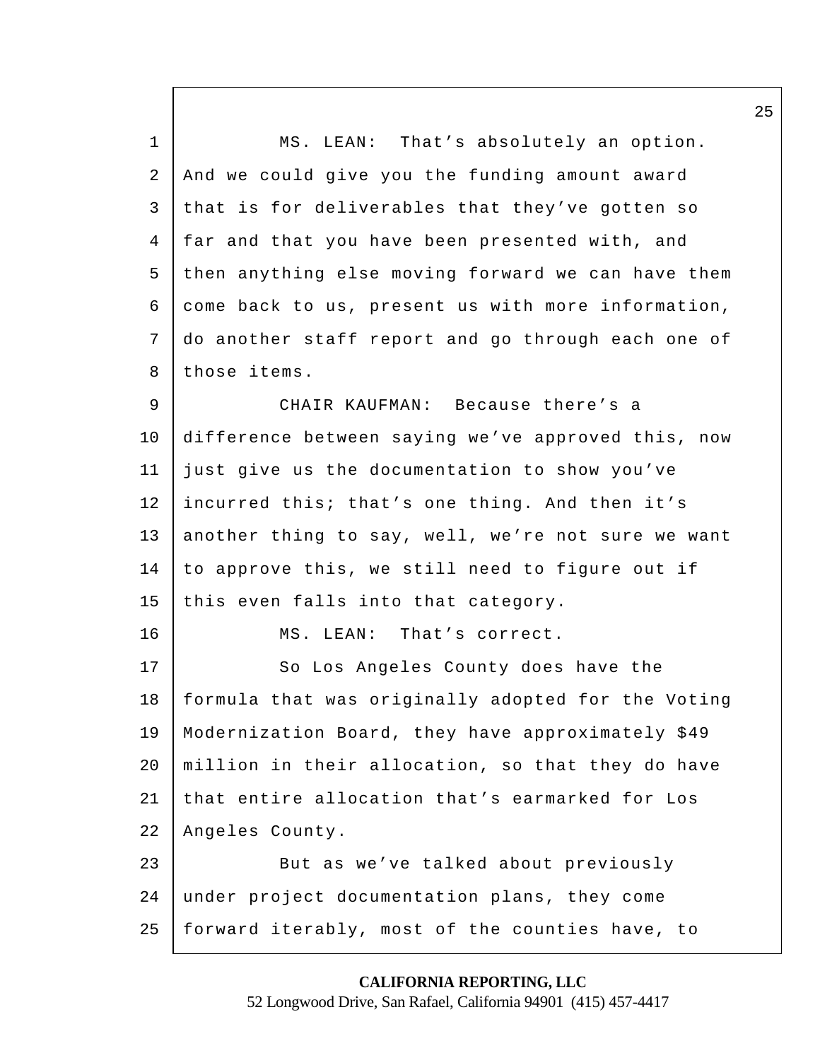MS. LEAN: That’s absolutely an option. And we could give you the funding amount award that is for deliverables that they’ve gotten so far and that you have been presented with, and then anything else moving forward we can have them come back to us, present us with more information, do another staff report and go through each one of those items.

CHAIR KAUFMAN: Because there’s a difference between saying we’ve approved this, now just give us the documentation to show you’ve incurred this; that’s one thing. And then it’s another thing to say, well, we’re not sure we want to approve this, we still need to figure out if this even falls into that category.

MS. LEAN: That’s correct.

So Los Angeles County does have the formula that was originally adopted for the Voting Modernization Board, they have approximately $49 million in their allocation, so that they do have that entire allocation that’s earmarked for Los Angeles County.

But as we’ve talked about previously under project documentation plans, they come forward iterably, most of the counties have, to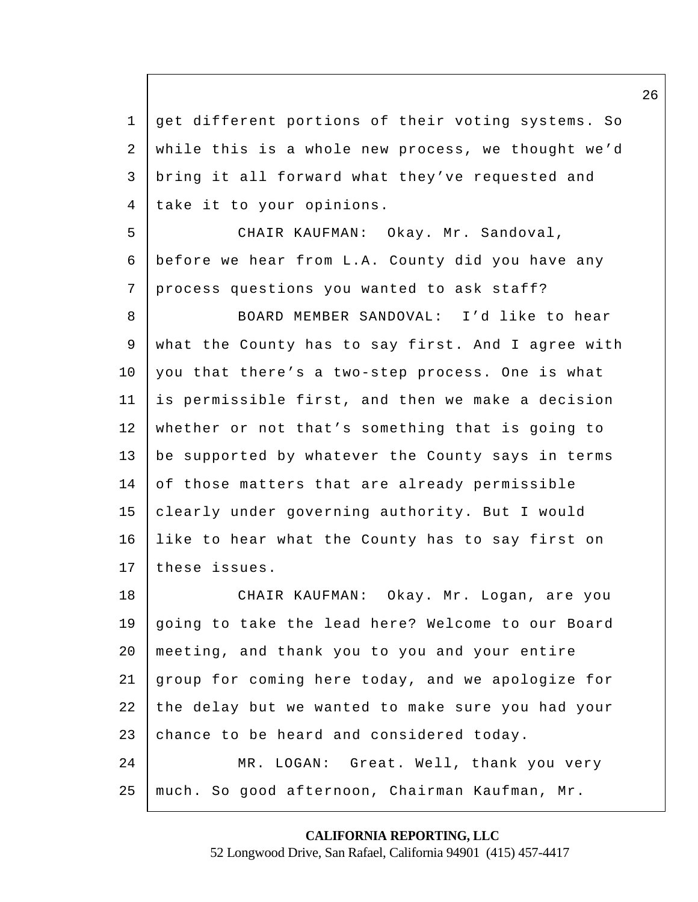get different portions of their voting systems. So while this is a whole new process, we thought we'd bring it all forward what they've requested and take it to your opinions.

CHAIR KAUFMAN: Okay. Mr. Sandoval, before we hear from L.A. County did you have any process questions you wanted to ask staff?

BOARD MEMBER SANDOVAL: I'd like to hear what the County has to say first. And I agree with you that there's a two-step process. One is what is permissible first, and then we make a decision whether or not that's something that is going to be supported by whatever the County says in terms of those matters that are already permissible clearly under governing authority. But I would like to hear what the County has to say first on these issues.

CHAIR KAUFMAN: Okay. Mr. Logan, are you going to take the lead here? Welcome to our Board meeting, and thank you to you and your entire group for coming here today, and we apologize for the delay but we wanted to make sure you had your chance to be heard and considered today.

MR. LOGAN: Great. Well, thank you very much. So good afternoon, Chairman Kaufman, Mr.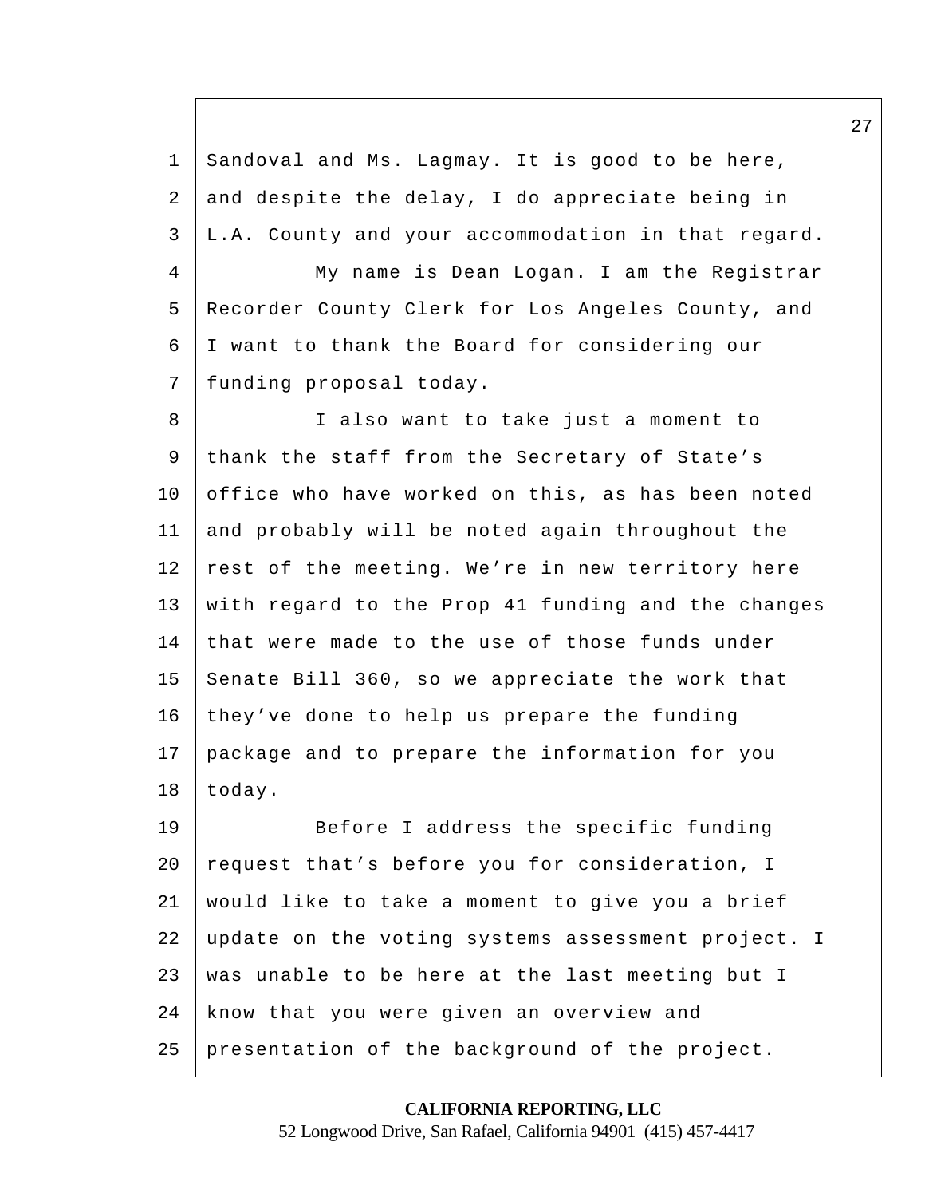Sandoval and Ms. Lagmay. It is good to be here, and despite the delay, I do appreciate being in L.A. County and your accommodation in that regard.

My name is Dean Logan. I am the Registrar Recorder County Clerk for Los Angeles County, and I want to thank the Board for considering our funding proposal today.

I also want to take just a moment to thank the staff from the Secretary of State's office who have worked on this, as has been noted and probably will be noted again throughout the rest of the meeting. We're in new territory here with regard to the Prop 41 funding and the changes that were made to the use of those funds under Senate Bill 360, so we appreciate the work that they've done to help us prepare the funding package and to prepare the information for you today.

Before I address the specific funding request that's before you for consideration, I would like to take a moment to give you a brief update on the voting systems assessment project. I was unable to be here at the last meeting but I know that you were given an overview and presentation of the background of the project.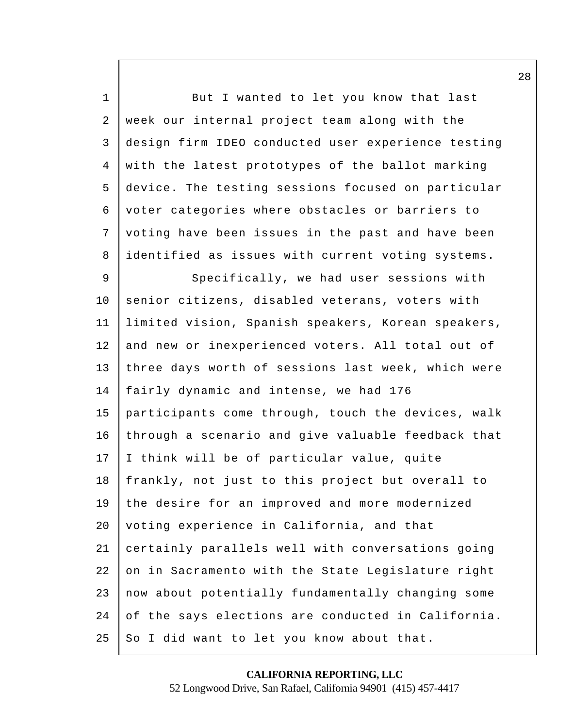But I wanted to let you know that last week our internal project team along with the design firm IDEO conducted user experience testing with the latest prototypes of the ballot marking device. The testing sessions focused on particular voter categories where obstacles or barriers to voting have been issues in the past and have been identified as issues with current voting systems.

Specifically, we had user sessions with senior citizens, disabled veterans, voters with limited vision, Spanish speakers, Korean speakers, and new or inexperienced voters. All total out of three days worth of sessions last week, which were fairly dynamic and intense, we had 176 participants come through, touch the devices, walk through a scenario and give valuable feedback that I think will be of particular value, quite frankly, not just to this project but overall to the desire for an improved and more modernized voting experience in California, and that certainly parallels well with conversations going on in Sacramento with the State Legislature right now about potentially fundamentally changing some of the says elections are conducted in California. So I did want to let you know about that.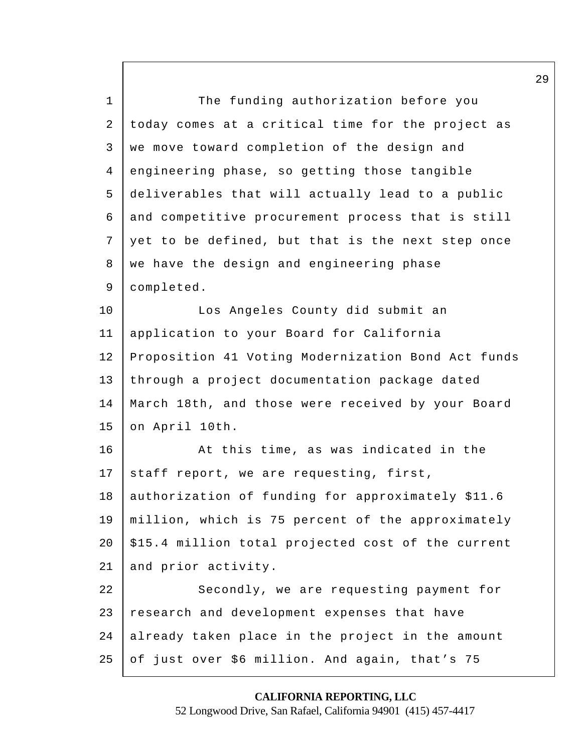The funding authorization before you today comes at a critical time for the project as we move toward completion of the design and engineering phase, so getting those tangible deliverables that will actually lead to a public and competitive procurement process that is still yet to be defined, but that is the next step once we have the design and engineering phase completed.

Los Angeles County did submit an application to your Board for California Proposition 41 Voting Modernization Bond Act funds through a project documentation package dated March 18th, and those were received by your Board on April 10th.

At this time, as was indicated in the staff report, we are requesting, first, authorization of funding for approximately $11.6 million, which is 75 percent of the approximately $15.4 million total projected cost of the current and prior activity.

Secondly, we are requesting payment for research and development expenses that have already taken place in the project in the amount of just over $6 million. And again, that's 75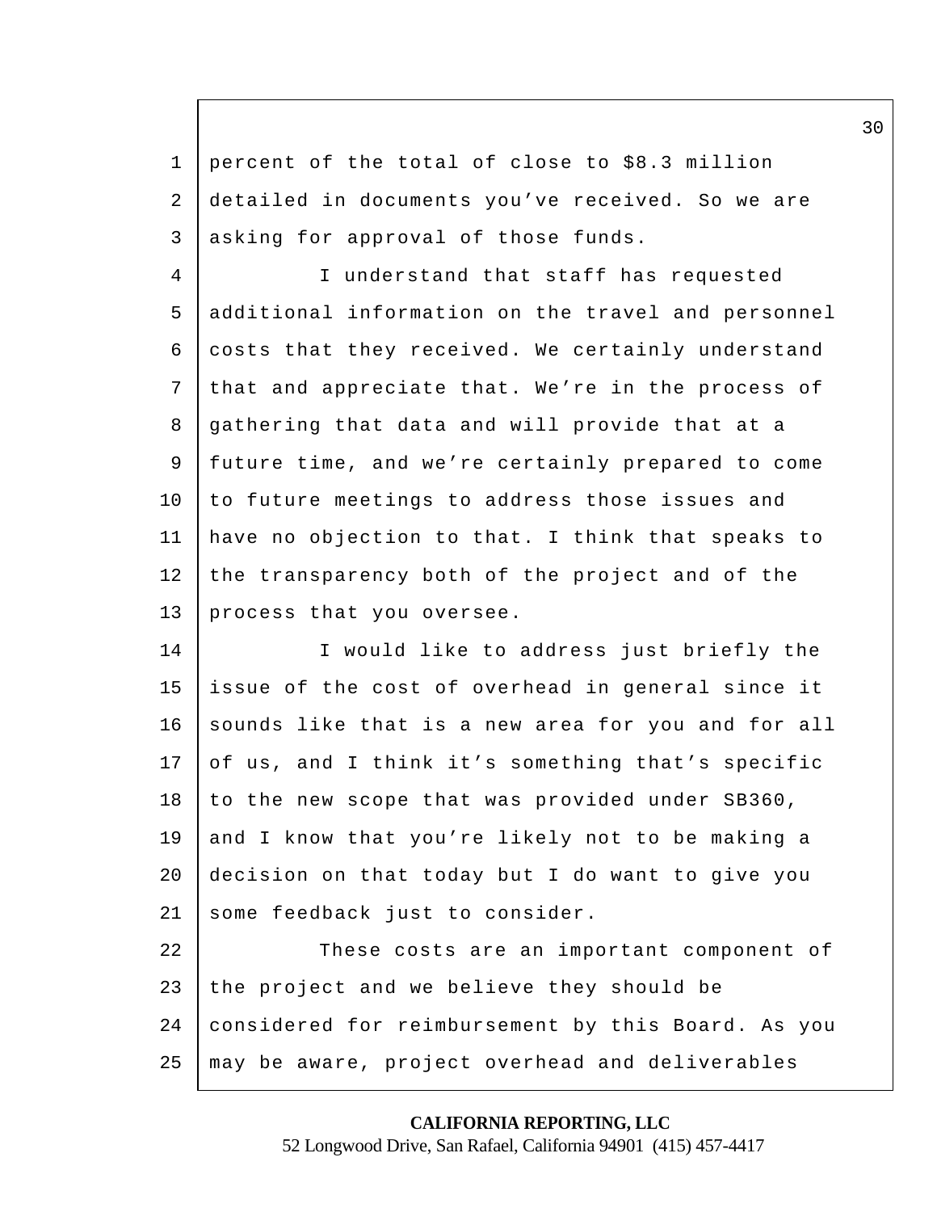percent of the total of close to $8.3 million detailed in documents you've received. So we are asking for approval of those funds.

I understand that staff has requested additional information on the travel and personnel costs that they received. We certainly understand that and appreciate that. We're in the process of gathering that data and will provide that at a future time, and we're certainly prepared to come to future meetings to address those issues and have no objection to that. I think that speaks to the transparency both of the project and of the process that you oversee.

I would like to address just briefly the issue of the cost of overhead in general since it sounds like that is a new area for you and for all of us, and I think it's something that's specific to the new scope that was provided under SB360, and I know that you're likely not to be making a decision on that today but I do want to give you some feedback just to consider.

These costs are an important component of the project and we believe they should be considered for reimbursement by this Board. As you may be aware, project overhead and deliverables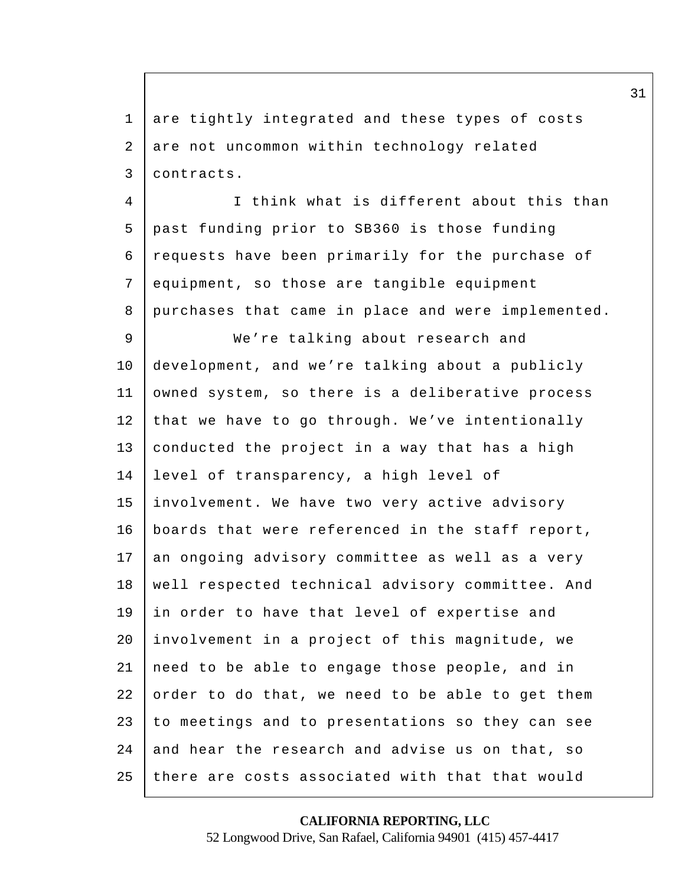are tightly integrated and these types of costs are not uncommon within technology related contracts.

I think what is different about this than past funding prior to SB360 is those funding requests have been primarily for the purchase of equipment, so those are tangible equipment purchases that came in place and were implemented.

We're talking about research and development, and we're talking about a publicly owned system, so there is a deliberative process that we have to go through. We've intentionally conducted the project in a way that has a high level of transparency, a high level of involvement. We have two very active advisory boards that were referenced in the staff report, an ongoing advisory committee as well as a very well respected technical advisory committee. And in order to have that level of expertise and involvement in a project of this magnitude, we need to be able to engage those people, and in order to do that, we need to be able to get them to meetings and to presentations so they can see and hear the research and advise us on that, so there are costs associated with that that would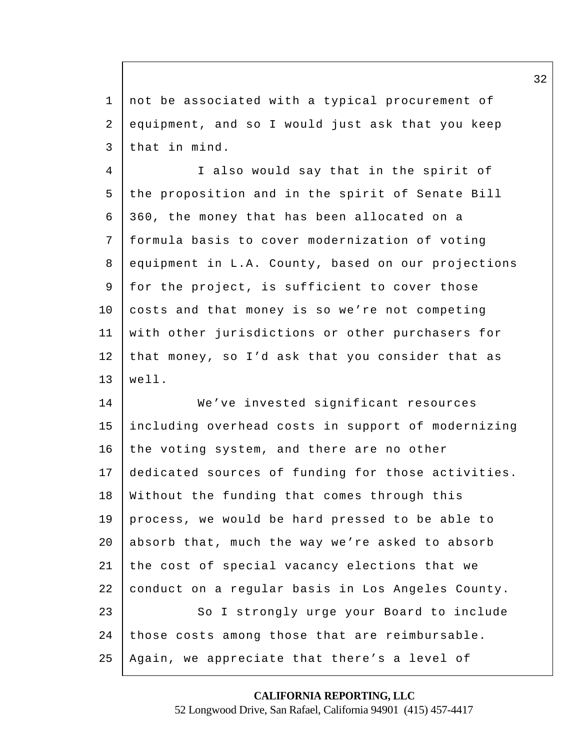not be associated with a typical procurement of equipment, and so I would just ask that you keep that in mind.

I also would say that in the spirit of the proposition and in the spirit of Senate Bill 360, the money that has been allocated on a formula basis to cover modernization of voting equipment in L.A. County, based on our projections for the project, is sufficient to cover those costs and that money is so we're not competing with other jurisdictions or other purchasers for that money, so I'd ask that you consider that as well.

We've invested significant resources including overhead costs in support of modernizing the voting system, and there are no other dedicated sources of funding for those activities. Without the funding that comes through this process, we would be hard pressed to be able to absorb that, much the way we're asked to absorb the cost of special vacancy elections that we conduct on a regular basis in Los Angeles County.

So I strongly urge your Board to include those costs among those that are reimbursable. Again, we appreciate that there's a level of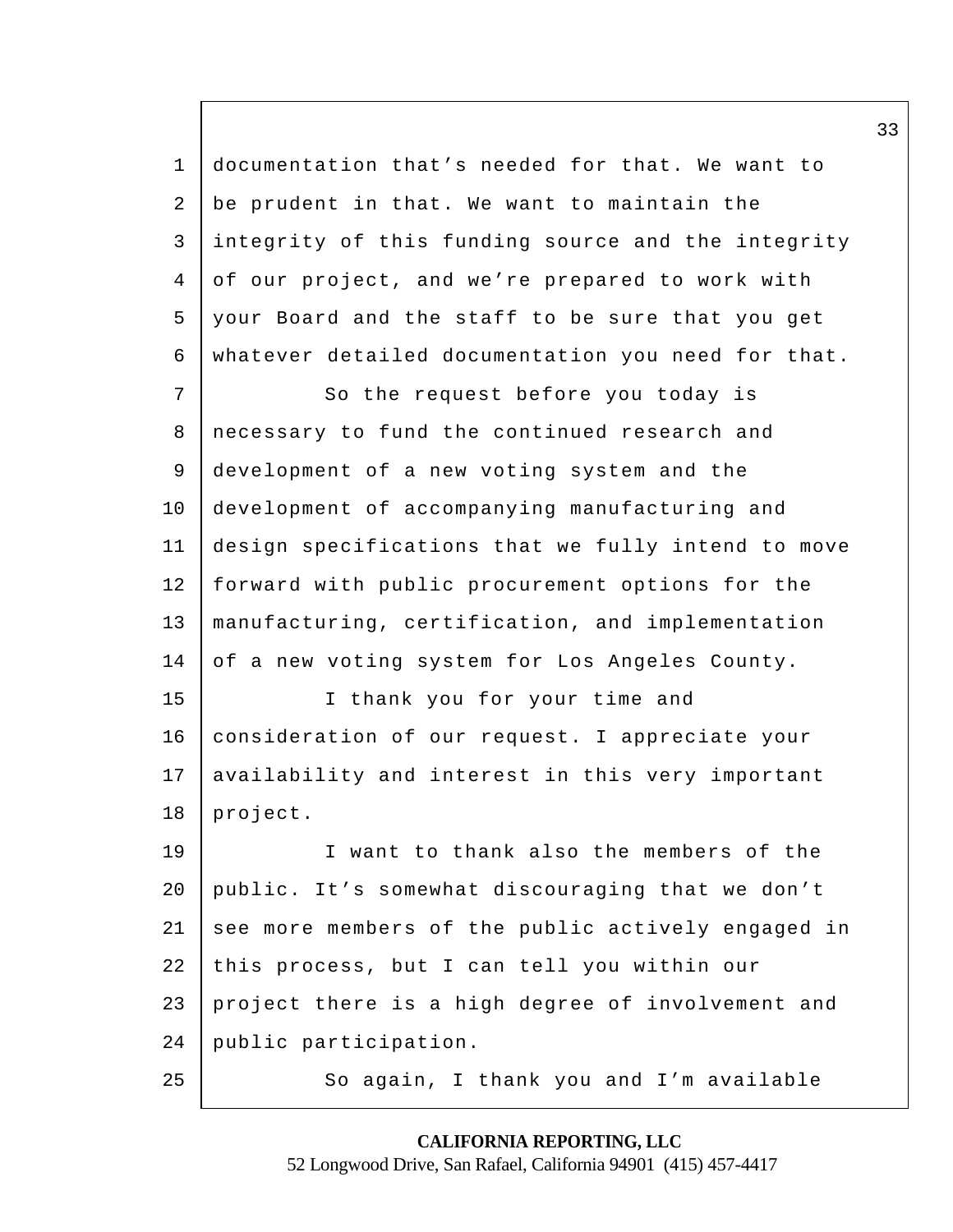documentation that's needed for that. We want to be prudent in that. We want to maintain the integrity of this funding source and the integrity of our project, and we're prepared to work with your Board and the staff to be sure that you get whatever detailed documentation you need for that.

So the request before you today is necessary to fund the continued research and development of a new voting system and the development of accompanying manufacturing and design specifications that we fully intend to move forward with public procurement options for the manufacturing, certification, and implementation of a new voting system for Los Angeles County.

I thank you for your time and consideration of our request. I appreciate your availability and interest in this very important project.

I want to thank also the members of the public. It's somewhat discouraging that we don't see more members of the public actively engaged in this process, but I can tell you within our project there is a high degree of involvement and public participation.

So again, I thank you and I'm available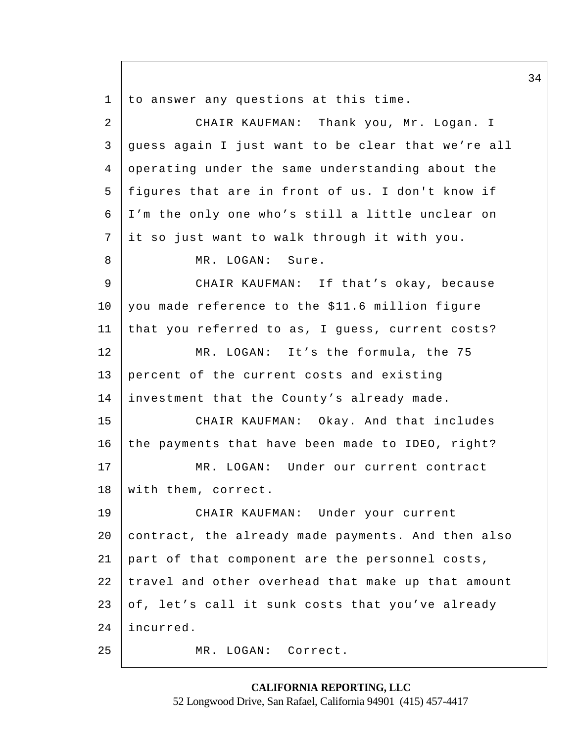to answer any questions at this time.

CHAIR KAUFMAN: Thank you, Mr. Logan. I guess again I just want to be clear that we're all operating under the same understanding about the figures that are in front of us. I don't know if I'm the only one who's still a little unclear on it so just want to walk through it with you.

MR. LOGAN: Sure.

CHAIR KAUFMAN: If that's okay, because you made reference to the $11.6 million figure that you referred to as, I guess, current costs?

MR. LOGAN: It's the formula, the 75 percent of the current costs and existing investment that the County's already made.

CHAIR KAUFMAN: Okay. And that includes the payments that have been made to IDEO, right?

MR. LOGAN: Under our current contract with them, correct.

CHAIR KAUFMAN: Under your current contract, the already made payments. And then also part of that component are the personnel costs, travel and other overhead that make up that amount of, let's call it sunk costs that you've already incurred.

MR. LOGAN: Correct.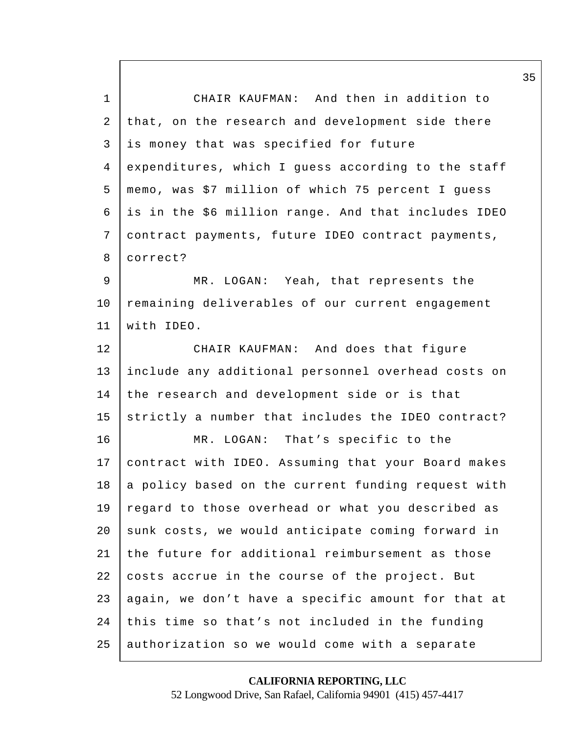CHAIR KAUFMAN: And then in addition to that, on the research and development side there is money that was specified for future expenditures, which I guess according to the staff memo, was $7 million of which 75 percent I guess is in the $6 million range. And that includes IDEO contract payments, future IDEO contract payments, correct?

MR. LOGAN: Yeah, that represents the remaining deliverables of our current engagement with IDEO.

CHAIR KAUFMAN: And does that figure include any additional personnel overhead costs on the research and development side or is that strictly a number that includes the IDEO contract?

MR. LOGAN: That's specific to the contract with IDEO. Assuming that your Board makes a policy based on the current funding request with regard to those overhead or what you described as sunk costs, we would anticipate coming forward in the future for additional reimbursement as those costs accrue in the course of the project. But again, we don't have a specific amount for that at this time so that's not included in the funding authorization so we would come with a separate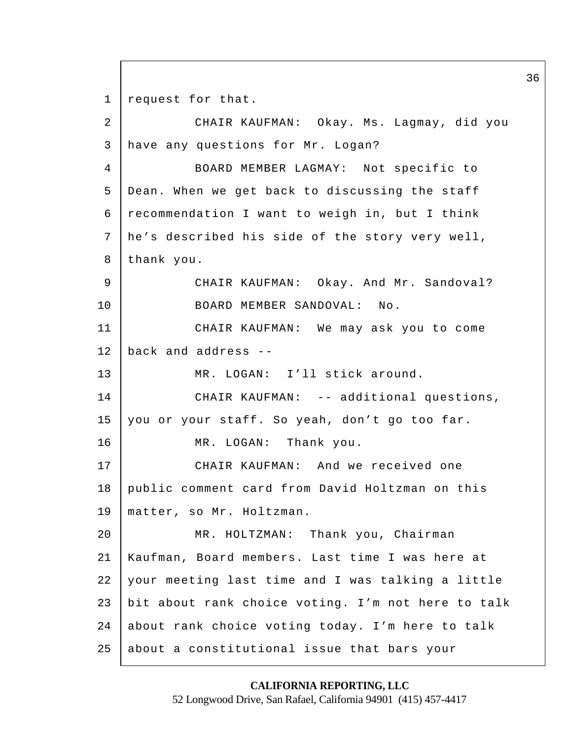1 request for that.

2 CHAIR KAUFMAN: Okay. Ms. Lagmay, did you

3 have any questions for Mr. Logan?

4 BOARD MEMBER LAGMAY: Not specific to

5 Dean. When we get back to discussing the staff

6 recommendation I want to weigh in, but I think

7 he’s described his side of the story very well,

8 thank you.

9 CHAIR KAUFMAN: Okay. And Mr. Sandoval?

10 BOARD MEMBER SANDOVAL: No.

11 CHAIR KAUFMAN: We may ask you to come

12 back and address --

13 MR. LOGAN: I’ll stick around.

14 CHAIR KAUFMAN: -- additional questions,

15 you or your staff. So yeah, don’t go too far.

16 MR. LOGAN: Thank you.

17 CHAIR KAUFMAN: And we received one

18 public comment card from David Holtzman on this

19 matter, so Mr. Holtzman.

20 MR. HOLTZMAN: Thank you, Chairman

21 Kaufman, Board members. Last time I was here at

22 your meeting last time and I was talking a little

23 bit about rank choice voting. I’m not here to talk

24 about rank choice voting today. I’m here to talk

25 about a constitutional issue that bars your

**CALIFORNIA REPORTING, LLC**
52 Longwood Drive, San Rafael, California 94901 (415) 457-4417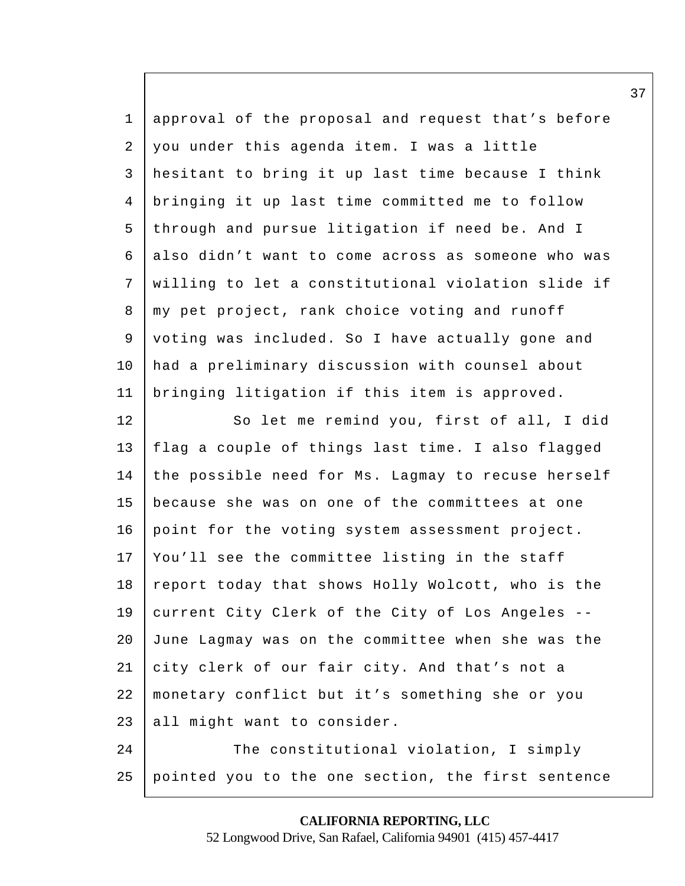approval of the proposal and request that's before you under this agenda item. I was a little hesitant to bring it up last time because I think bringing it up last time committed me to follow through and pursue litigation if need be. And I also didn't want to come across as someone who was willing to let a constitutional violation slide if my pet project, rank choice voting and runoff voting was included. So I have actually gone and had a preliminary discussion with counsel about bringing litigation if this item is approved.

So let me remind you, first of all, I did flag a couple of things last time. I also flagged the possible need for Ms. Lagmay to recuse herself because she was on one of the committees at one point for the voting system assessment project. You'll see the committee listing in the staff report today that shows Holly Wolcott, who is the current City Clerk of the City of Los Angeles -- June Lagmay was on the committee when she was the city clerk of our fair city. And that's not a monetary conflict but it's something she or you all might want to consider.

The constitutional violation, I simply pointed you to the one section, the first sentence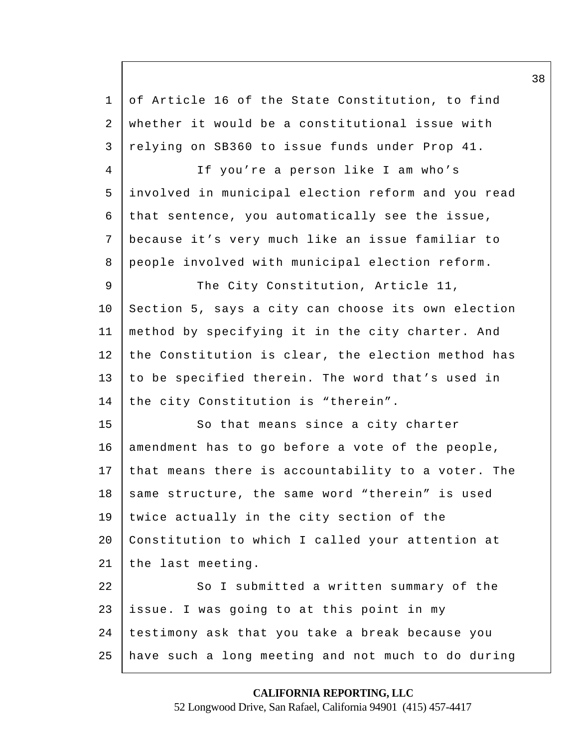of Article 16 of the State Constitution, to find whether it would be a constitutional issue with relying on SB360 to issue funds under Prop 41.

If you're a person like I am who's involved in municipal election reform and you read that sentence, you automatically see the issue, because it's very much like an issue familiar to people involved with municipal election reform.

The City Constitution, Article 11, Section 5, says a city can choose its own election method by specifying it in the city charter. And the Constitution is clear, the election method has to be specified therein. The word that's used in the city Constitution is "therein".

So that means since a city charter amendment has to go before a vote of the people, that means there is accountability to a voter. The same structure, the same word "therein" is used twice actually in the city section of the Constitution to which I called your attention at the last meeting.

So I submitted a written summary of the issue. I was going to at this point in my testimony ask that you take a break because you have such a long meeting and not much to do during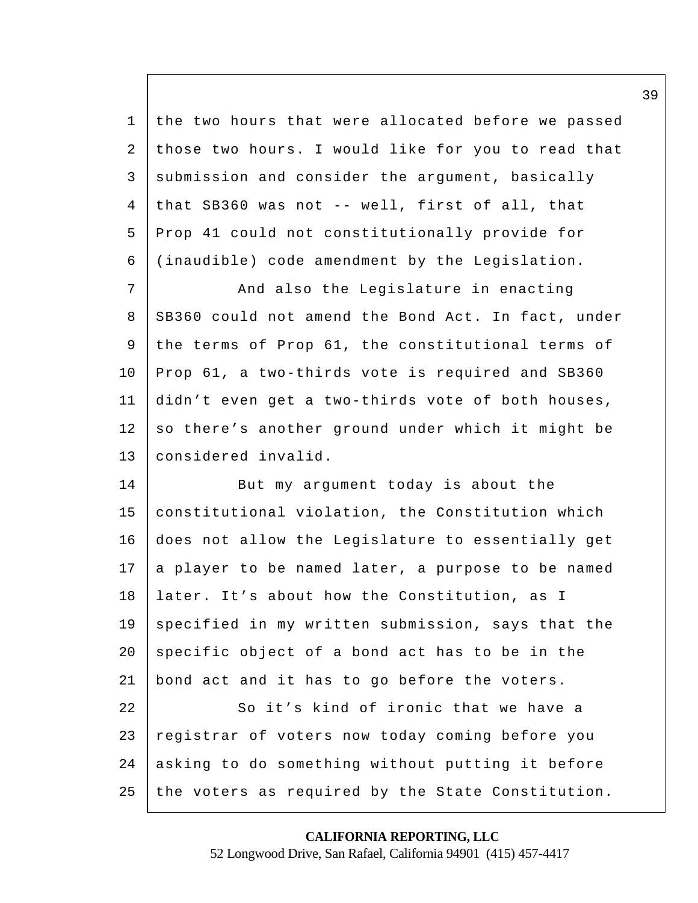1 the two hours that were allocated before we passed
2 those two hours. I would like for you to read that
3 submission and consider the argument, basically
4 that SB360 was not -- well, first of all, that
5 Prop 41 could not constitutionally provide for
6 (inaudible) code amendment by the Legislation.
7 And also the Legislature in enacting
8 SB360 could not amend the Bond Act. In fact, under
9 the terms of Prop 61, the constitutional terms of
10 Prop 61, a two-thirds vote is required and SB360
11 didn't even get a two-thirds vote of both houses,
12 so there's another ground under which it might be
13 considered invalid.
14 But my argument today is about the
15 constitutional violation, the Constitution which
16 does not allow the Legislature to essentially get
17 a player to be named later, a purpose to be named
18 later. It's about how the Constitution, as I
19 specified in my written submission, says that the
20 specific object of a bond act has to be in the
21 bond act and it has to go before the voters.
22 So it's kind of ironic that we have a
23 registrar of voters now today coming before you
24 asking to do something without putting it before
25 the voters as required by the State Constitution.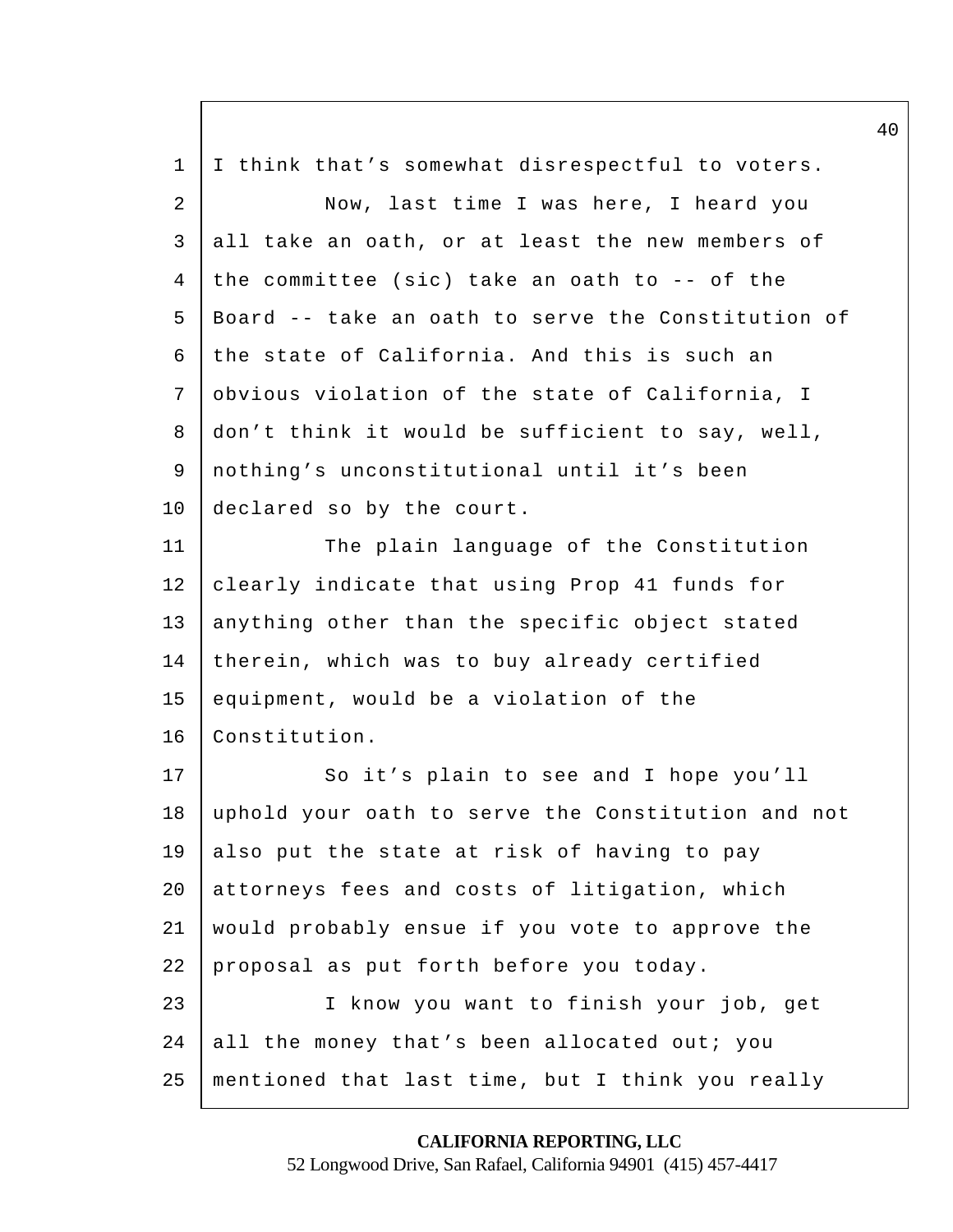I think that's somewhat disrespectful to voters.

Now, last time I was here, I heard you all take an oath, or at least the new members of the committee (sic) take an oath to -- of the Board -- take an oath to serve the Constitution of the state of California. And this is such an obvious violation of the state of California, I don't think it would be sufficient to say, well, nothing's unconstitutional until it's been declared so by the court.

The plain language of the Constitution clearly indicate that using Prop 41 funds for anything other than the specific object stated therein, which was to buy already certified equipment, would be a violation of the Constitution.

So it's plain to see and I hope you'll uphold your oath to serve the Constitution and not also put the state at risk of having to pay attorneys fees and costs of litigation, which would probably ensue if you vote to approve the proposal as put forth before you today.

I know you want to finish your job, get all the money that's been allocated out; you mentioned that last time, but I think you really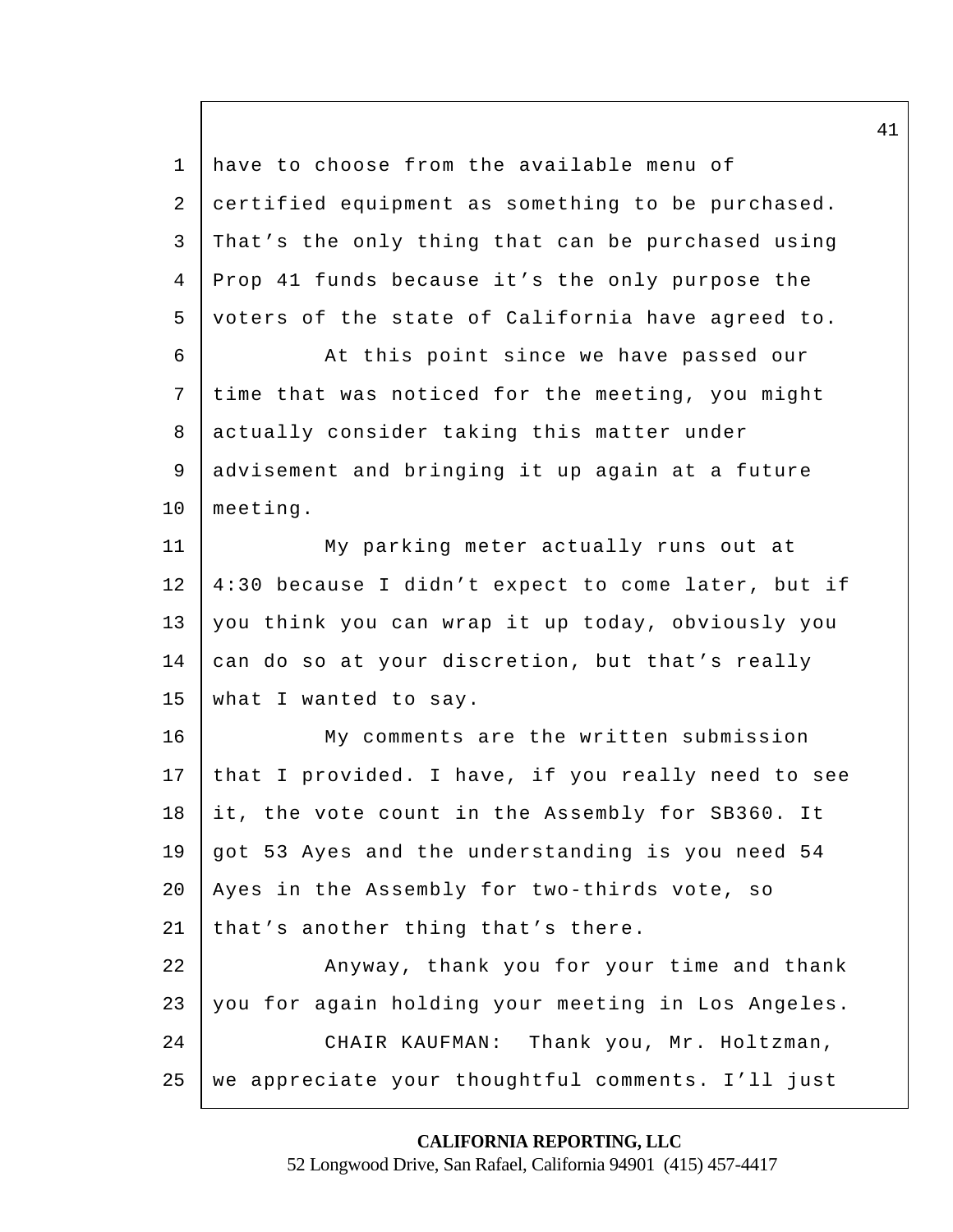have to choose from the available menu of certified equipment as something to be purchased. That's the only thing that can be purchased using Prop 41 funds because it's the only purpose the voters of the state of California have agreed to.

At this point since we have passed our time that was noticed for the meeting, you might actually consider taking this matter under advisement and bringing it up again at a future meeting.

My parking meter actually runs out at 4:30 because I didn't expect to come later, but if you think you can wrap it up today, obviously you can do so at your discretion, but that's really what I wanted to say.

My comments are the written submission that I provided. I have, if you really need to see it, the vote count in the Assembly for SB360. It got 53 Ayes and the understanding is you need 54 Ayes in the Assembly for two-thirds vote, so that's another thing that's there.

Anyway, thank you for your time and thank you for again holding your meeting in Los Angeles.

CHAIR KAUFMAN: Thank you, Mr. Holtzman, we appreciate your thoughtful comments. I'll just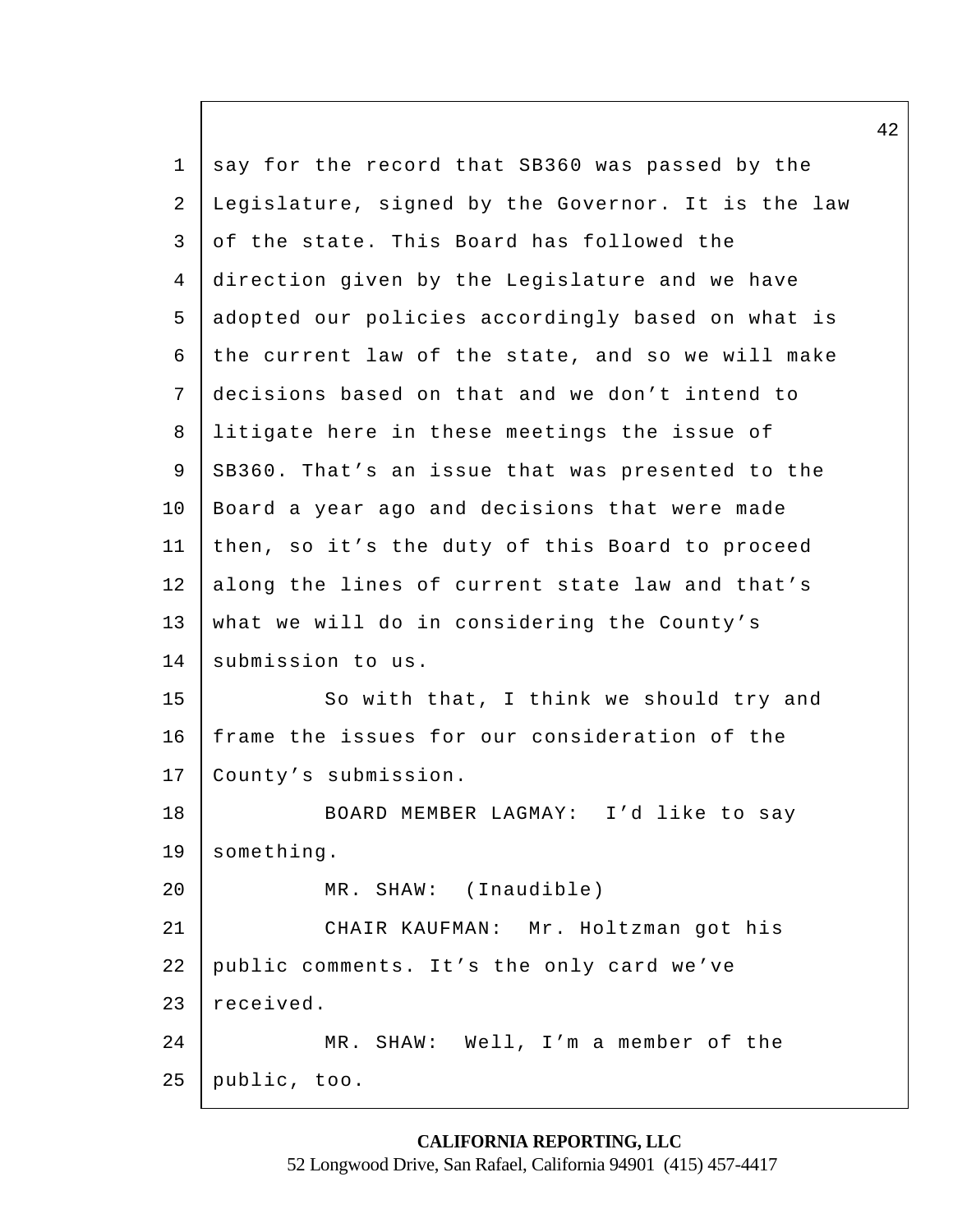say for the record that SB360 was passed by the Legislature, signed by the Governor. It is the law of the state. This Board has followed the direction given by the Legislature and we have adopted our policies accordingly based on what is the current law of the state, and so we will make decisions based on that and we don't intend to litigate here in these meetings the issue of SB360. That's an issue that was presented to the Board a year ago and decisions that were made then, so it's the duty of this Board to proceed along the lines of current state law and that's what we will do in considering the County's submission to us.

So with that, I think we should try and frame the issues for our consideration of the County's submission.

BOARD MEMBER LAGMAY: I'd like to say something.

MR. SHAW: (Inaudible)

CHAIR KAUFMAN: Mr. Holtzman got his public comments. It's the only card we've received.

MR. SHAW: Well, I'm a member of the public, too.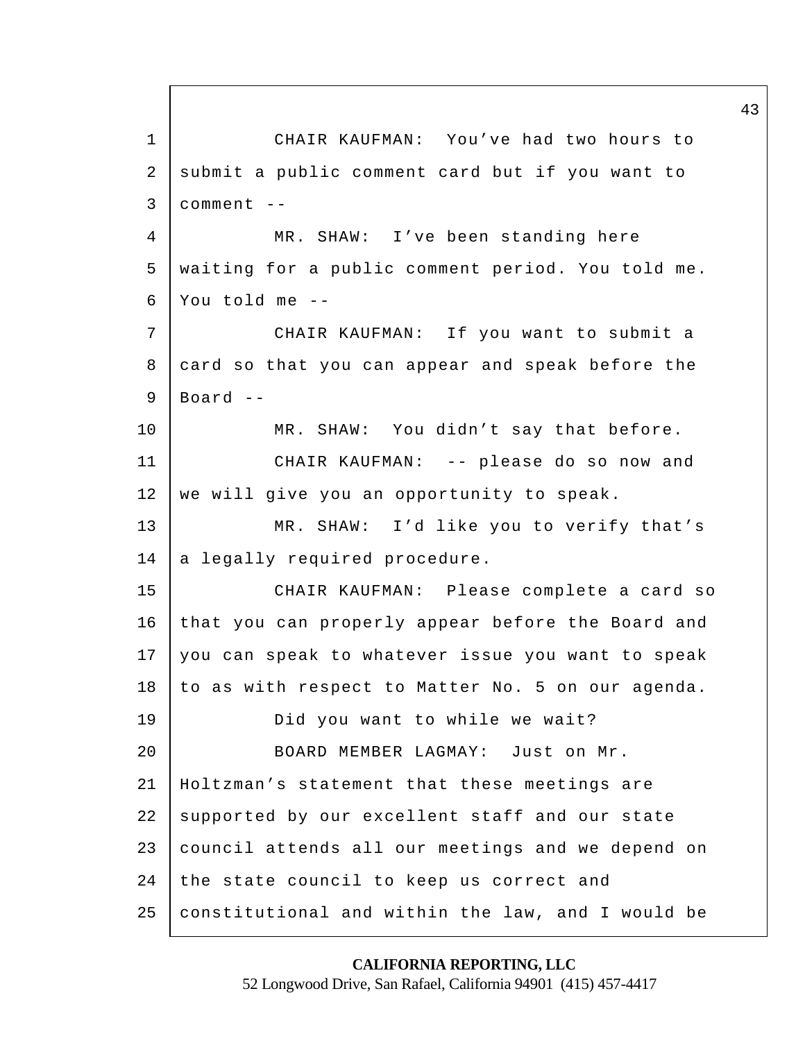CHAIR KAUFMAN: You've had two hours to submit a public comment card but if you want to comment --

MR. SHAW: I've been standing here waiting for a public comment period. You told me. You told me --

CHAIR KAUFMAN: If you want to submit a card so that you can appear and speak before the Board --

MR. SHAW: You didn't say that before.

CHAIR KAUFMAN: -- please do so now and we will give you an opportunity to speak.

MR. SHAW: I'd like you to verify that's a legally required procedure.

CHAIR KAUFMAN: Please complete a card so that you can properly appear before the Board and you can speak to whatever issue you want to speak to as with respect to Matter No. 5 on our agenda.

Did you want to while we wait?

BOARD MEMBER LAGMAY: Just on Mr. Holtzman's statement that these meetings are supported by our excellent staff and our state council attends all our meetings and we depend on the state council to keep us correct and constitutional and within the law, and I would be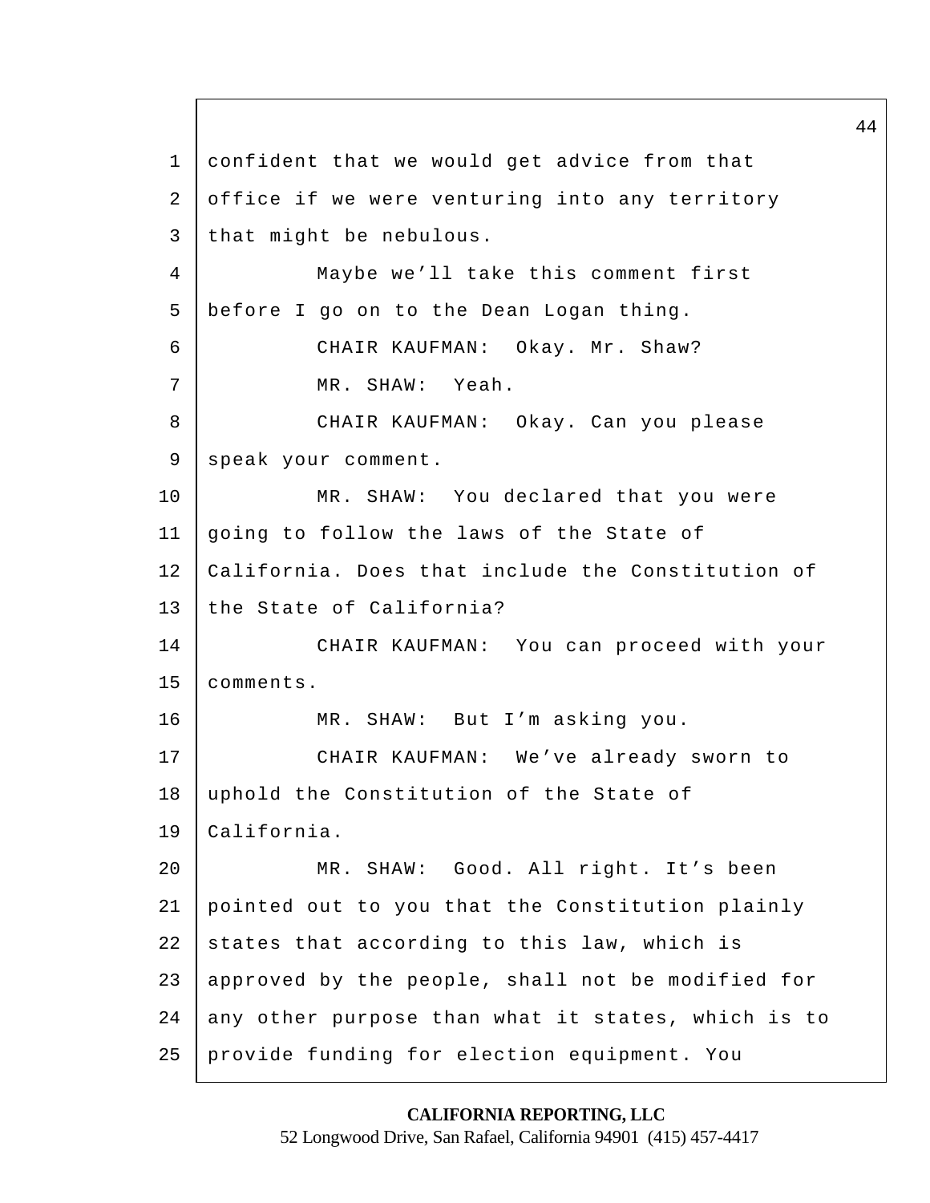confident that we would get advice from that office if we were venturing into any territory that might be nebulous.

Maybe we'll take this comment first before I go on to the Dean Logan thing.

CHAIR KAUFMAN: Okay. Mr. Shaw?

MR. SHAW: Yeah.

CHAIR KAUFMAN: Okay. Can you please speak your comment.

MR. SHAW: You declared that you were going to follow the laws of the State of California. Does that include the Constitution of the State of California?

CHAIR KAUFMAN: You can proceed with your comments.

MR. SHAW: But I'm asking you.

CHAIR KAUFMAN: We've already sworn to uphold the Constitution of the State of California.

MR. SHAW: Good. All right. It's been pointed out to you that the Constitution plainly states that according to this law, which is approved by the people, shall not be modified for any other purpose than what it states, which is to provide funding for election equipment. You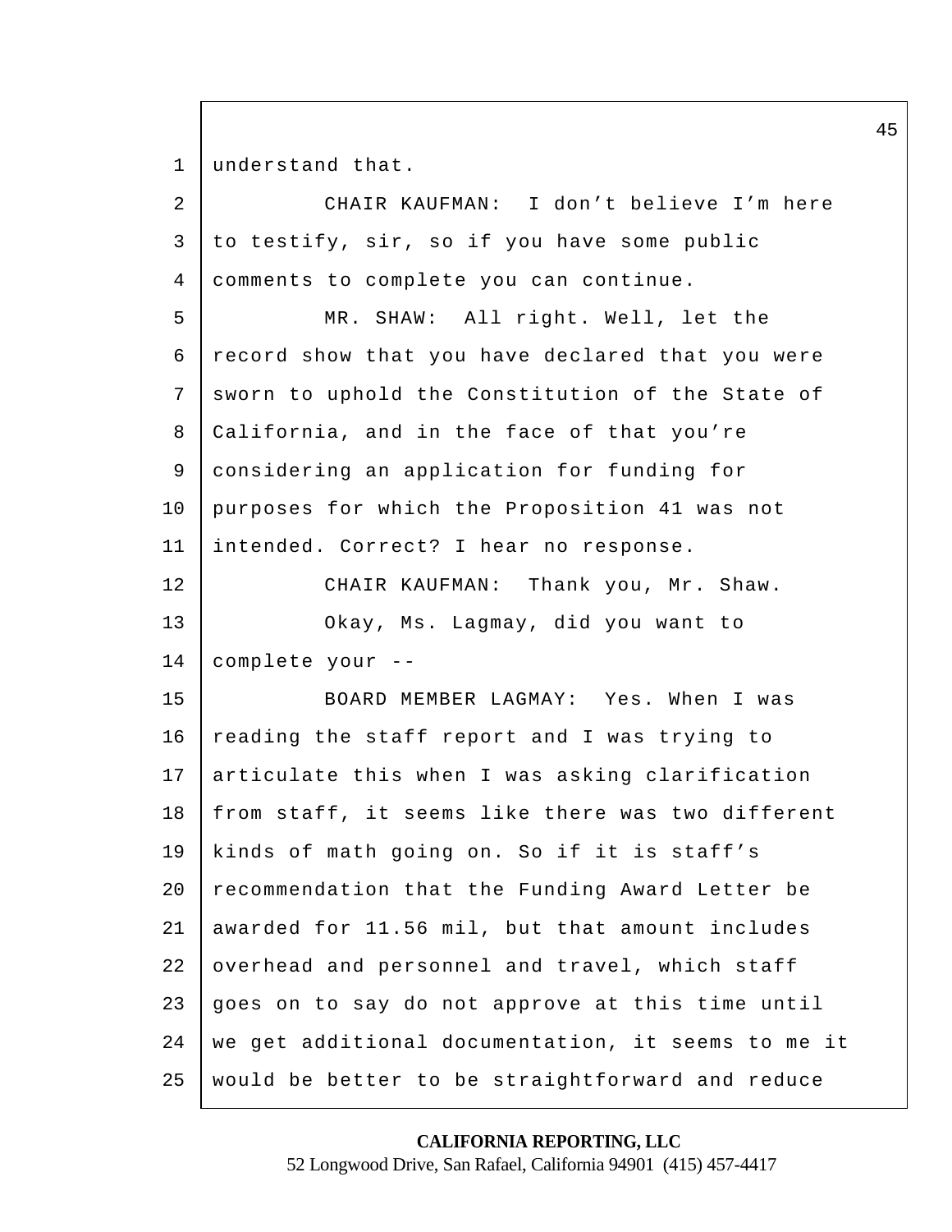understand that.

CHAIR KAUFMAN: I don't believe I'm here to testify, sir, so if you have some public comments to complete you can continue.

MR. SHAW: All right. Well, let the record show that you have declared that you were sworn to uphold the Constitution of the State of California, and in the face of that you're considering an application for funding for purposes for which the Proposition 41 was not intended. Correct? I hear no response.

CHAIR KAUFMAN: Thank you, Mr. Shaw.

Okay, Ms. Lagmay, did you want to complete your --

BOARD MEMBER LAGMAY: Yes. When I was reading the staff report and I was trying to articulate this when I was asking clarification from staff, it seems like there was two different kinds of math going on. So if it is staff's recommendation that the Funding Award Letter be awarded for 11.56 mil, but that amount includes overhead and personnel and travel, which staff goes on to say do not approve at this time until we get additional documentation, it seems to me it would be better to be straightforward and reduce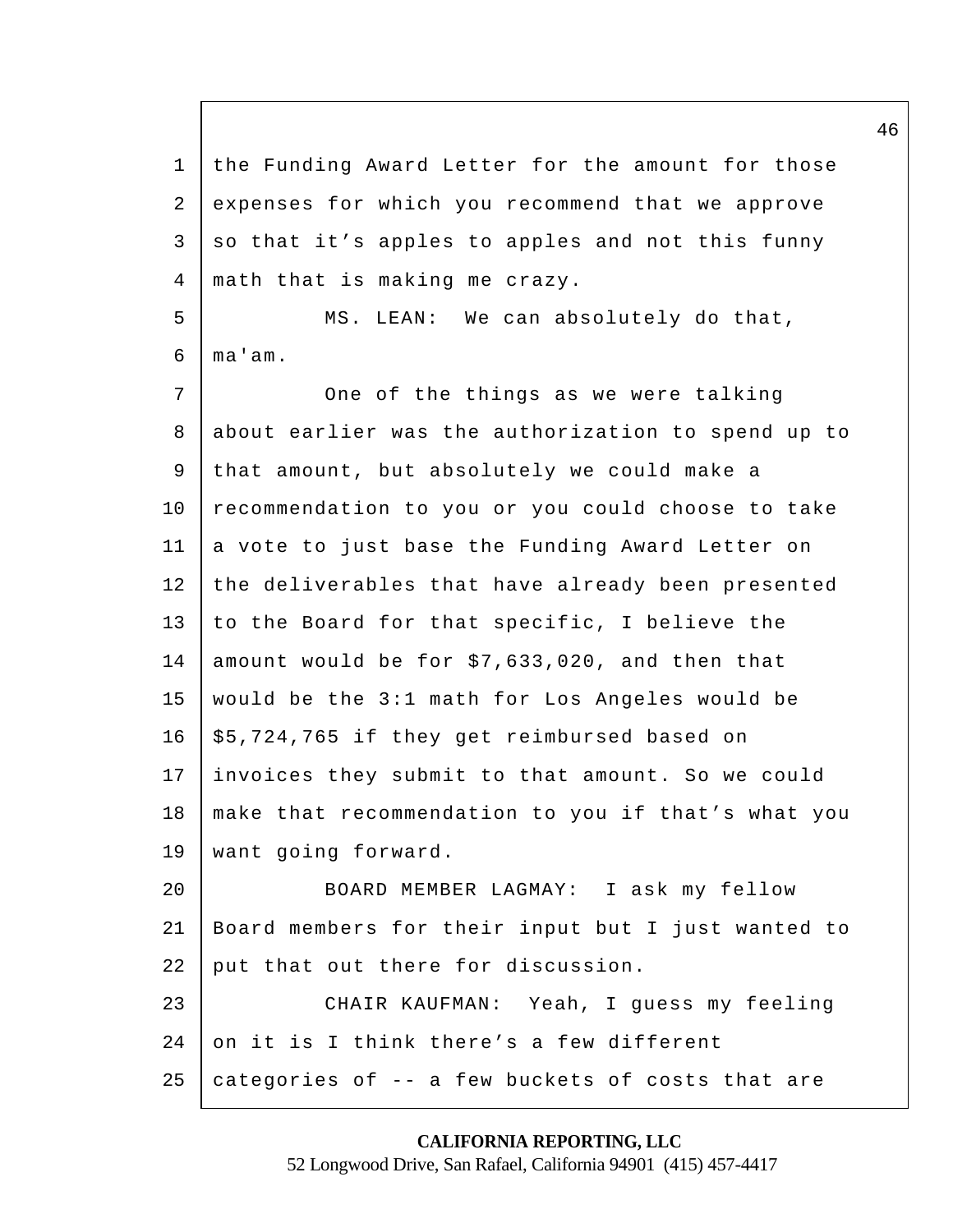the Funding Award Letter for the amount for those expenses for which you recommend that we approve so that it’s apples to apples and not this funny math that is making me crazy.

MS. LEAN: We can absolutely do that, ma'am.

One of the things as we were talking about earlier was the authorization to spend up to that amount, but absolutely we could make a recommendation to you or you could choose to take a vote to just base the Funding Award Letter on the deliverables that have already been presented to the Board for that specific, I believe the amount would be for $7,633,020, and then that would be the 3:1 math for Los Angeles would be $5,724,765 if they get reimbursed based on invoices they submit to that amount. So we could make that recommendation to you if that’s what you want going forward.

BOARD MEMBER LAGMAY: I ask my fellow Board members for their input but I just wanted to put that out there for discussion.

CHAIR KAUFMAN: Yeah, I guess my feeling on it is I think there’s a few different categories of -- a few buckets of costs that are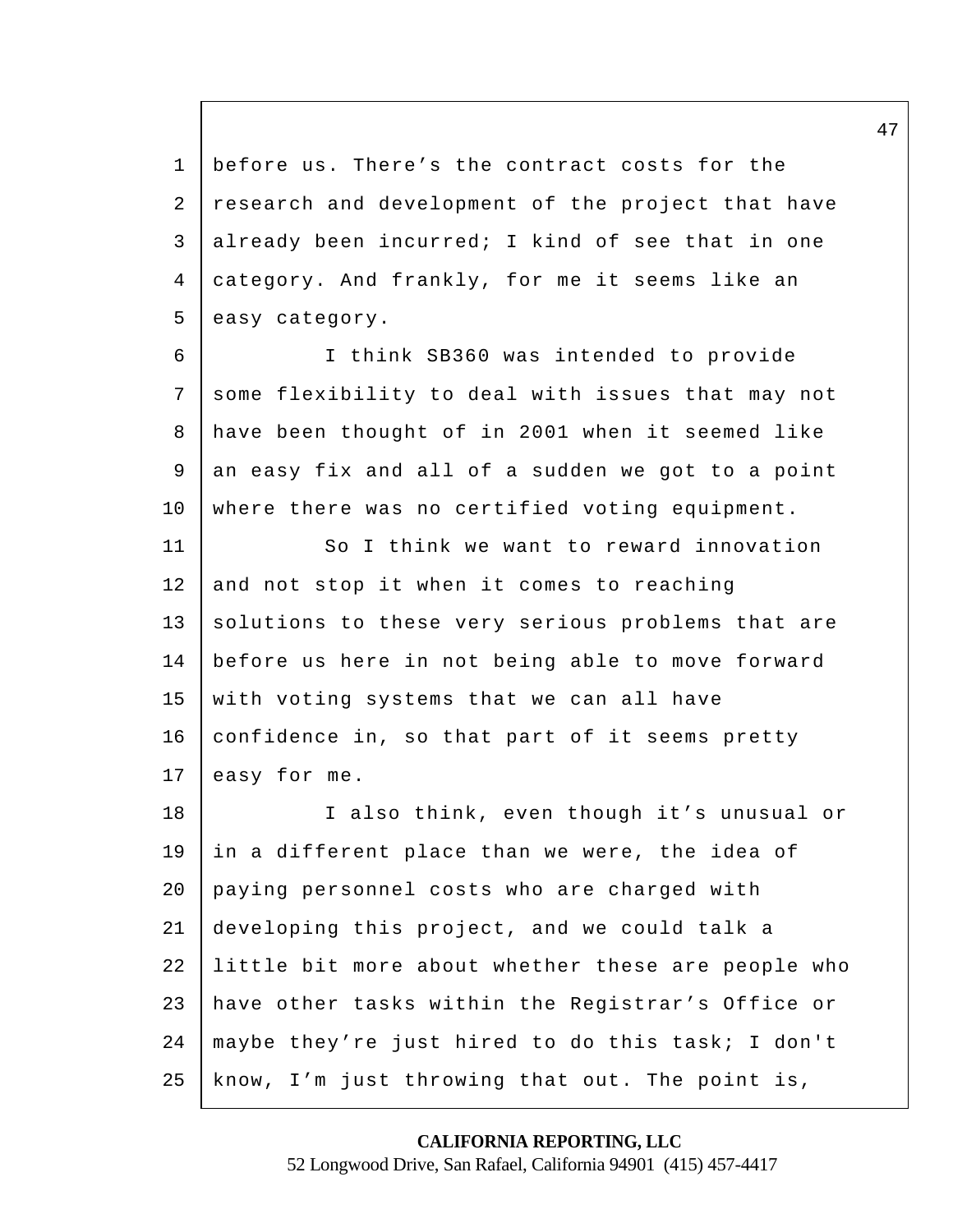before us. There's the contract costs for the research and development of the project that have already been incurred; I kind of see that in one category. And frankly, for me it seems like an easy category.

I think SB360 was intended to provide some flexibility to deal with issues that may not have been thought of in 2001 when it seemed like an easy fix and all of a sudden we got to a point where there was no certified voting equipment.

So I think we want to reward innovation and not stop it when it comes to reaching solutions to these very serious problems that are before us here in not being able to move forward with voting systems that we can all have confidence in, so that part of it seems pretty easy for me.

I also think, even though it's unusual or in a different place than we were, the idea of paying personnel costs who are charged with developing this project, and we could talk a little bit more about whether these are people who have other tasks within the Registrar's Office or maybe they're just hired to do this task; I don't know, I'm just throwing that out. The point is,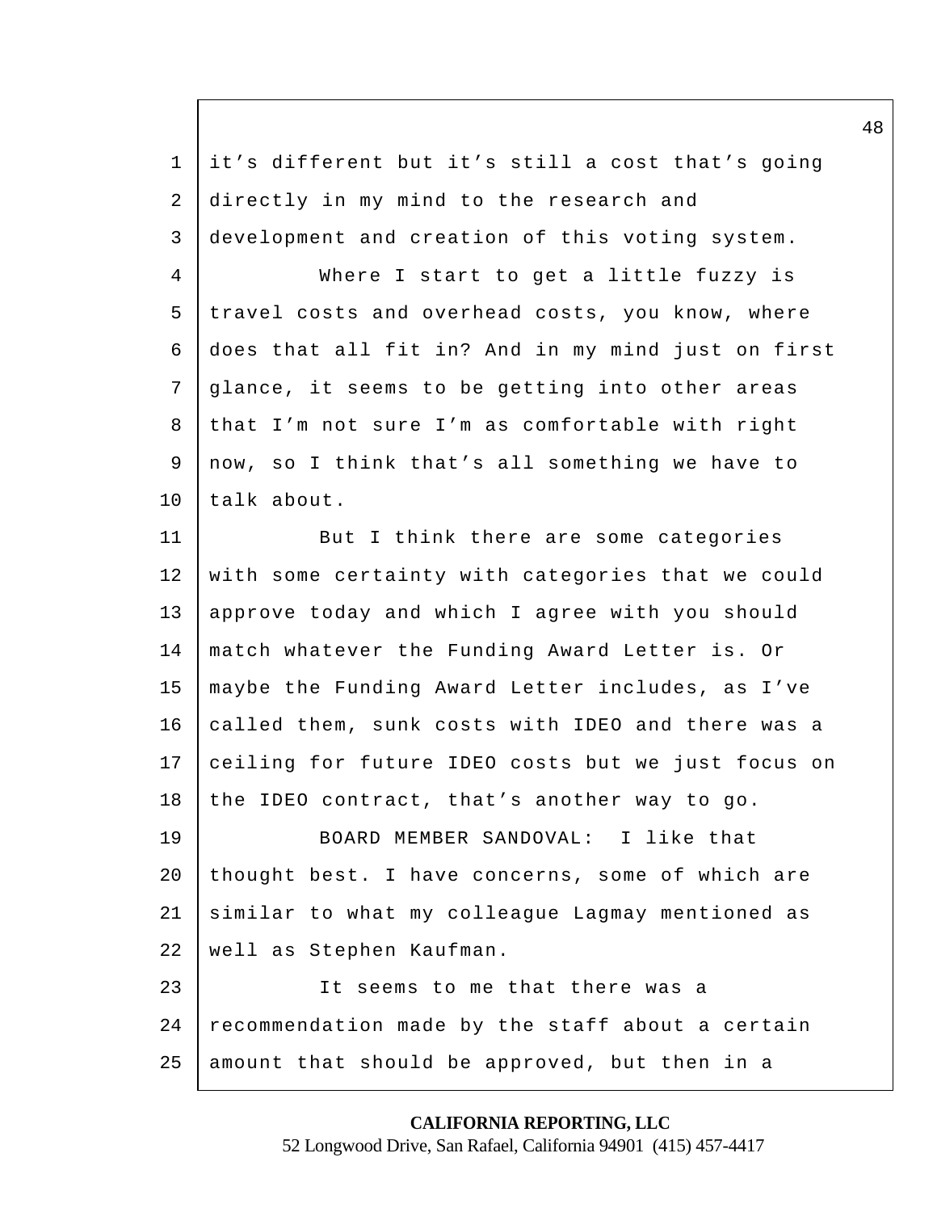it's different but it's still a cost that's going directly in my mind to the research and development and creation of this voting system.

Where I start to get a little fuzzy is travel costs and overhead costs, you know, where does that all fit in? And in my mind just on first glance, it seems to be getting into other areas that I'm not sure I'm as comfortable with right now, so I think that's all something we have to talk about.

But I think there are some categories with some certainty with categories that we could approve today and which I agree with you should match whatever the Funding Award Letter is. Or maybe the Funding Award Letter includes, as I've called them, sunk costs with IDEO and there was a ceiling for future IDEO costs but we just focus on the IDEO contract, that's another way to go.

BOARD MEMBER SANDOVAL: I like that thought best. I have concerns, some of which are similar to what my colleague Lagmay mentioned as well as Stephen Kaufman.

It seems to me that there was a recommendation made by the staff about a certain amount that should be approved, but then in a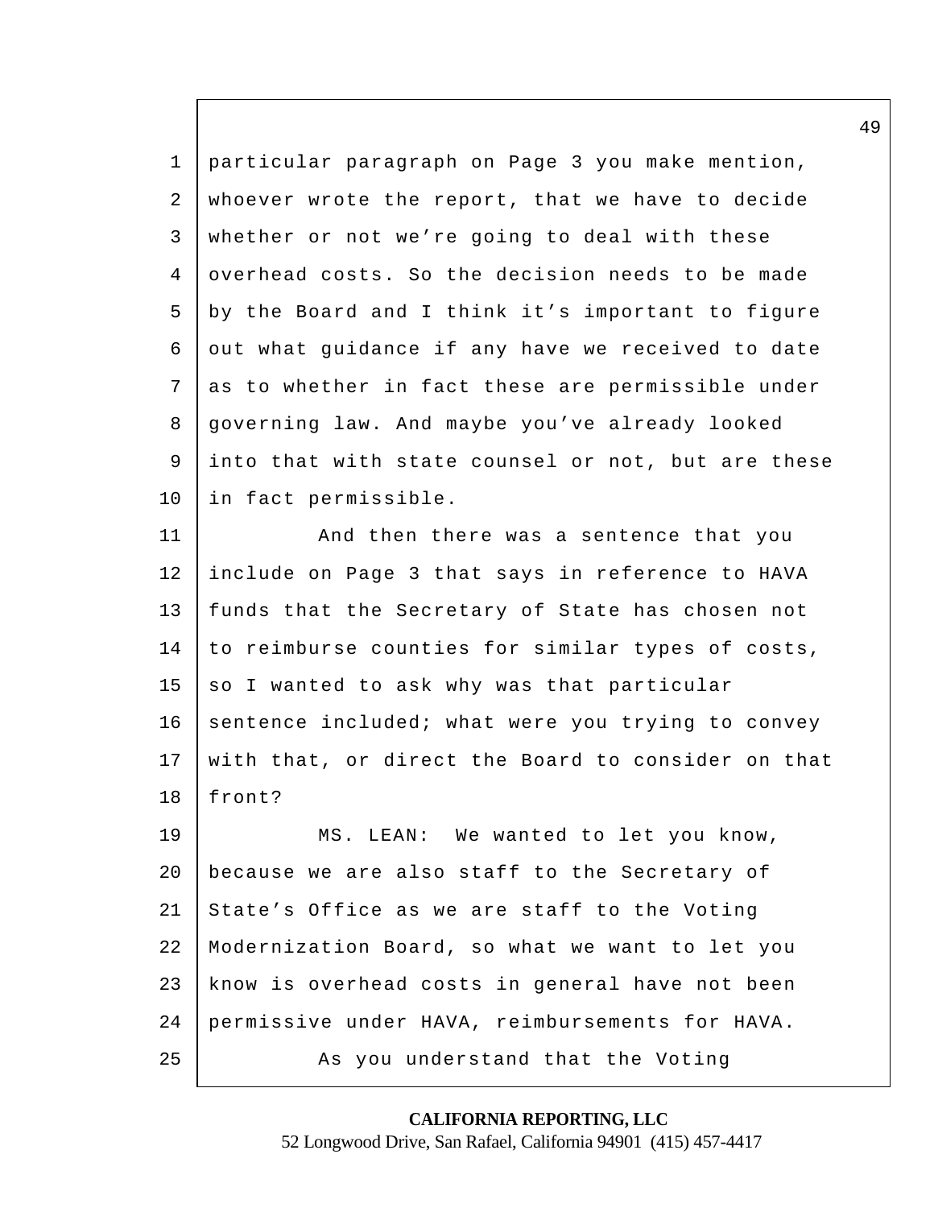particular paragraph on Page 3 you make mention, whoever wrote the report, that we have to decide whether or not we're going to deal with these overhead costs. So the decision needs to be made by the Board and I think it's important to figure out what guidance if any have we received to date as to whether in fact these are permissible under governing law. And maybe you've already looked into that with state counsel or not, but are these in fact permissible.

And then there was a sentence that you include on Page 3 that says in reference to HAVA funds that the Secretary of State has chosen not to reimburse counties for similar types of costs, so I wanted to ask why was that particular sentence included; what were you trying to convey with that, or direct the Board to consider on that front?

MS. LEAN: We wanted to let you know, because we are also staff to the Secretary of State's Office as we are staff to the Voting Modernization Board, so what we want to let you know is overhead costs in general have not been permissive under HAVA, reimbursements for HAVA.

As you understand that the Voting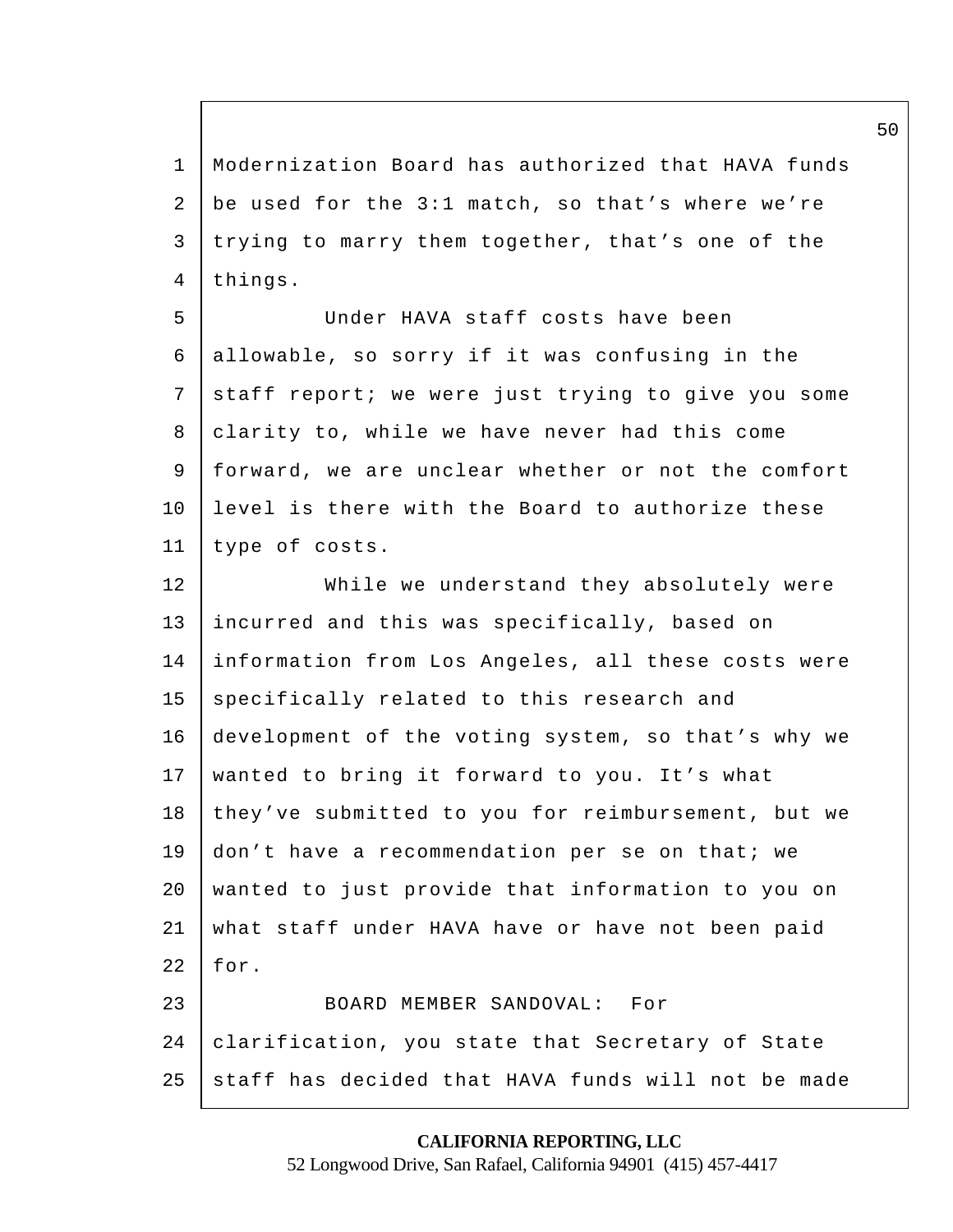Modernization Board has authorized that HAVA funds be used for the 3:1 match, so that's where we're trying to marry them together, that's one of the things.

Under HAVA staff costs have been allowable, so sorry if it was confusing in the staff report; we were just trying to give you some clarity to, while we have never had this come forward, we are unclear whether or not the comfort level is there with the Board to authorize these type of costs.

While we understand they absolutely were incurred and this was specifically, based on information from Los Angeles, all these costs were specifically related to this research and development of the voting system, so that's why we wanted to bring it forward to you. It's what they've submitted to you for reimbursement, but we don't have a recommendation per se on that; we wanted to just provide that information to you on what staff under HAVA have or have not been paid for.

BOARD MEMBER SANDOVAL: For clarification, you state that Secretary of State staff has decided that HAVA funds will not be made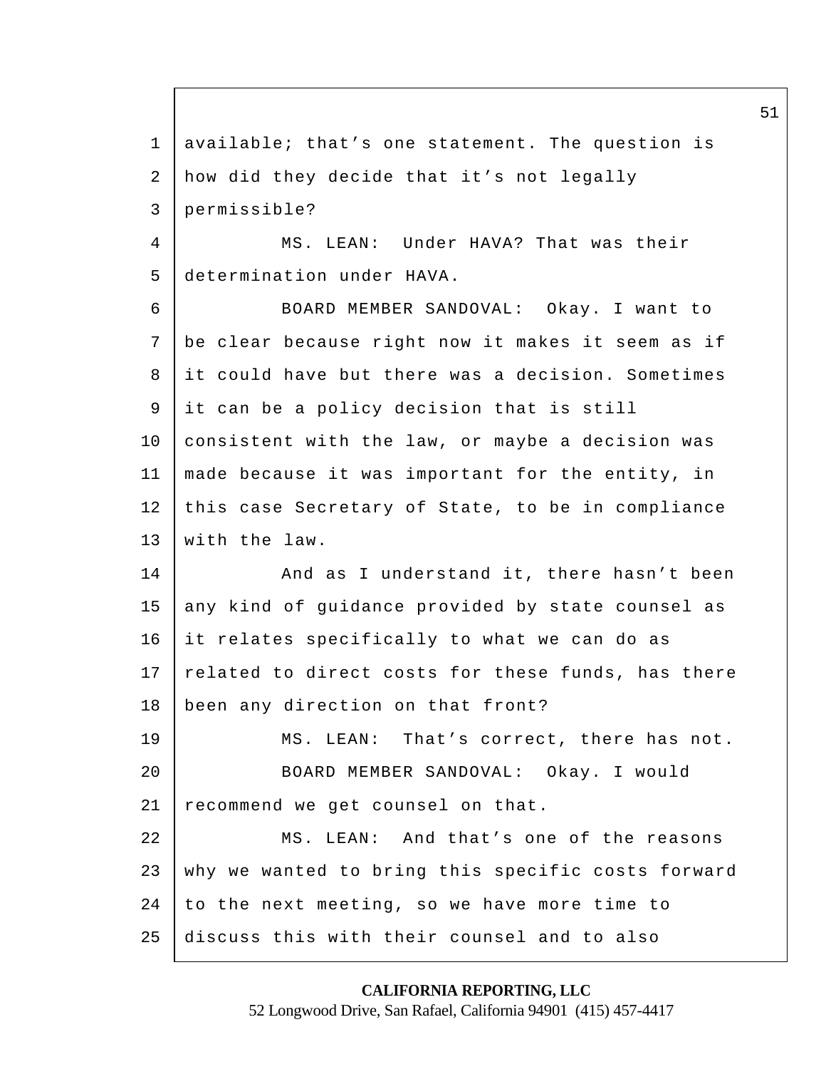available; that's one statement. The question is how did they decide that it's not legally permissible?

MS. LEAN: Under HAVA? That was their determination under HAVA.

BOARD MEMBER SANDOVAL: Okay. I want to be clear because right now it makes it seem as if it could have but there was a decision. Sometimes it can be a policy decision that is still consistent with the law, or maybe a decision was made because it was important for the entity, in this case Secretary of State, to be in compliance with the law.

And as I understand it, there hasn't been any kind of guidance provided by state counsel as it relates specifically to what we can do as related to direct costs for these funds, has there been any direction on that front?

MS. LEAN: That's correct, there has not.

BOARD MEMBER SANDOVAL: Okay. I would recommend we get counsel on that.

MS. LEAN: And that's one of the reasons why we wanted to bring this specific costs forward to the next meeting, so we have more time to discuss this with their counsel and to also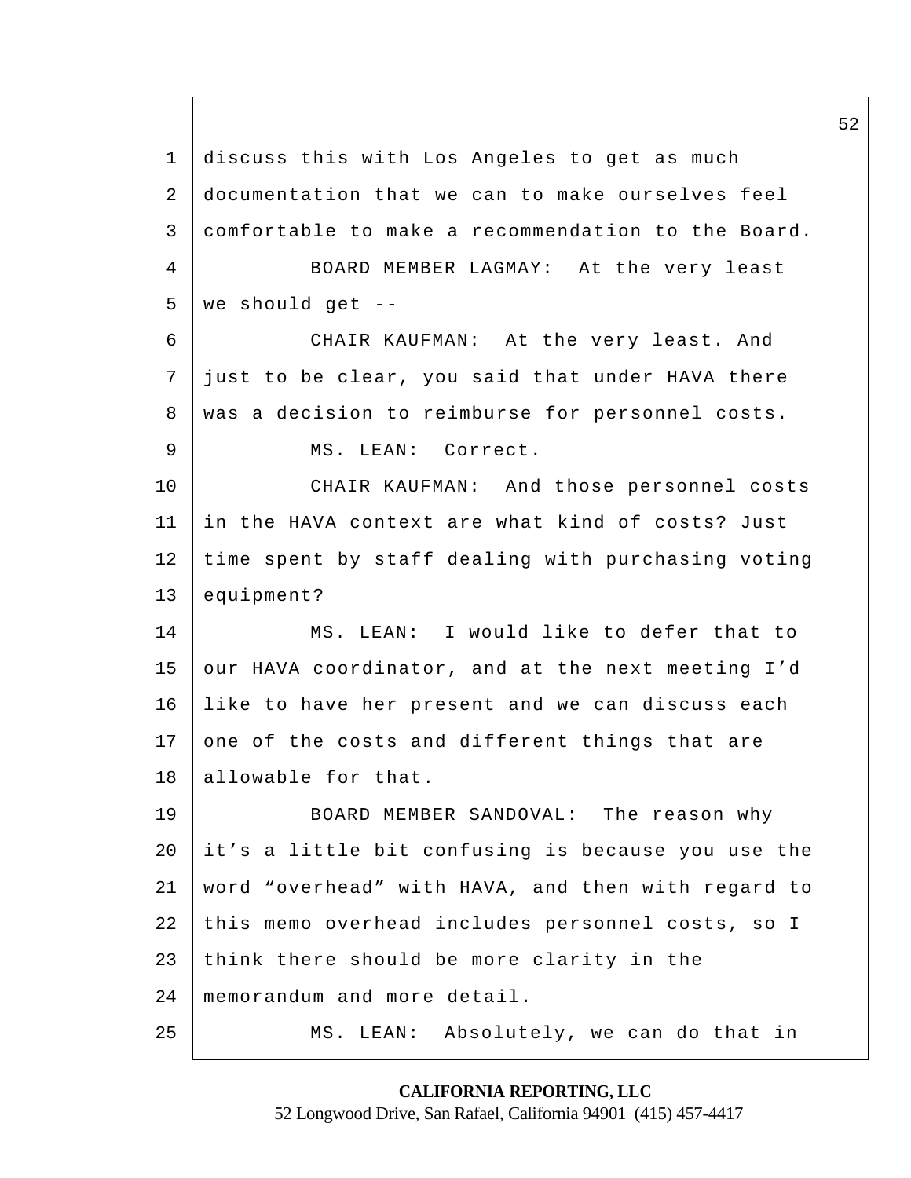discuss this with Los Angeles to get as much documentation that we can to make ourselves feel comfortable to make a recommendation to the Board.

BOARD MEMBER LAGMAY: At the very least we should get --

CHAIR KAUFMAN: At the very least. And just to be clear, you said that under HAVA there was a decision to reimburse for personnel costs.

MS. LEAN: Correct.

CHAIR KAUFMAN: And those personnel costs in the HAVA context are what kind of costs? Just time spent by staff dealing with purchasing voting equipment?

MS. LEAN: I would like to defer that to our HAVA coordinator, and at the next meeting I'd like to have her present and we can discuss each one of the costs and different things that are allowable for that.

BOARD MEMBER SANDOVAL: The reason why it's a little bit confusing is because you use the word "overhead" with HAVA, and then with regard to this memo overhead includes personnel costs, so I think there should be more clarity in the memorandum and more detail.

MS. LEAN: Absolutely, we can do that in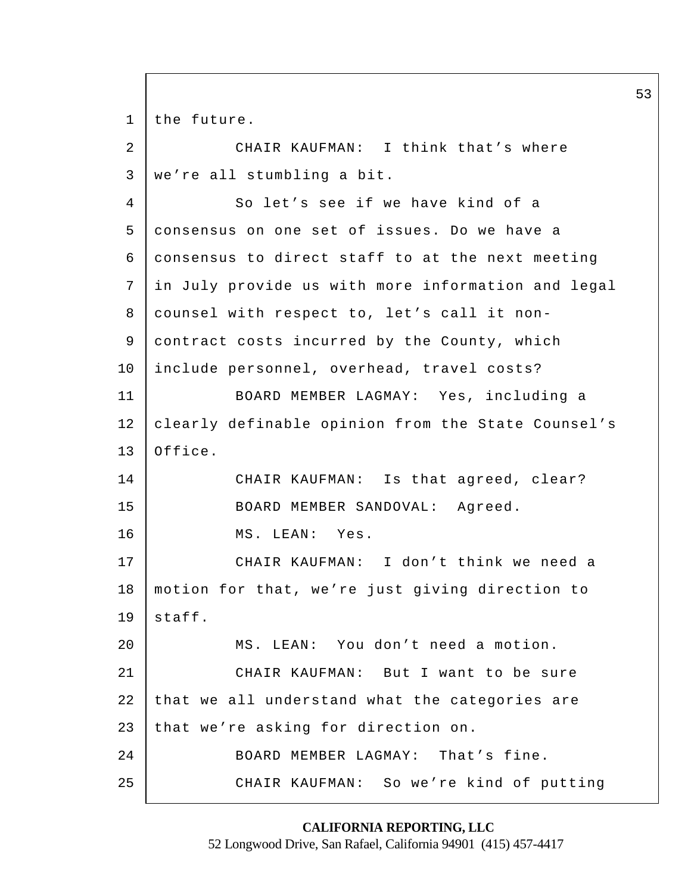1 the future.

2 CHAIR KAUFMAN: I think that’s where

3 we’re all stumbling a bit.

4 So let’s see if we have kind of a

5 consensus on one set of issues. Do we have a

6 consensus to direct staff to at the next meeting

7 in July provide us with more information and legal

8 counsel with respect to, let’s call it non-

9 contract costs incurred by the County, which

10 include personnel, overhead, travel costs?

11 BOARD MEMBER LAGMAY: Yes, including a

12 clearly definable opinion from the State Counsel’s

13 Office.

14 CHAIR KAUFMAN: Is that agreed, clear?

15 BOARD MEMBER SANDOVAL: Agreed.

16 MS. LEAN: Yes.

17 CHAIR KAUFMAN: I don’t think we need a

18 motion for that, we’re just giving direction to

19 staff.

20 MS. LEAN: You don’t need a motion.

21 CHAIR KAUFMAN: But I want to be sure

22 that we all understand what the categories are

23 that we’re asking for direction on.

24 BOARD MEMBER LAGMAY: That’s fine.

25 CHAIR KAUFMAN: So we’re kind of putting

**CALIFORNIA REPORTING, LLC**
52 Longwood Drive, San Rafael, California 94901 (415) 457-4417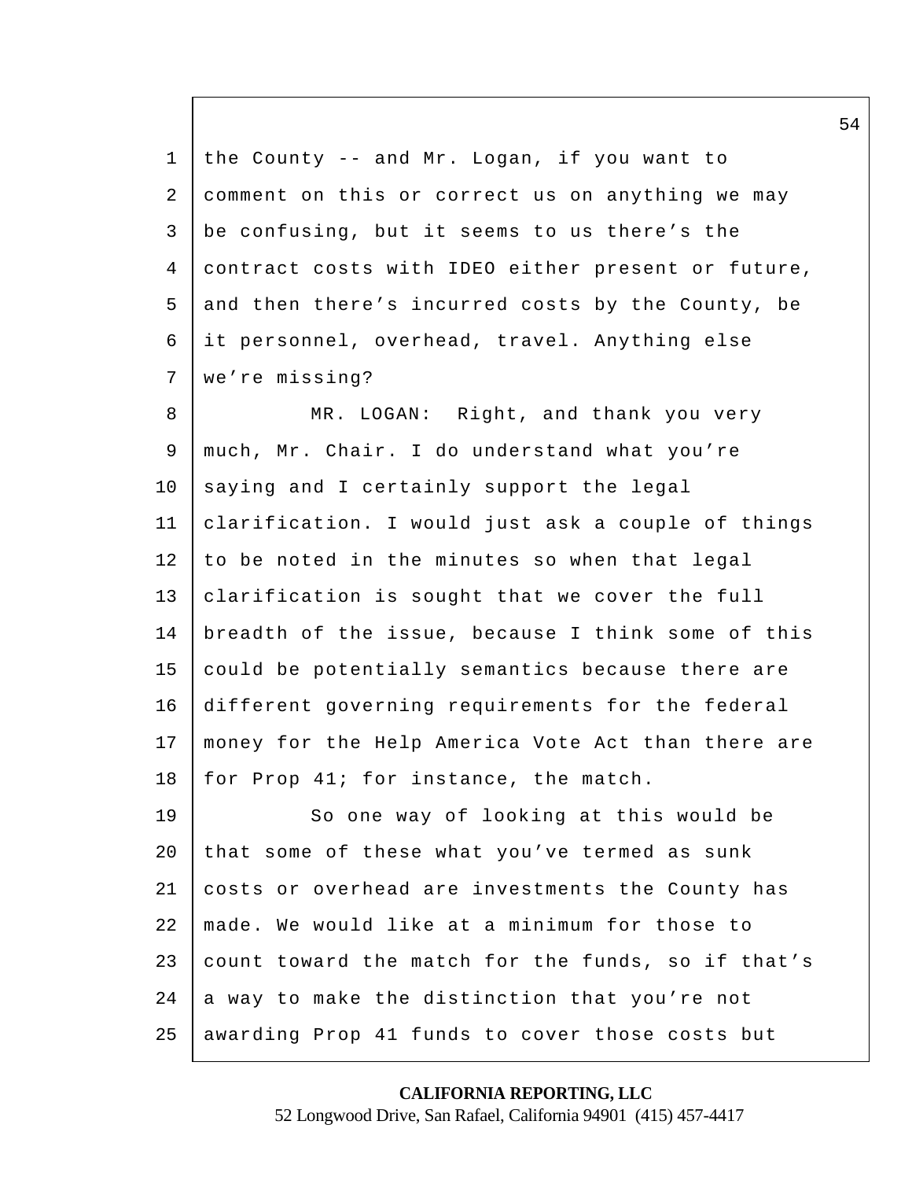the County -- and Mr. Logan, if you want to comment on this or correct us on anything we may be confusing, but it seems to us there's the contract costs with IDEO either present or future, and then there's incurred costs by the County, be it personnel, overhead, travel. Anything else we're missing?

MR. LOGAN: Right, and thank you very much, Mr. Chair. I do understand what you're saying and I certainly support the legal clarification. I would just ask a couple of things to be noted in the minutes so when that legal clarification is sought that we cover the full breadth of the issue, because I think some of this could be potentially semantics because there are different governing requirements for the federal money for the Help America Vote Act than there are for Prop 41; for instance, the match.

So one way of looking at this would be that some of these what you've termed as sunk costs or overhead are investments the County has made. We would like at a minimum for those to count toward the match for the funds, so if that's a way to make the distinction that you're not awarding Prop 41 funds to cover those costs but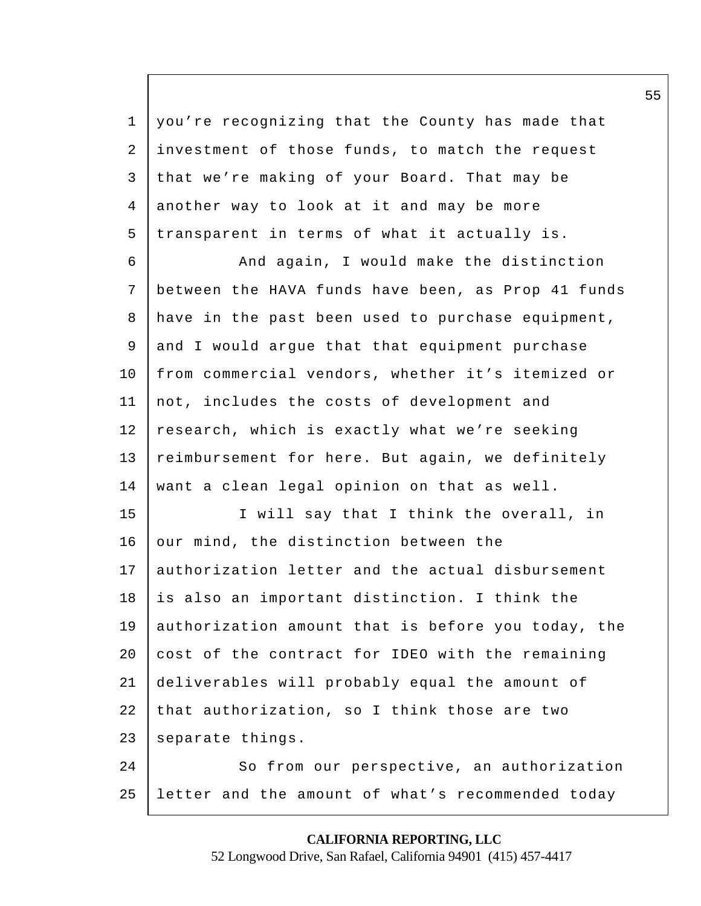you're recognizing that the County has made that investment of those funds, to match the request that we're making of your Board. That may be another way to look at it and may be more transparent in terms of what it actually is.

And again, I would make the distinction between the HAVA funds have been, as Prop 41 funds have in the past been used to purchase equipment, and I would argue that that equipment purchase from commercial vendors, whether it's itemized or not, includes the costs of development and research, which is exactly what we're seeking reimbursement for here. But again, we definitely want a clean legal opinion on that as well.

I will say that I think the overall, in our mind, the distinction between the authorization letter and the actual disbursement is also an important distinction. I think the authorization amount that is before you today, the cost of the contract for IDEO with the remaining deliverables will probably equal the amount of that authorization, so I think those are two separate things.

So from our perspective, an authorization letter and the amount of what's recommended today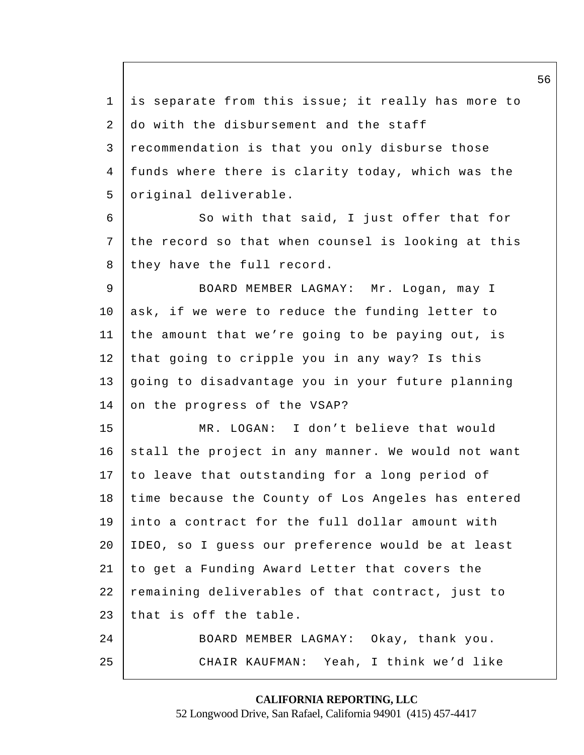is separate from this issue; it really has more to do with the disbursement and the staff recommendation is that you only disburse those funds where there is clarity today, which was the original deliverable.

So with that said, I just offer that for the record so that when counsel is looking at this they have the full record.

BOARD MEMBER LAGMAY: Mr. Logan, may I ask, if we were to reduce the funding letter to the amount that we're going to be paying out, is that going to cripple you in any way? Is this going to disadvantage you in your future planning on the progress of the VSAP?

MR. LOGAN: I don't believe that would stall the project in any manner. We would not want to leave that outstanding for a long period of time because the County of Los Angeles has entered into a contract for the full dollar amount with IDEO, so I guess our preference would be at least to get a Funding Award Letter that covers the remaining deliverables of that contract, just to that is off the table.

BOARD MEMBER LAGMAY: Okay, thank you.

CHAIR KAUFMAN: Yeah, I think we'd like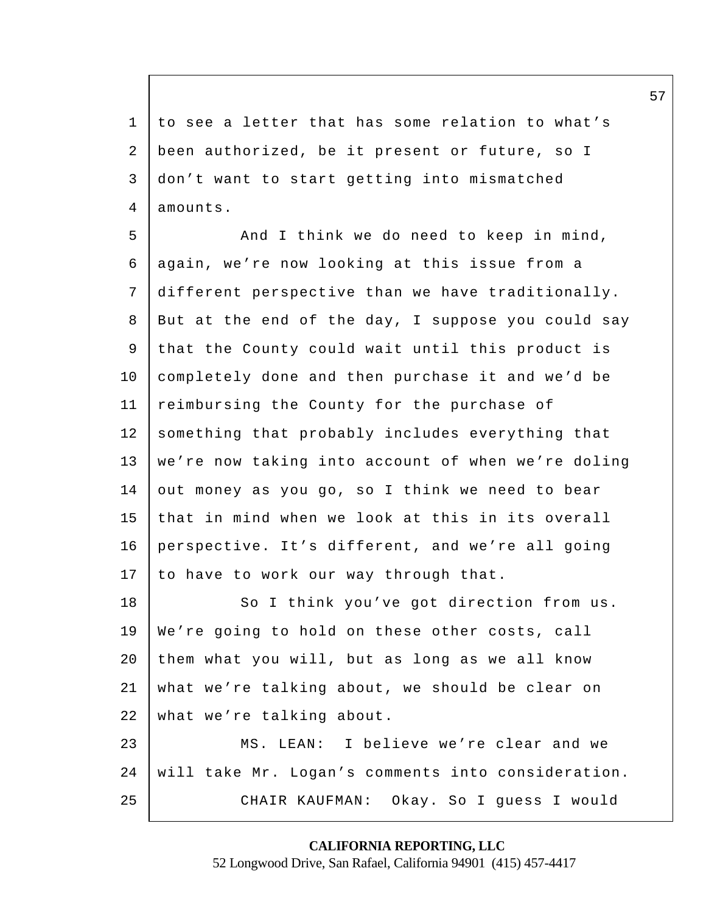to see a letter that has some relation to what's been authorized, be it present or future, so I don't want to start getting into mismatched amounts.

And I think we do need to keep in mind, again, we're now looking at this issue from a different perspective than we have traditionally. But at the end of the day, I suppose you could say that the County could wait until this product is completely done and then purchase it and we'd be reimbursing the County for the purchase of something that probably includes everything that we're now taking into account of when we're doling out money as you go, so I think we need to bear that in mind when we look at this in its overall perspective. It's different, and we're all going to have to work our way through that.

So I think you've got direction from us. We're going to hold on these other costs, call them what you will, but as long as we all know what we're talking about, we should be clear on what we're talking about.

MS. LEAN: I believe we're clear and we will take Mr. Logan's comments into consideration.

CHAIR KAUFMAN: Okay. So I guess I would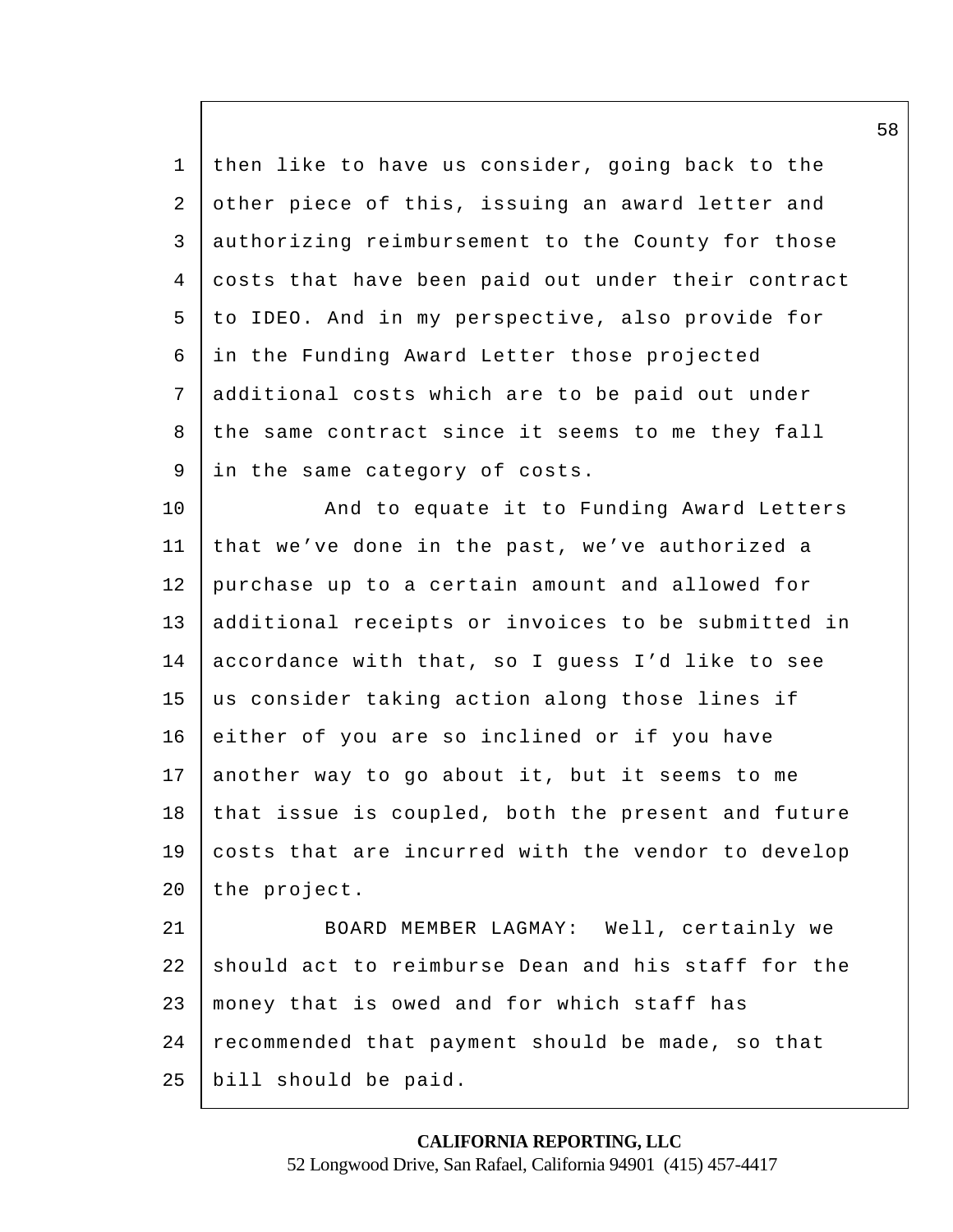then like to have us consider, going back to the other piece of this, issuing an award letter and authorizing reimbursement to the County for those costs that have been paid out under their contract to IDEO. And in my perspective, also provide for in the Funding Award Letter those projected additional costs which are to be paid out under the same contract since it seems to me they fall in the same category of costs.

And to equate it to Funding Award Letters that we've done in the past, we've authorized a purchase up to a certain amount and allowed for additional receipts or invoices to be submitted in accordance with that, so I guess I'd like to see us consider taking action along those lines if either of you are so inclined or if you have another way to go about it, but it seems to me that issue is coupled, both the present and future costs that are incurred with the vendor to develop the project.

BOARD MEMBER LAGMAY: Well, certainly we should act to reimburse Dean and his staff for the money that is owed and for which staff has recommended that payment should be made, so that bill should be paid.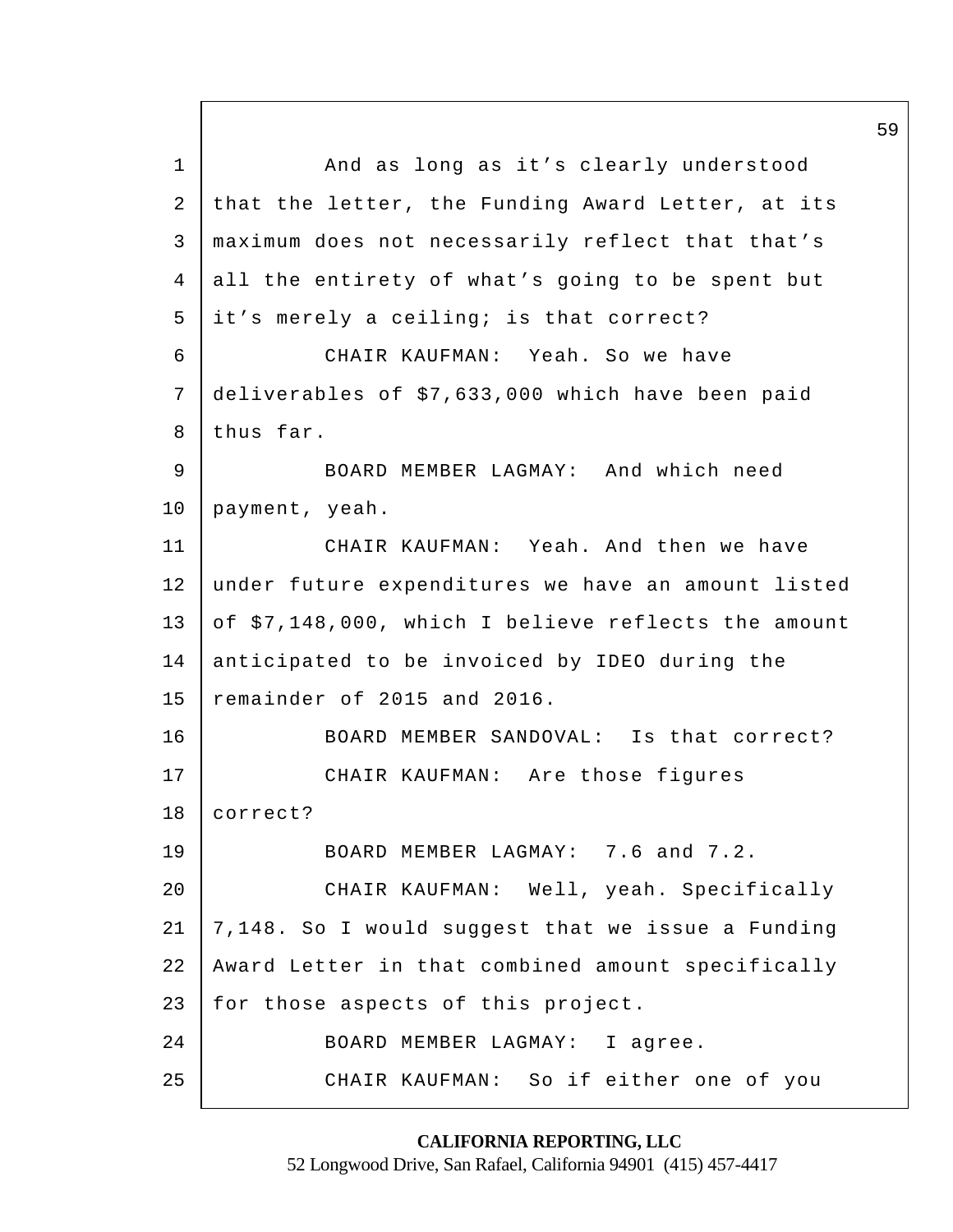And as long as it's clearly understood that the letter, the Funding Award Letter, at its maximum does not necessarily reflect that that's all the entirety of what's going to be spent but it's merely a ceiling; is that correct?

CHAIR KAUFMAN: Yeah. So we have deliverables of $7,633,000 which have been paid thus far.

BOARD MEMBER LAGMAY: And which need payment, yeah.

CHAIR KAUFMAN: Yeah. And then we have under future expenditures we have an amount listed of $7,148,000, which I believe reflects the amount anticipated to be invoiced by IDEO during the remainder of 2015 and 2016.

BOARD MEMBER SANDOVAL: Is that correct?

CHAIR KAUFMAN: Are those figures correct?

BOARD MEMBER LAGMAY: 7.6 and 7.2.

CHAIR KAUFMAN: Well, yeah. Specifically 7,148. So I would suggest that we issue a Funding Award Letter in that combined amount specifically for those aspects of this project.

BOARD MEMBER LAGMAY: I agree.

CHAIR KAUFMAN: So if either one of you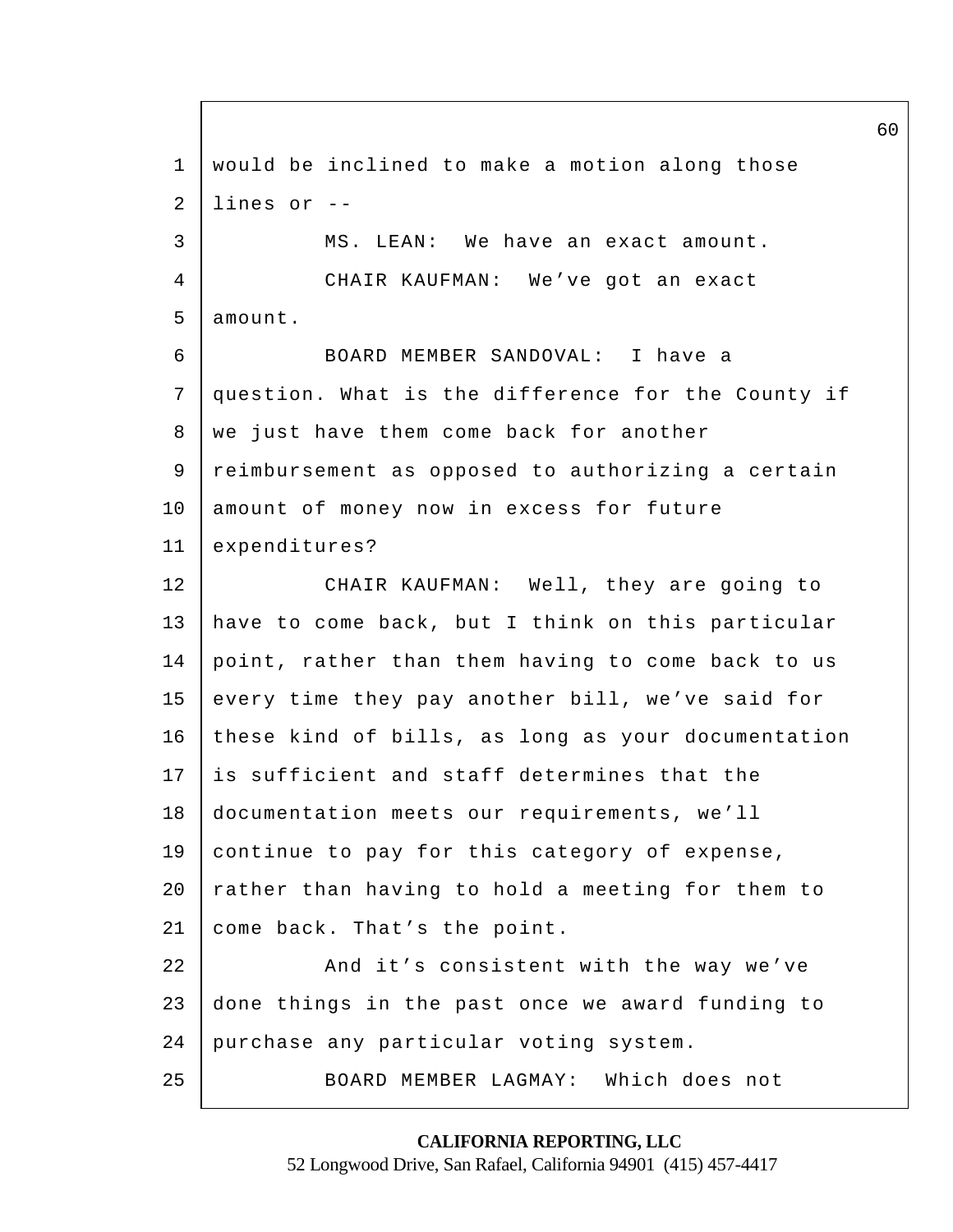would be inclined to make a motion along those lines or --

MS. LEAN: We have an exact amount.

CHAIR KAUFMAN: We've got an exact amount.

BOARD MEMBER SANDOVAL: I have a question. What is the difference for the County if we just have them come back for another reimbursement as opposed to authorizing a certain amount of money now in excess for future expenditures?

CHAIR KAUFMAN: Well, they are going to have to come back, but I think on this particular point, rather than them having to come back to us every time they pay another bill, we've said for these kind of bills, as long as your documentation is sufficient and staff determines that the documentation meets our requirements, we'll continue to pay for this category of expense, rather than having to hold a meeting for them to come back. That's the point.

And it's consistent with the way we've done things in the past once we award funding to purchase any particular voting system.

BOARD MEMBER LAGMAY: Which does not

CALIFORNIA REPORTING, LLC
52 Longwood Drive, San Rafael, California 94901 (415) 457-4417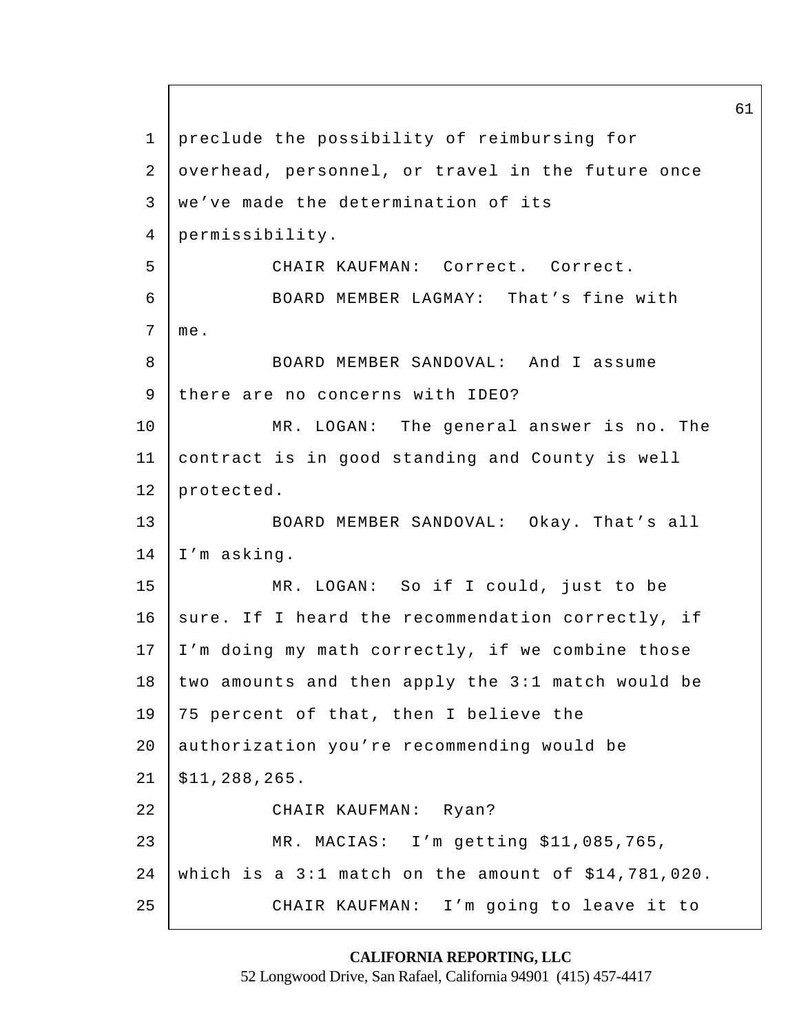preclude the possibility of reimbursing for overhead, personnel, or travel in the future once we've made the determination of its permissibility.

CHAIR KAUFMAN: Correct. Correct.

BOARD MEMBER LAGMAY: That's fine with me.

BOARD MEMBER SANDOVAL: And I assume there are no concerns with IDEO?

MR. LOGAN: The general answer is no. The contract is in good standing and County is well protected.

BOARD MEMBER SANDOVAL: Okay. That's all I'm asking.

MR. LOGAN: So if I could, just to be sure. If I heard the recommendation correctly, if I'm doing my math correctly, if we combine those two amounts and then apply the 3:1 match would be 75 percent of that, then I believe the authorization you're recommending would be $11,288,265.

CHAIR KAUFMAN: Ryan?

MR. MACIAS: I'm getting $11,085,765, which is a 3:1 match on the amount of $14,781,020.

CHAIR KAUFMAN: I'm going to leave it to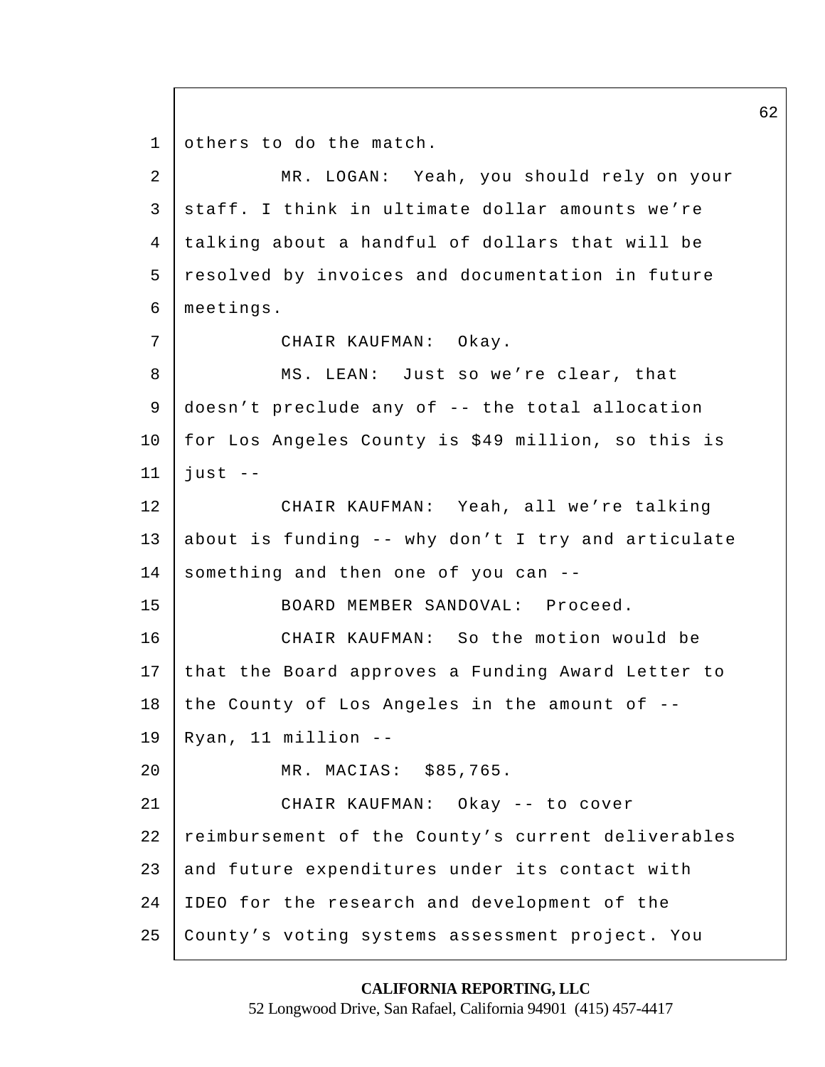others to do the match.

MR. LOGAN: Yeah, you should rely on your staff. I think in ultimate dollar amounts we're talking about a handful of dollars that will be resolved by invoices and documentation in future meetings.

CHAIR KAUFMAN: Okay.

MS. LEAN: Just so we're clear, that doesn't preclude any of -- the total allocation for Los Angeles County is $49 million, so this is just --

CHAIR KAUFMAN: Yeah, all we're talking about is funding -- why don't I try and articulate something and then one of you can --

BOARD MEMBER SANDOVAL: Proceed.

CHAIR KAUFMAN: So the motion would be that the Board approves a Funding Award Letter to the County of Los Angeles in the amount of -- Ryan, 11 million --

MR. MACIAS: $85,765.

CHAIR KAUFMAN: Okay -- to cover reimbursement of the County's current deliverables and future expenditures under its contact with IDEO for the research and development of the County's voting systems assessment project. You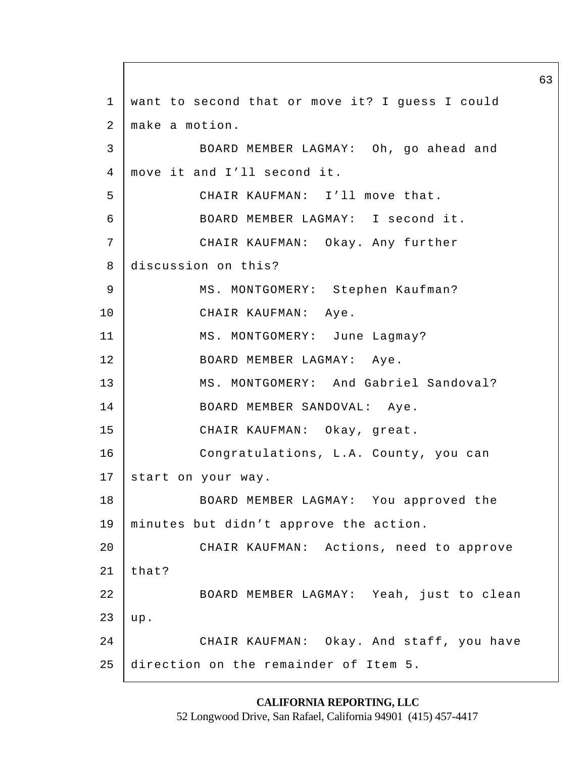want to second that or move it? I guess I could make a motion.

BOARD MEMBER LAGMAY: Oh, go ahead and move it and I'll second it.

CHAIR KAUFMAN: I'll move that.

BOARD MEMBER LAGMAY: I second it.

CHAIR KAUFMAN: Okay. Any further discussion on this?

MS. MONTGOMERY: Stephen Kaufman?

CHAIR KAUFMAN: Aye.

MS. MONTGOMERY: June Lagmay?

BOARD MEMBER LAGMAY: Aye.

MS. MONTGOMERY: And Gabriel Sandoval?

BOARD MEMBER SANDOVAL: Aye.

CHAIR KAUFMAN: Okay, great.

Congratulations, L.A. County, you can start on your way.

BOARD MEMBER LAGMAY: You approved the minutes but didn't approve the action.

CHAIR KAUFMAN: Actions, need to approve that?

BOARD MEMBER LAGMAY: Yeah, just to clean up.

CHAIR KAUFMAN: Okay. And staff, you have direction on the remainder of Item 5.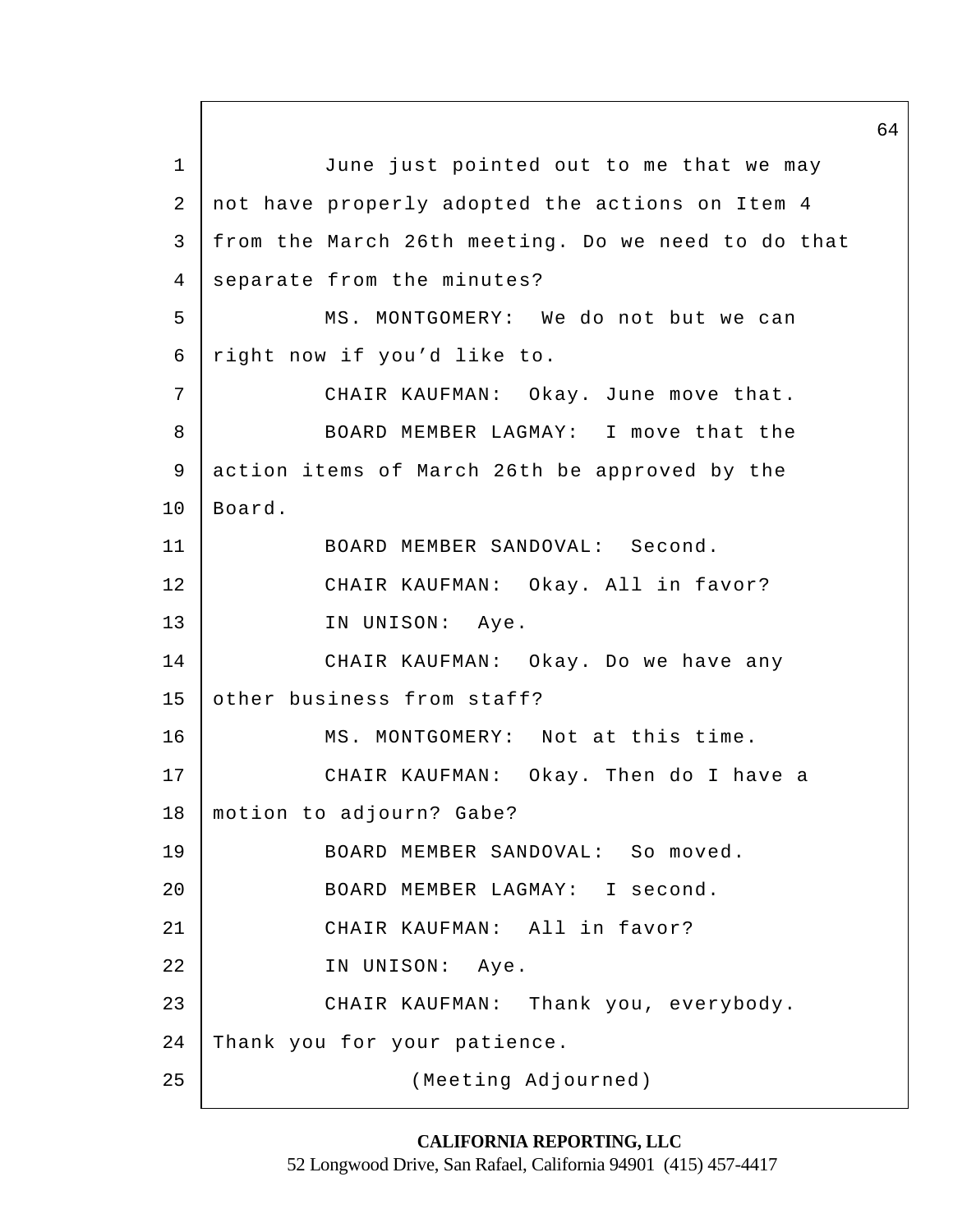June just pointed out to me that we may not have properly adopted the actions on Item 4 from the March 26th meeting. Do we need to do that separate from the minutes?

MS. MONTGOMERY: We do not but we can right now if you'd like to.

CHAIR KAUFMAN: Okay. June move that.

BOARD MEMBER LAGMAY: I move that the action items of March 26th be approved by the Board.

BOARD MEMBER SANDOVAL: Second.

CHAIR KAUFMAN: Okay. All in favor?

IN UNISON: Aye.

CHAIR KAUFMAN: Okay. Do we have any other business from staff?

MS. MONTGOMERY: Not at this time.

CHAIR KAUFMAN: Okay. Then do I have a motion to adjourn? Gabe?

BOARD MEMBER SANDOVAL: So moved.

BOARD MEMBER LAGMAY: I second.

CHAIR KAUFMAN: All in favor?

IN UNISON: Aye.

CHAIR KAUFMAN: Thank you, everybody. Thank you for your patience.

(Meeting Adjourned)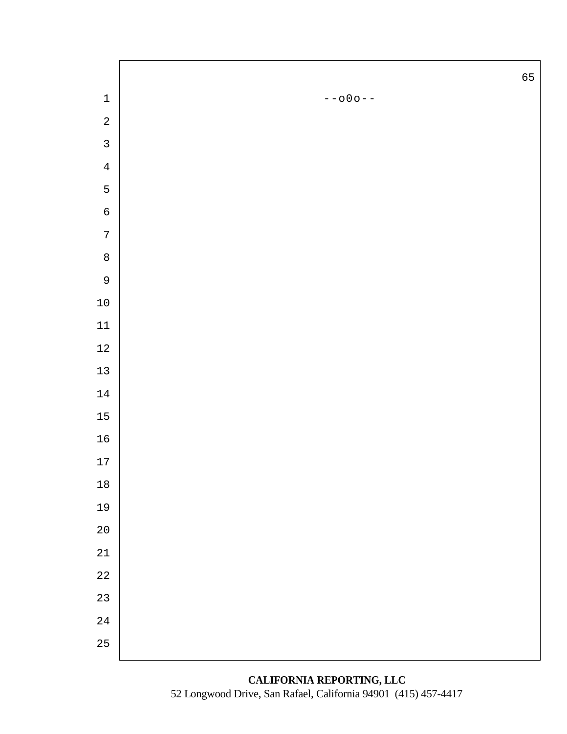--o0o--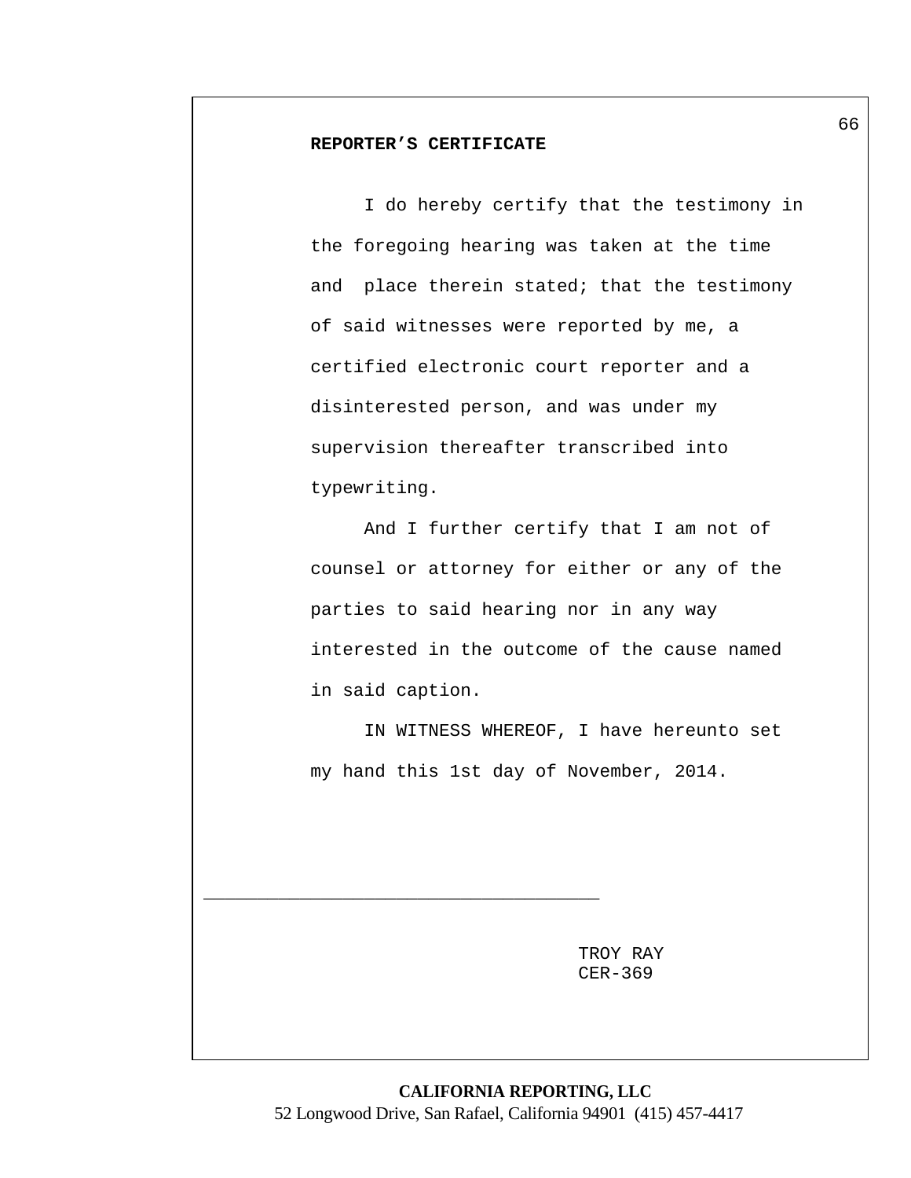**REPORTER'S CERTIFICATE**

I do hereby certify that the testimony in the foregoing hearing was taken at the time and place therein stated; that the testimony of said witnesses were reported by me, a certified electronic court reporter and a disinterested person, and was under my supervision thereafter transcribed into typewriting.

And I further certify that I am not of counsel or attorney for either or any of the parties to said hearing nor in any way interested in the outcome of the cause named in said caption.

IN WITNESS WHEREOF, I have hereunto set my hand this 1st day of November, 2014.

_____________________________________

TROY RAY
CER-369

**CALIFORNIA REPORTING, LLC**
52 Longwood Drive, San Rafael, California 94901 (415) 457-4417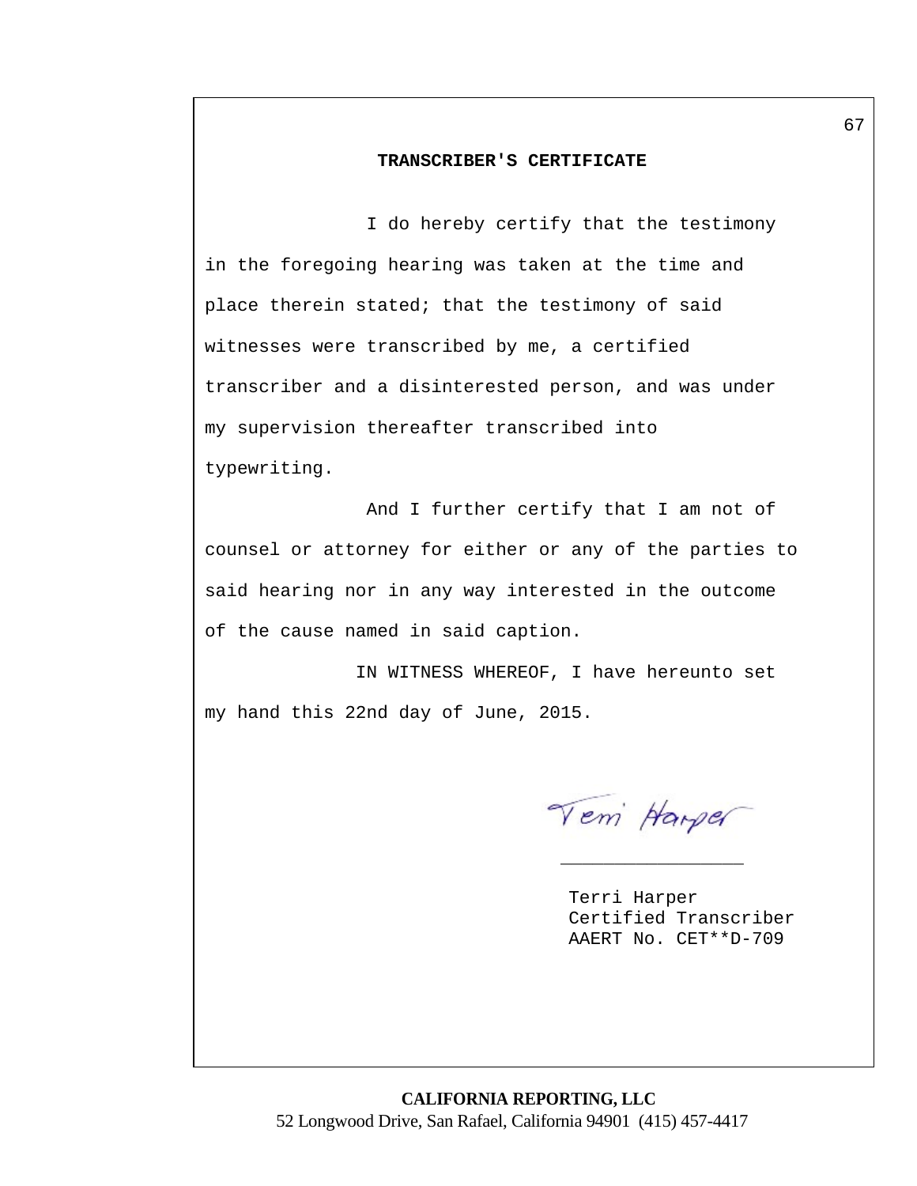## TRANSCRIBER'S CERTIFICATE

I do hereby certify that the testimony in the foregoing hearing was taken at the time and place therein stated; that the testimony of said witnesses were transcribed by me, a certified transcriber and a disinterested person, and was under my supervision thereafter transcribed into typewriting.

And I further certify that I am not of counsel or attorney for either or any of the parties to said hearing nor in any way interested in the outcome of the cause named in said caption.

IN WITNESS WHEREOF, I have hereunto set my hand this 22nd day of June, 2015.

Terri Harper

_________________

Terri Harper
Certified Transcriber
AAERT No. CET**D-709

**CALIFORNIA REPORTING, LLC**
52 Longwood Drive, San Rafael, California 94901 (415) 457-4417